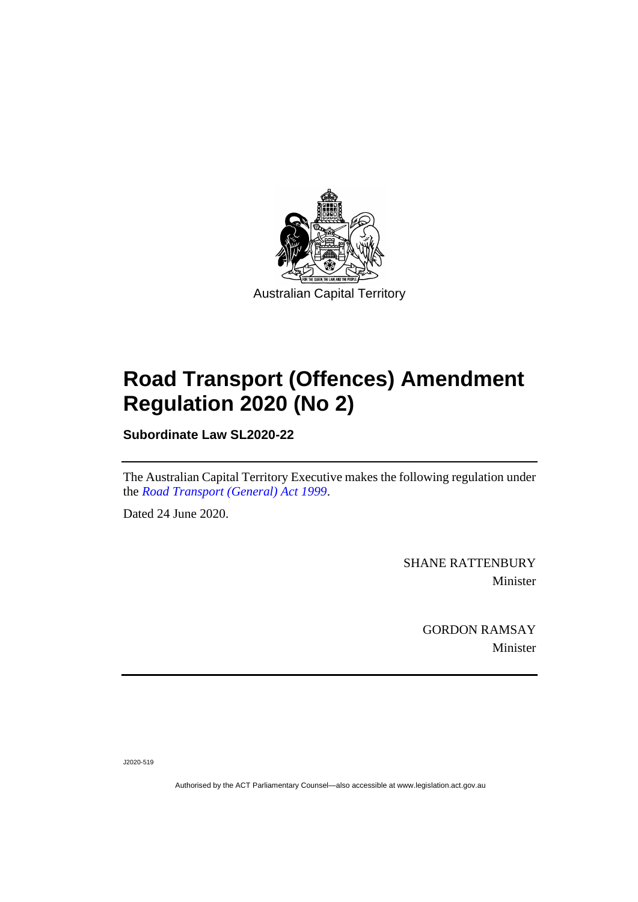Australian Capital Territory

# Road Transport (Offences) Amendment Regulation 2020 (No 2)

**Subordinate Law SL2020-22**

The Australian Capital Territory Executive makes the following regulation under the *Road Transport (General) Act 1999*.

Dated 24 June 2020.

SHANE RATTENBURY
Minister

GORDON RAMSAY
Minister

J2020-519

Authorised by the ACT Parliamentary Counsel—also accessible at www.legislation.act.gov.au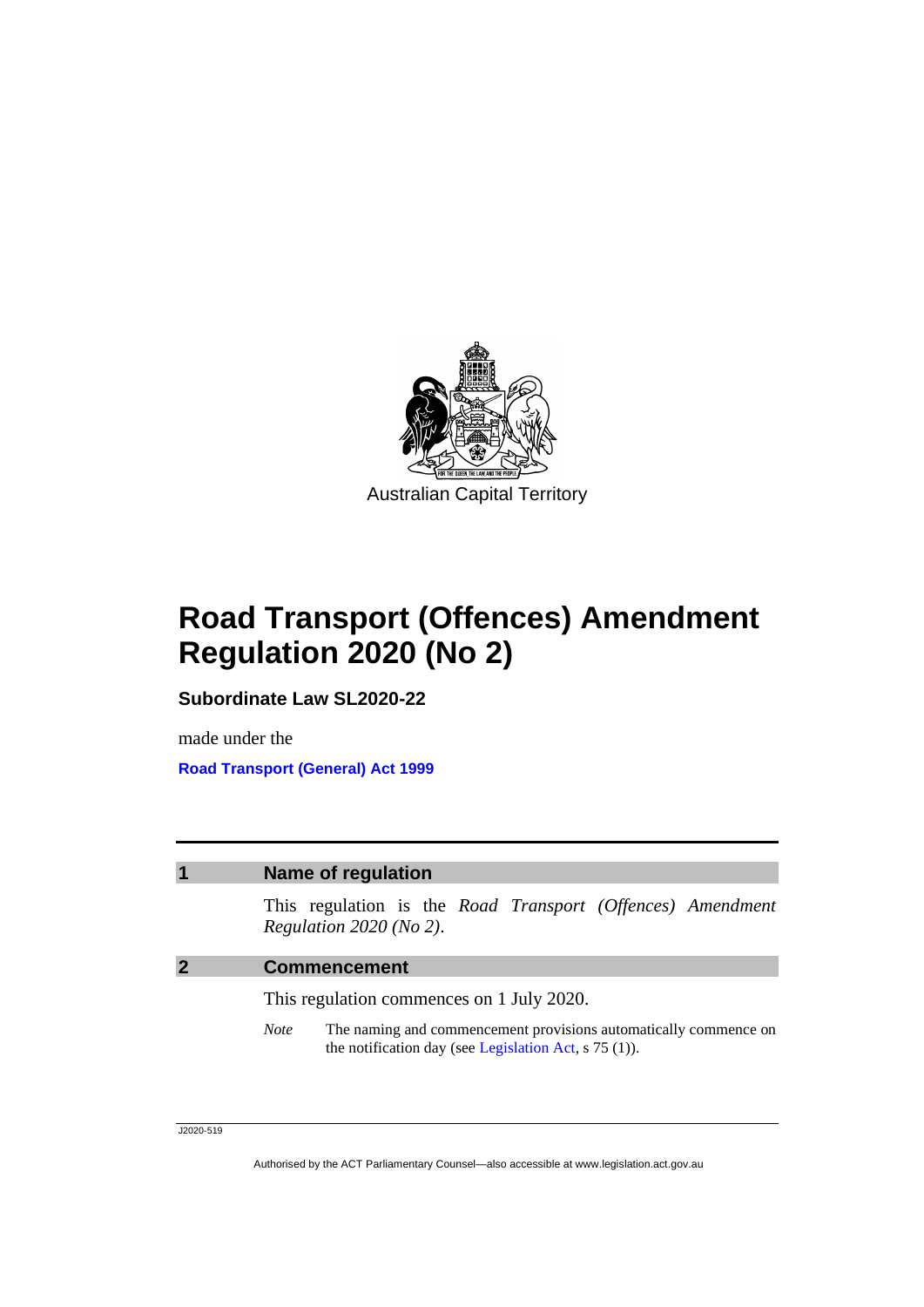Australian Capital Territory

# Road Transport (Offences) Amendment Regulation 2020 (No 2)

**Subordinate Law SL2020-22**

made under the

**Road Transport (General) Act 1999**

## 1 Name of regulation

This regulation is the *Road Transport (Offences) Amendment Regulation 2020 (No 2)*.

## 2 Commencement

This regulation commences on 1 July 2020.

*Note* The naming and commencement provisions automatically commence on the notification day (see Legislation Act, s 75 (1)).

J2020-519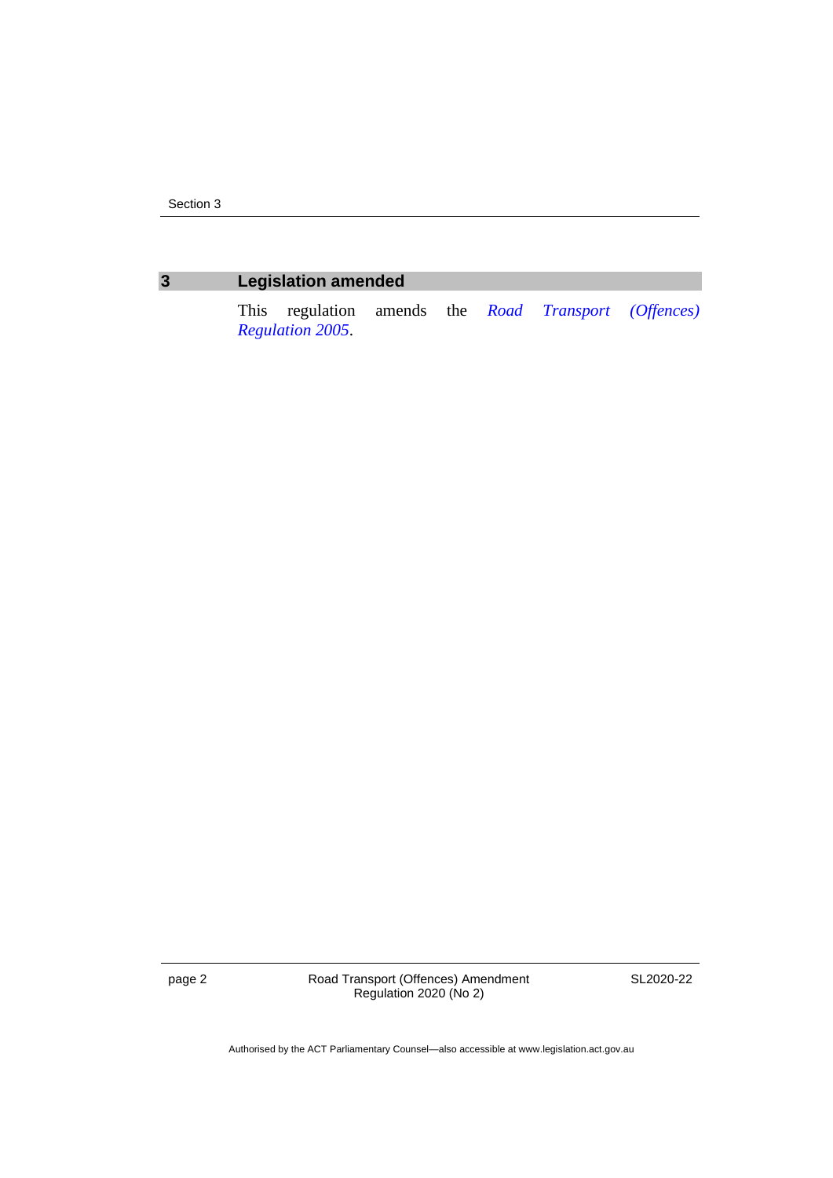## 3 Legislation amended

This regulation amends the *Road Transport (Offences) Regulation 2005*.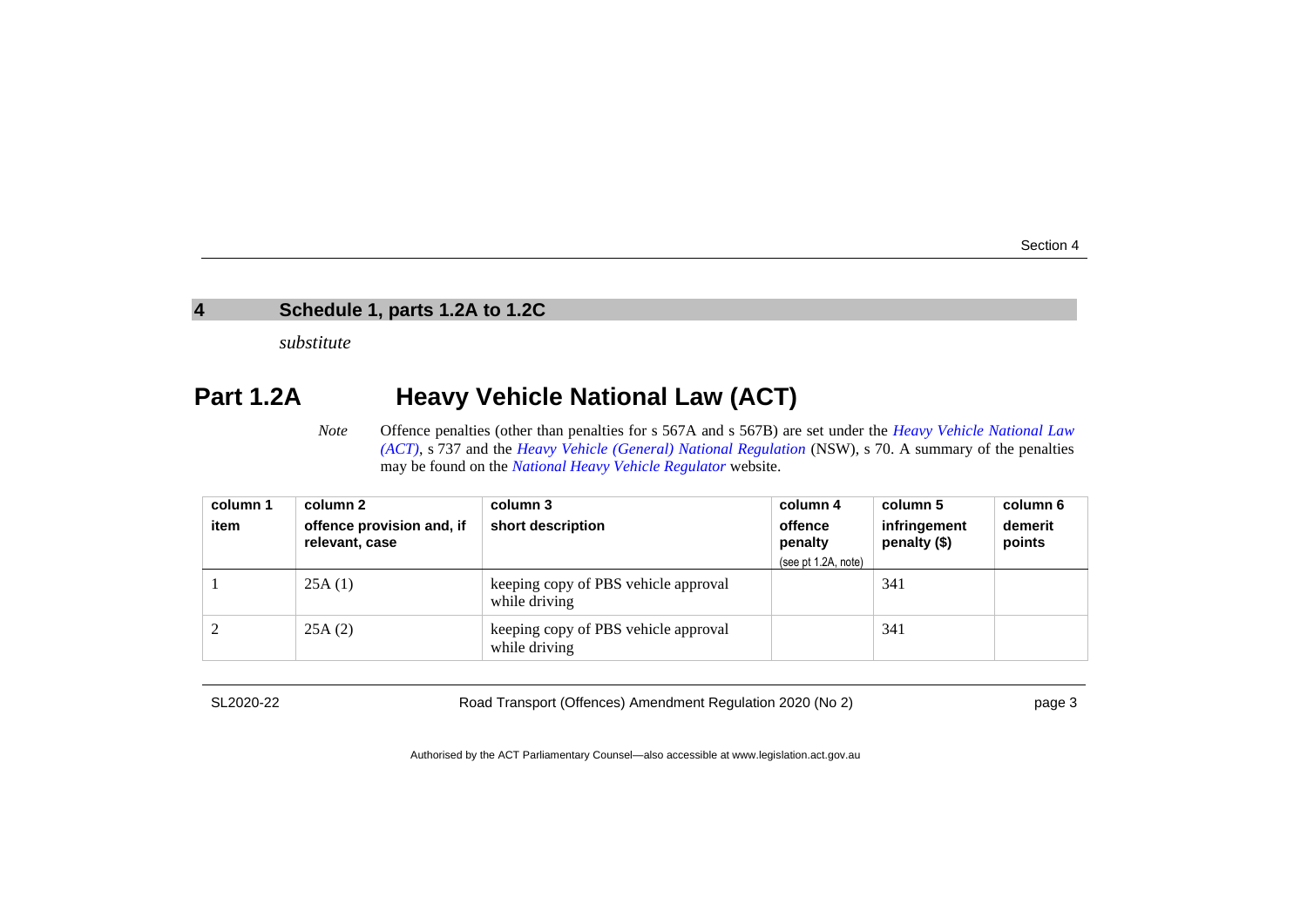## 4 Schedule 1, parts 1.2A to 1.2C

*substitute*

# Part 1.2A Heavy Vehicle National Law (ACT)

*Note* Offence penalties (other than penalties for s 567A and s 567B) are set under the *Heavy Vehicle National Law (ACT)*, s 737 and the *Heavy Vehicle (General) National Regulation* (NSW), s 70. A summary of the penalties may be found on the *National Heavy Vehicle Regulator* website.

| column 1<br>item | column 2<br>offence provision and, if relevant, case | column 3<br>short description | column 4<br>offence penalty<br>(see pt 1.2A, note) | column 5<br>infringement penalty ($) | column 6<br>demerit points |
|---|---|---|---|---|---|
| 1 | 25A (1) | keeping copy of PBS vehicle approval while driving | | 341 | |
| 2 | 25A (2) | keeping copy of PBS vehicle approval while driving | | 341 | |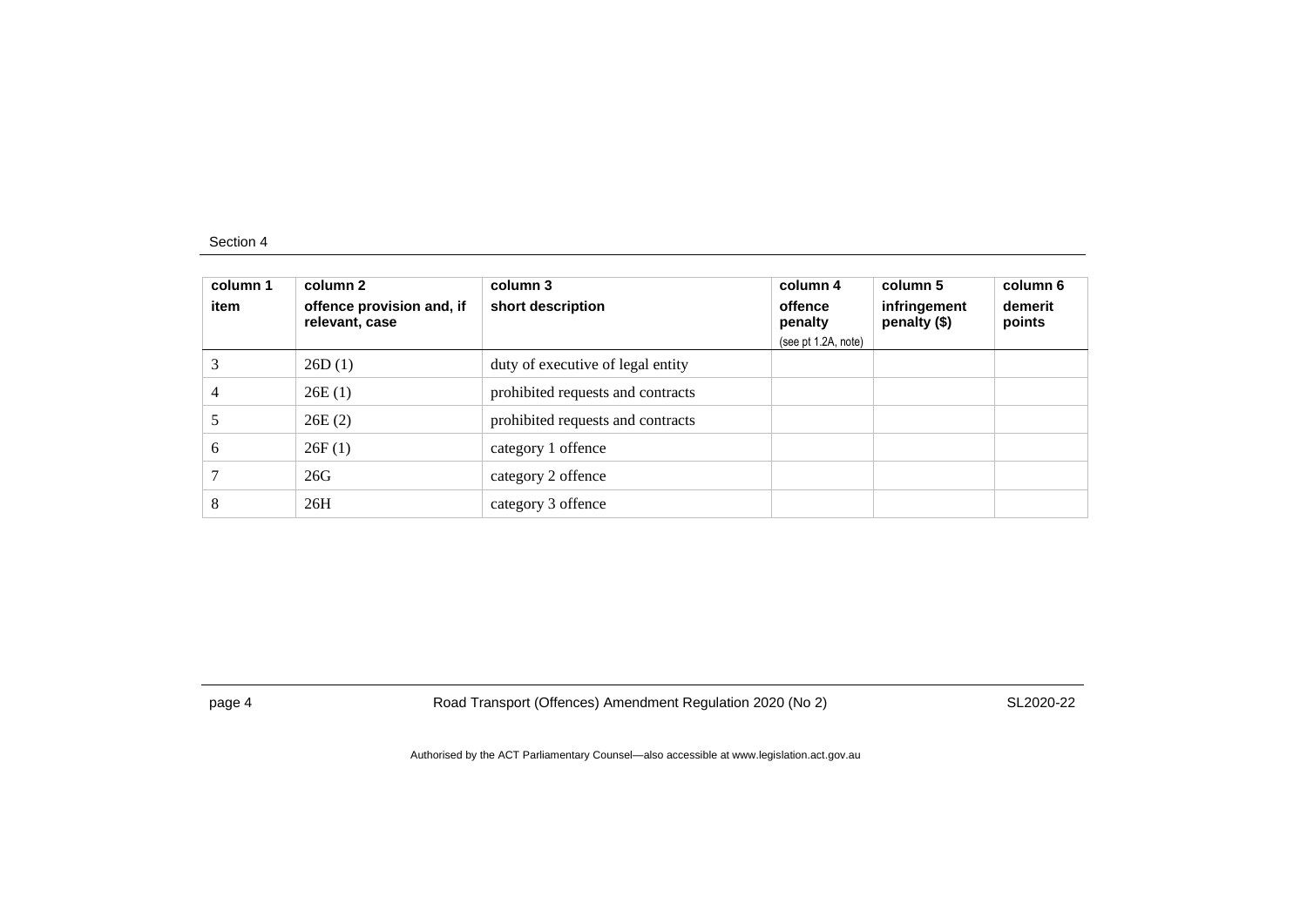| column 1<br>item | column 2<br>offence provision and, if relevant, case | column 3<br>short description | column 4<br>offence penalty<br>(see pt 1.2A, note) | column 5<br>infringement penalty ($) | column 6<br>demerit points |
|---|---|---|---|---|---|
| 3 | 26D (1) | duty of executive of legal entity | | | |
| 4 | 26E (1) | prohibited requests and contracts | | | |
| 5 | 26E (2) | prohibited requests and contracts | | | |
| 6 | 26F (1) | category 1 offence | | | |
| 7 | 26G | category 2 offence | | | |
| 8 | 26H | category 3 offence | | | |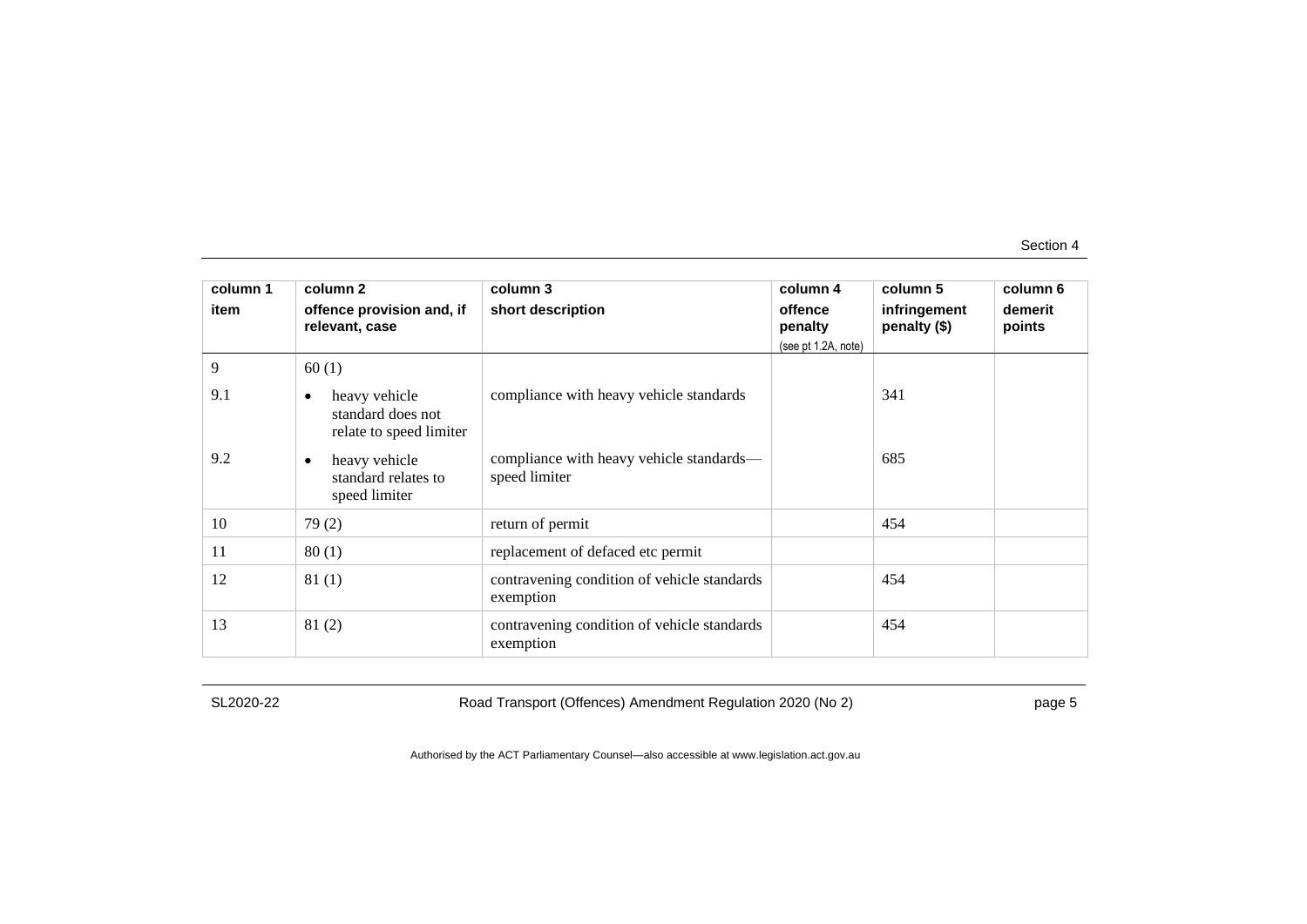| column 1<br>item | column 2<br>offence provision and, if relevant, case | column 3<br>short description | column 4<br>offence penalty<br>(see pt 1.2A, note) | column 5<br>infringement penalty ($) | column 6<br>demerit points |
|---|---|---|---|---|---|
| 9 | 60 (1) | | | | |
| 9.1 | • heavy vehicle standard does not relate to speed limiter | compliance with heavy vehicle standards | | 341 | |
| 9.2 | • heavy vehicle standard relates to speed limiter | compliance with heavy vehicle standards—speed limiter | | 685 | |
| 10 | 79 (2) | return of permit | | 454 | |
| 11 | 80 (1) | replacement of defaced etc permit | | | |
| 12 | 81 (1) | contravening condition of vehicle standards exemption | | 454 | |
| 13 | 81 (2) | contravening condition of vehicle standards exemption | | 454 | |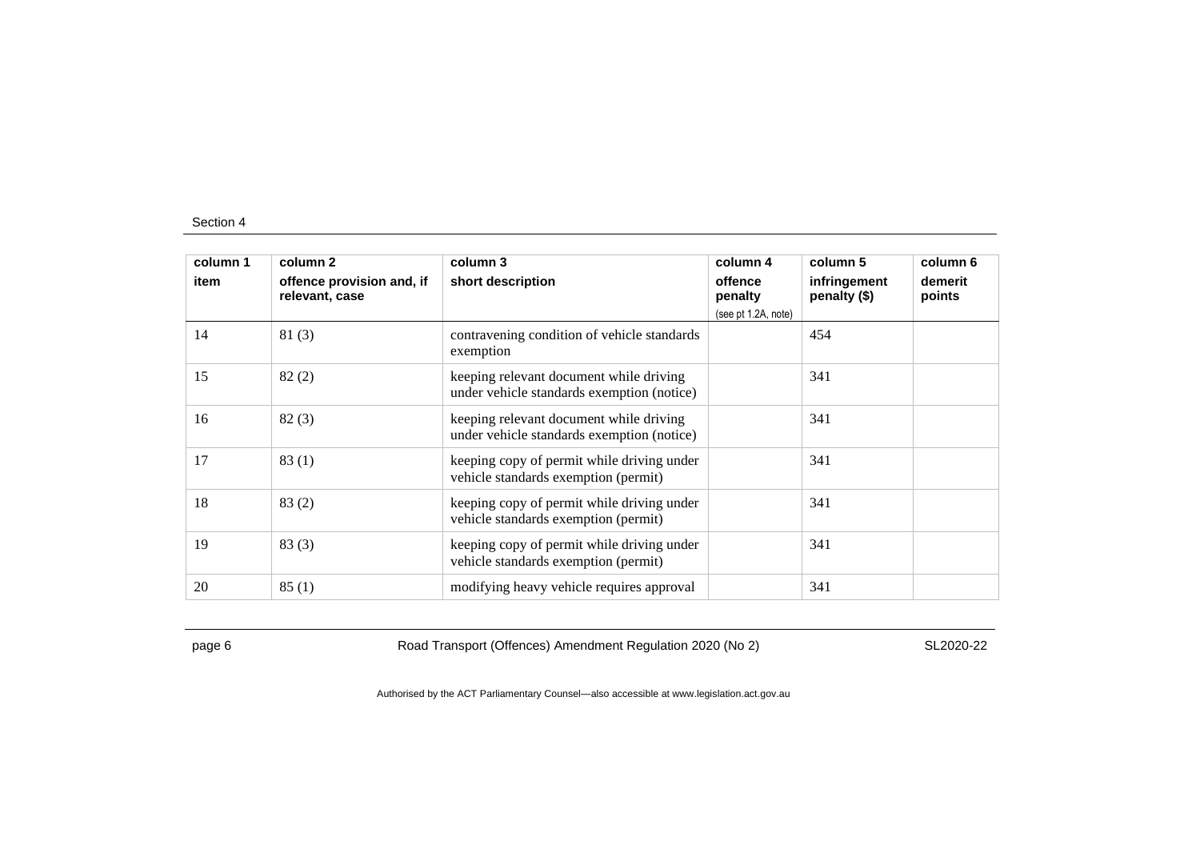| column 1 | column 2 | column 3 | column 4 | column 5 | column 6 |
|---|---|---|---|---|---|
| item | offence provision and, if relevant, case | short description | offence penalty (see pt 1.2A, note) | infringement penalty ($) | demerit points |
| 14 | 81 (3) | contravening condition of vehicle standards exemption | | 454 | |
| 15 | 82 (2) | keeping relevant document while driving under vehicle standards exemption (notice) | | 341 | |
| 16 | 82 (3) | keeping relevant document while driving under vehicle standards exemption (notice) | | 341 | |
| 17 | 83 (1) | keeping copy of permit while driving under vehicle standards exemption (permit) | | 341 | |
| 18 | 83 (2) | keeping copy of permit while driving under vehicle standards exemption (permit) | | 341 | |
| 19 | 83 (3) | keeping copy of permit while driving under vehicle standards exemption (permit) | | 341 | |
| 20 | 85 (1) | modifying heavy vehicle requires approval | | 341 | |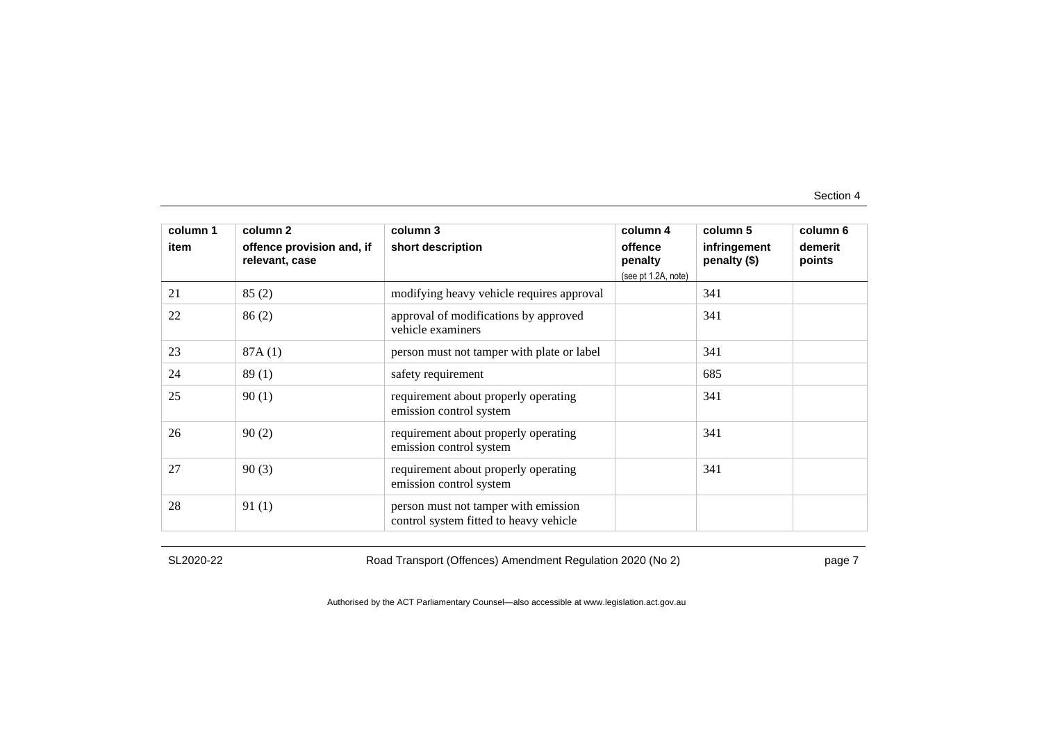| column 1 item | column 2 offence provision and, if relevant, case | column 3 short description | column 4 offence penalty (see pt 1.2A, note) | column 5 infringement penalty ($) | column 6 demerit points |
|---|---|---|---|---|---|
| 21 | 85 (2) | modifying heavy vehicle requires approval | | 341 | |
| 22 | 86 (2) | approval of modifications by approved vehicle examiners | | 341 | |
| 23 | 87A (1) | person must not tamper with plate or label | | 341 | |
| 24 | 89 (1) | safety requirement | | 685 | |
| 25 | 90 (1) | requirement about properly operating emission control system | | 341 | |
| 26 | 90 (2) | requirement about properly operating emission control system | | 341 | |
| 27 | 90 (3) | requirement about properly operating emission control system | | 341 | |
| 28 | 91 (1) | person must not tamper with emission control system fitted to heavy vehicle | | | |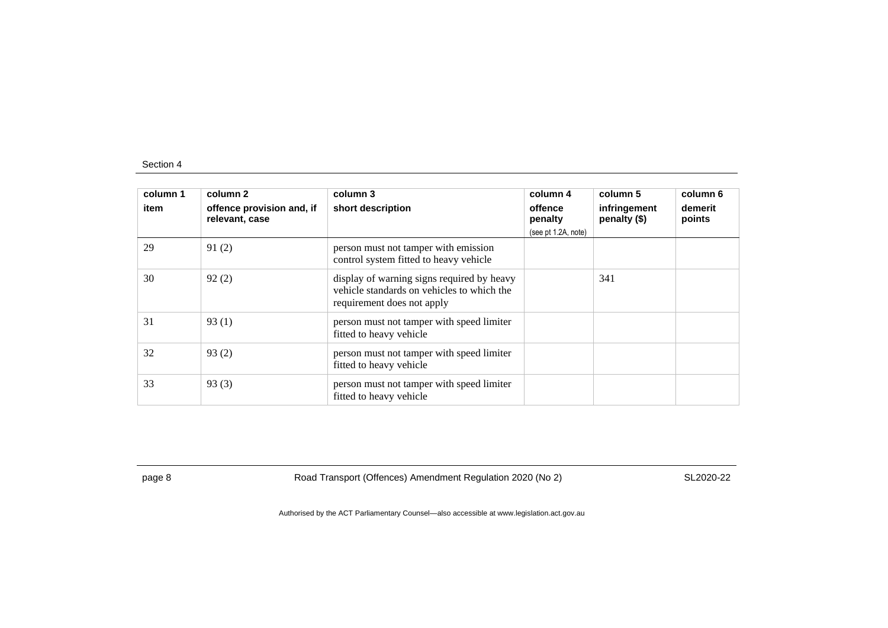| column 1<br>item | column 2<br>offence provision and, if relevant, case | column 3<br>short description | column 4<br>offence penalty<br>(see pt 1.2A, note) | column 5<br>infringement penalty ($) | column 6<br>demerit points |
|---|---|---|---|---|---|
| 29 | 91 (2) | person must not tamper with emission control system fitted to heavy vehicle | | | |
| 30 | 92 (2) | display of warning signs required by heavy vehicle standards on vehicles to which the requirement does not apply | | 341 | |
| 31 | 93 (1) | person must not tamper with speed limiter fitted to heavy vehicle | | | |
| 32 | 93 (2) | person must not tamper with speed limiter fitted to heavy vehicle | | | |
| 33 | 93 (3) | person must not tamper with speed limiter fitted to heavy vehicle | | | |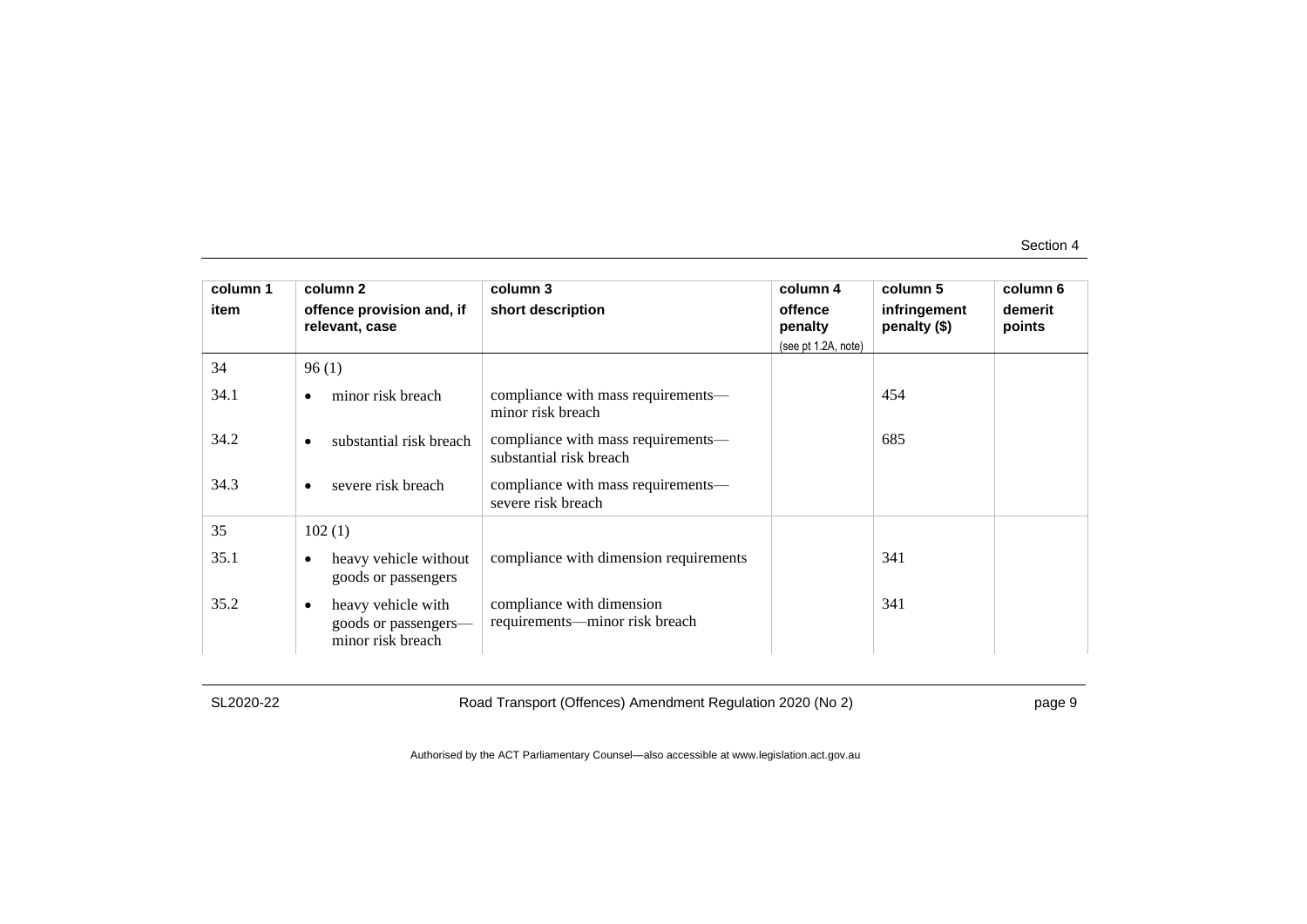| column 1 item | column 2 offence provision and, if relevant, case | column 3 short description | column 4 offence penalty (see pt 1.2A, note) | column 5 infringement penalty ($) | column 6 demerit points |
|---|---|---|---|---|---|
| 34 | 96 (1) | | | | |
| 34.1 | • minor risk breach | compliance with mass requirements—minor risk breach | | 454 | |
| 34.2 | • substantial risk breach | compliance with mass requirements—substantial risk breach | | 685 | |
| 34.3 | • severe risk breach | compliance with mass requirements—severe risk breach | | | |
| 35 | 102 (1) | | | | |
| 35.1 | • heavy vehicle without goods or passengers | compliance with dimension requirements | | 341 | |
| 35.2 | • heavy vehicle with goods or passengers—minor risk breach | compliance with dimension requirements—minor risk breach | | 341 | |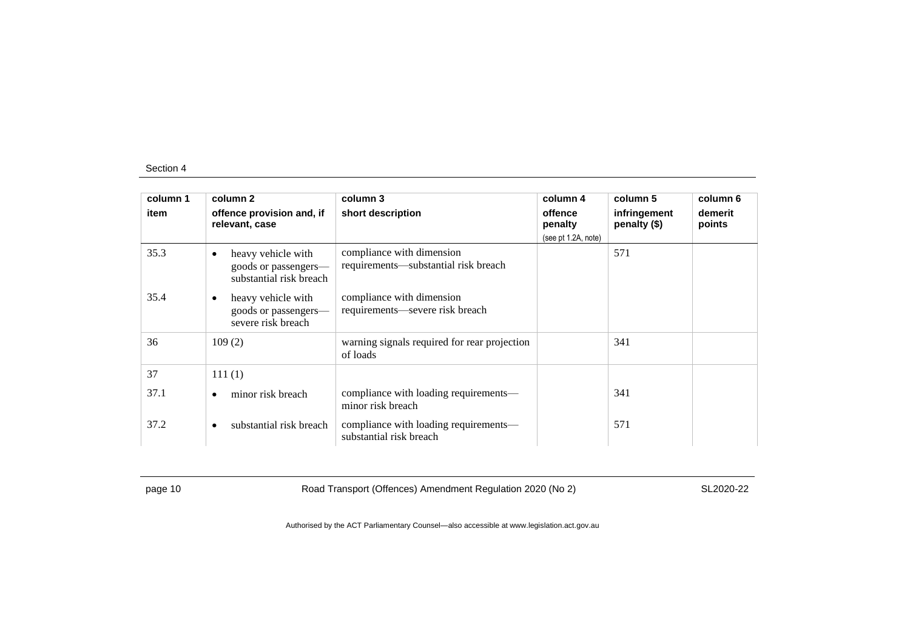Section 4

| column 1<br>item | column 2<br>offence provision and, if relevant, case | column 3<br>short description | column 4<br>offence penalty<br>(see pt 1.2A, note) | column 5<br>infringement penalty ($) | column 6<br>demerit points |
|---|---|---|---|---|---|
| 35.3 | • heavy vehicle with goods or passengers—substantial risk breach | compliance with dimension requirements—substantial risk breach | | 571 | |
| 35.4 | • heavy vehicle with goods or passengers—severe risk breach | compliance with dimension requirements—severe risk breach | | | |
| 36 | 109 (2) | warning signals required for rear projection of loads | | 341 | |
| 37 | 111 (1) | | | | |
| 37.1 | • minor risk breach | compliance with loading requirements—minor risk breach | | 341 | |
| 37.2 | • substantial risk breach | compliance with loading requirements—substantial risk breach | | 571 | |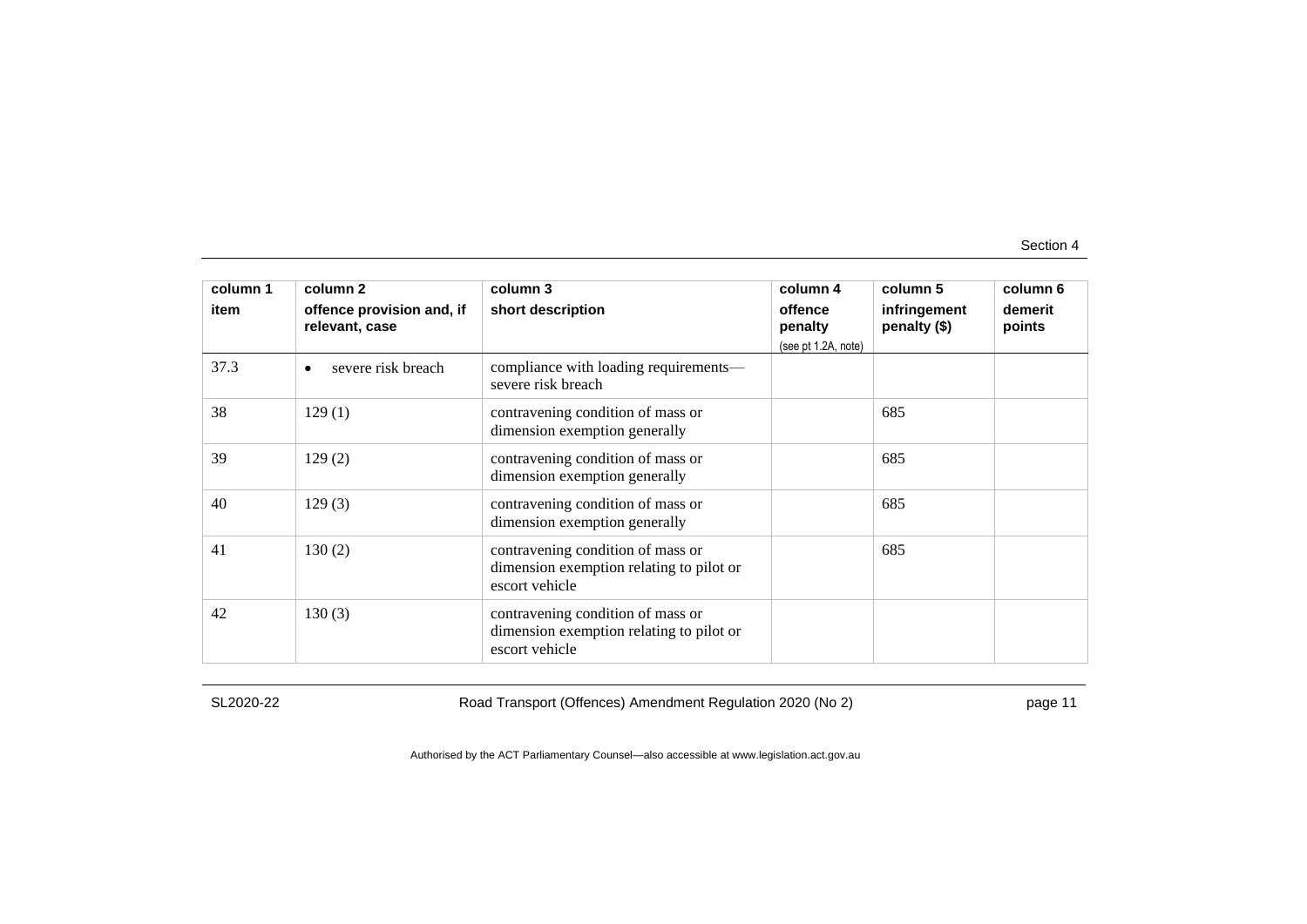| column 1 item | column 2 offence provision and, if relevant, case | column 3 short description | column 4 offence penalty (see pt 1.2A, note) | column 5 infringement penalty ($) | column 6 demerit points |
|---|---|---|---|---|---|
| 37.3 | • severe risk breach | compliance with loading requirements—severe risk breach | | | |
| 38 | 129 (1) | contravening condition of mass or dimension exemption generally | | 685 | |
| 39 | 129 (2) | contravening condition of mass or dimension exemption generally | | 685 | |
| 40 | 129 (3) | contravening condition of mass or dimension exemption generally | | 685 | |
| 41 | 130 (2) | contravening condition of mass or dimension exemption relating to pilot or escort vehicle | | 685 | |
| 42 | 130 (3) | contravening condition of mass or dimension exemption relating to pilot or escort vehicle | | | |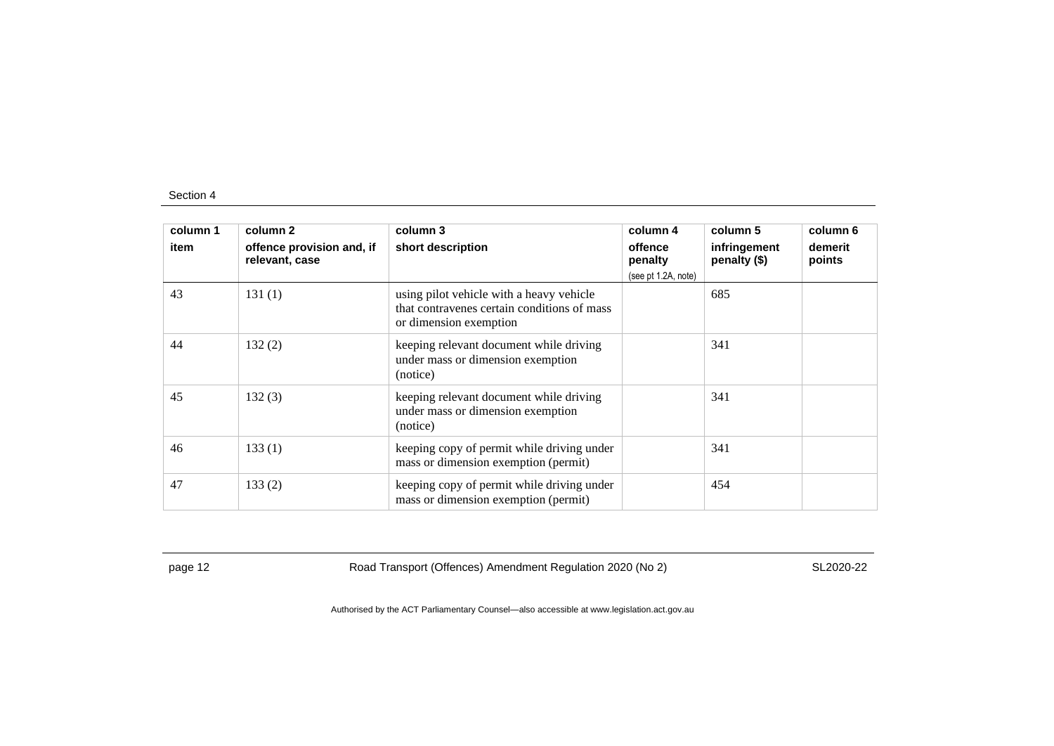| column 1 item | column 2 offence provision and, if relevant, case | column 3 short description | column 4 offence penalty (see pt 1.2A, note) | column 5 infringement penalty ($) | column 6 demerit points |
|---|---|---|---|---|---|
| 43 | 131 (1) | using pilot vehicle with a heavy vehicle that contravenes certain conditions of mass or dimension exemption | | 685 | |
| 44 | 132 (2) | keeping relevant document while driving under mass or dimension exemption (notice) | | 341 | |
| 45 | 132 (3) | keeping relevant document while driving under mass or dimension exemption (notice) | | 341 | |
| 46 | 133 (1) | keeping copy of permit while driving under mass or dimension exemption (permit) | | 341 | |
| 47 | 133 (2) | keeping copy of permit while driving under mass or dimension exemption (permit) | | 454 | |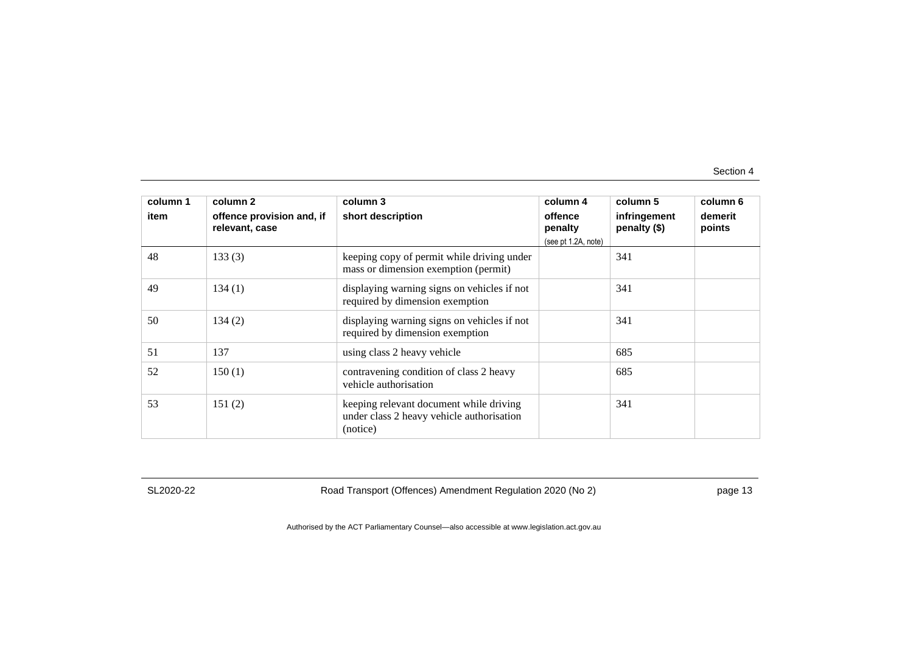| column 1 item | column 2 offence provision and, if relevant, case | column 3 short description | column 4 offence penalty (see pt 1.2A, note) | column 5 infringement penalty ($) | column 6 demerit points |
|---|---|---|---|---|---|
| 48 | 133 (3) | keeping copy of permit while driving under mass or dimension exemption (permit) | | 341 | |
| 49 | 134 (1) | displaying warning signs on vehicles if not required by dimension exemption | | 341 | |
| 50 | 134 (2) | displaying warning signs on vehicles if not required by dimension exemption | | 341 | |
| 51 | 137 | using class 2 heavy vehicle | | 685 | |
| 52 | 150 (1) | contravening condition of class 2 heavy vehicle authorisation | | 685 | |
| 53 | 151 (2) | keeping relevant document while driving under class 2 heavy vehicle authorisation (notice) | | 341 | |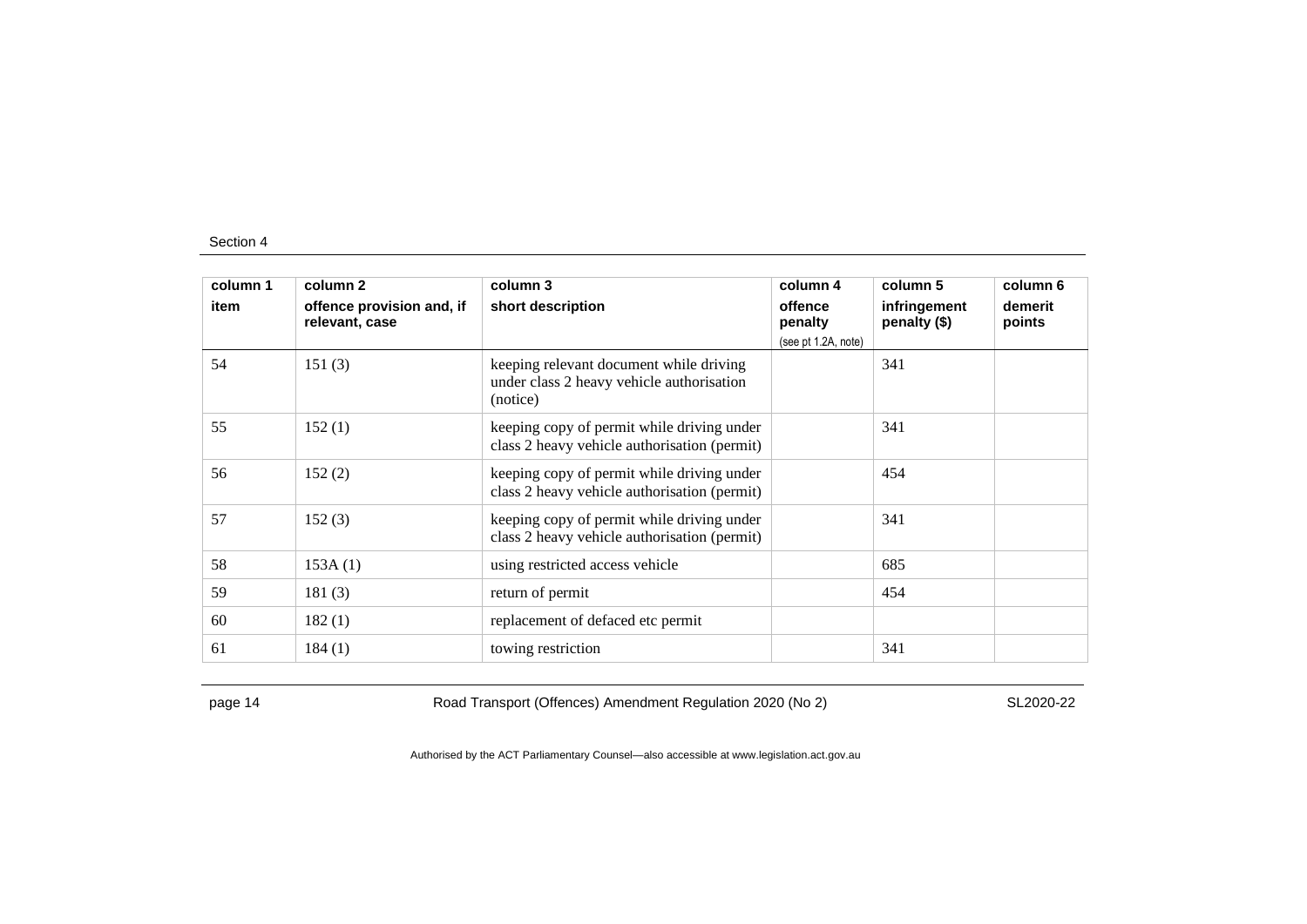| column 1 item | column 2 offence provision and, if relevant, case | column 3 short description | column 4 offence penalty (see pt 1.2A, note) | column 5 infringement penalty ($) | column 6 demerit points |
|---|---|---|---|---|---|
| 54 | 151 (3) | keeping relevant document while driving under class 2 heavy vehicle authorisation (notice) | | 341 | |
| 55 | 152 (1) | keeping copy of permit while driving under class 2 heavy vehicle authorisation (permit) | | 341 | |
| 56 | 152 (2) | keeping copy of permit while driving under class 2 heavy vehicle authorisation (permit) | | 454 | |
| 57 | 152 (3) | keeping copy of permit while driving under class 2 heavy vehicle authorisation (permit) | | 341 | |
| 58 | 153A (1) | using restricted access vehicle | | 685 | |
| 59 | 181 (3) | return of permit | | 454 | |
| 60 | 182 (1) | replacement of defaced etc permit | | | |
| 61 | 184 (1) | towing restriction | | 341 | |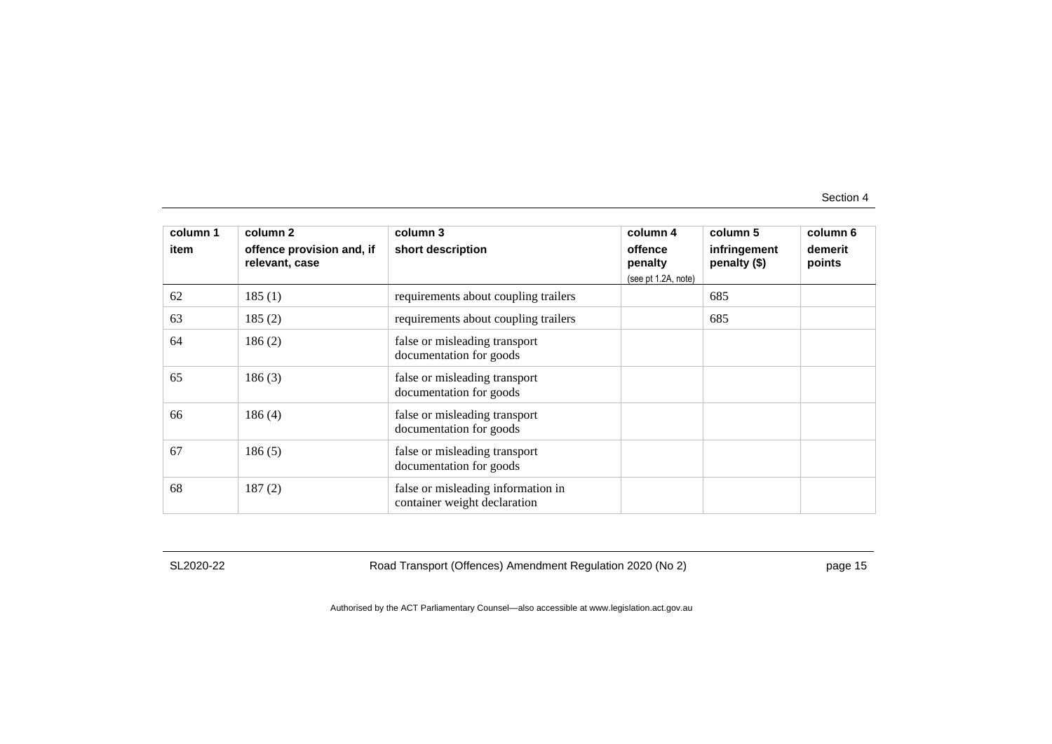| column 1<br>item | column 2<br>offence provision and, if relevant, case | column 3<br>short description | column 4<br>offence penalty<br>(see pt 1.2A, note) | column 5<br>infringement penalty ($) | column 6<br>demerit points |
|---|---|---|---|---|---|
| 62 | 185 (1) | requirements about coupling trailers | | 685 | |
| 63 | 185 (2) | requirements about coupling trailers | | 685 | |
| 64 | 186 (2) | false or misleading transport documentation for goods | | | |
| 65 | 186 (3) | false or misleading transport documentation for goods | | | |
| 66 | 186 (4) | false or misleading transport documentation for goods | | | |
| 67 | 186 (5) | false or misleading transport documentation for goods | | | |
| 68 | 187 (2) | false or misleading information in container weight declaration | | | |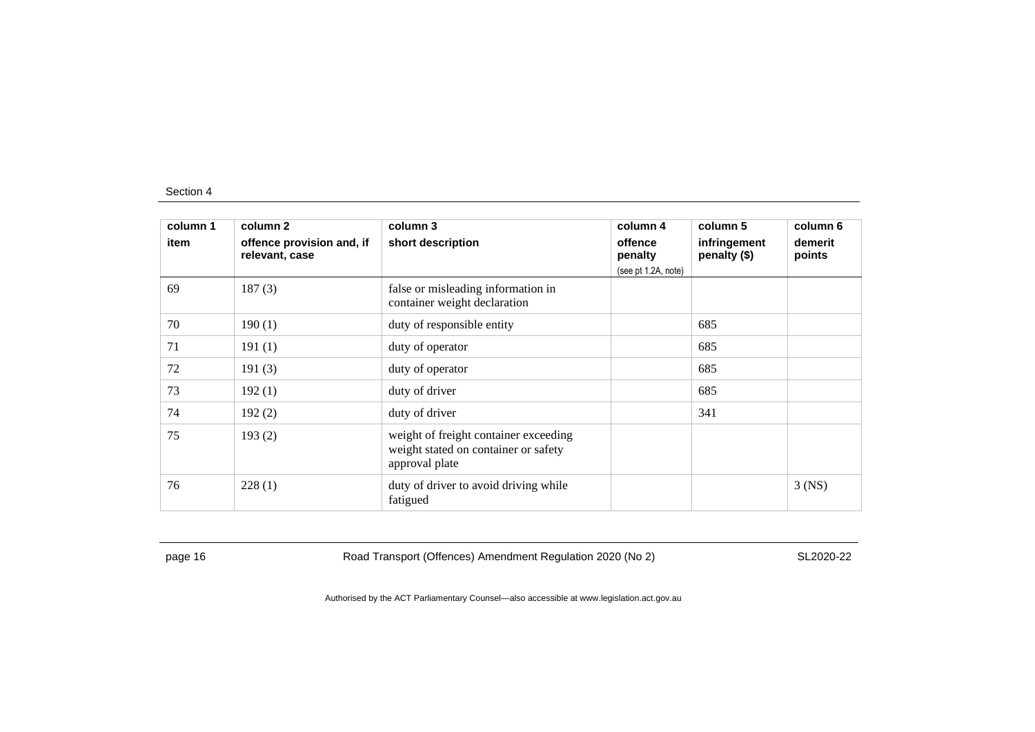| column 1 item | column 2 offence provision and, if relevant, case | column 3 short description | column 4 offence penalty (see pt 1.2A, note) | column 5 infringement penalty ($) | column 6 demerit points |
|---|---|---|---|---|---|
| 69 | 187 (3) | false or misleading information in container weight declaration | | | |
| 70 | 190 (1) | duty of responsible entity | | 685 | |
| 71 | 191 (1) | duty of operator | | 685 | |
| 72 | 191 (3) | duty of operator | | 685 | |
| 73 | 192 (1) | duty of driver | | 685 | |
| 74 | 192 (2) | duty of driver | | 341 | |
| 75 | 193 (2) | weight of freight container exceeding weight stated on container or safety approval plate | | | |
| 76 | 228 (1) | duty of driver to avoid driving while fatigued | | | 3 (NS) |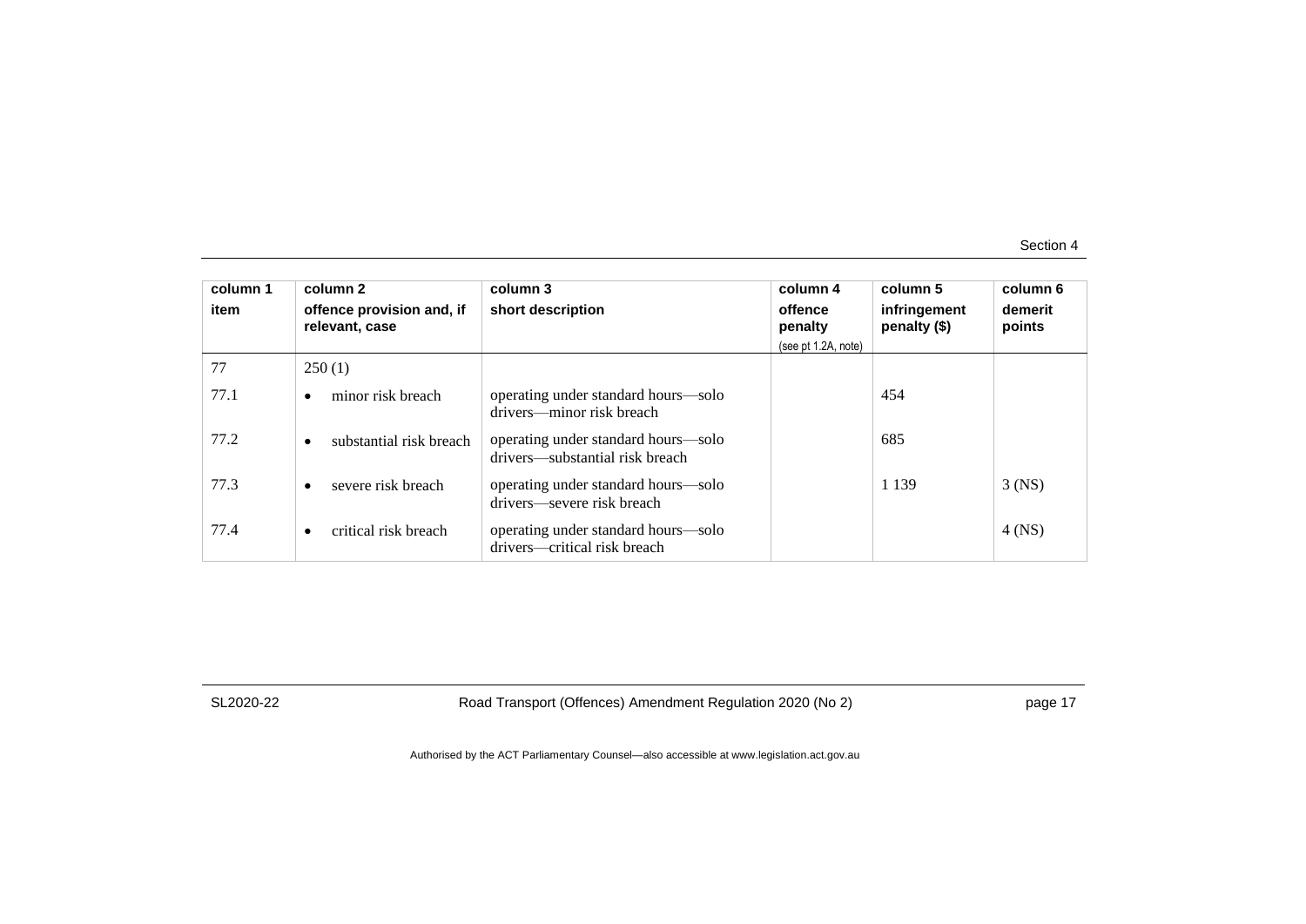| column 1 item | column 2 offence provision and, if relevant, case | column 3 short description | column 4 offence penalty (see pt 1.2A, note) | column 5 infringement penalty ($) | column 6 demerit points |
|---|---|---|---|---|---|
| 77 | 250 (1) | | | | |
| 77.1 | • minor risk breach | operating under standard hours—solo drivers—minor risk breach | | 454 | |
| 77.2 | • substantial risk breach | operating under standard hours—solo drivers—substantial risk breach | | 685 | |
| 77.3 | • severe risk breach | operating under standard hours—solo drivers—severe risk breach | | 1 139 | 3 (NS) |
| 77.4 | • critical risk breach | operating under standard hours—solo drivers—critical risk breach | | | 4 (NS) |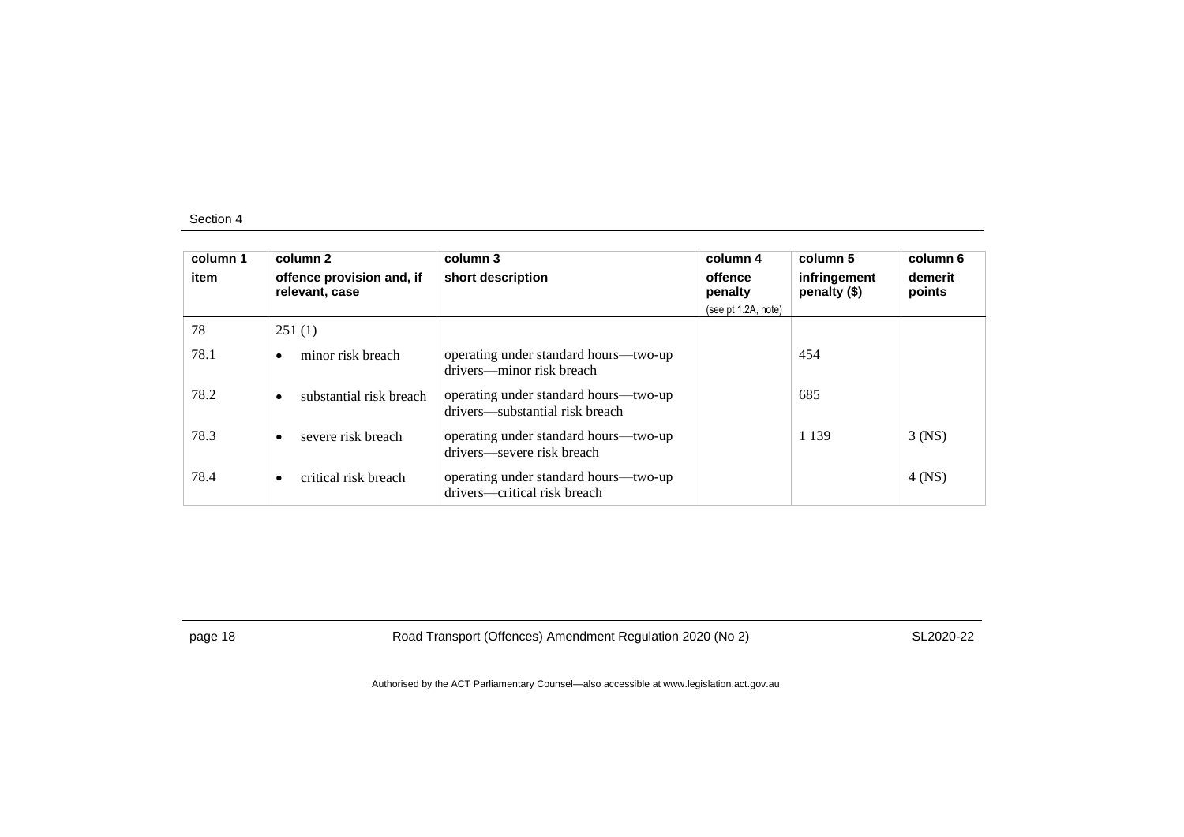| column 1 item | column 2 offence provision and, if relevant, case | column 3 short description | column 4 offence penalty (see pt 1.2A, note) | column 5 infringement penalty ($) | column 6 demerit points |
|---|---|---|---|---|---|
| 78 | 251 (1) | | | | |
| 78.1 | • minor risk breach | operating under standard hours—two-up drivers—minor risk breach | | 454 | |
| 78.2 | • substantial risk breach | operating under standard hours—two-up drivers—substantial risk breach | | 685 | |
| 78.3 | • severe risk breach | operating under standard hours—two-up drivers—severe risk breach | | 1 139 | 3 (NS) |
| 78.4 | • critical risk breach | operating under standard hours—two-up drivers—critical risk breach | | | 4 (NS) |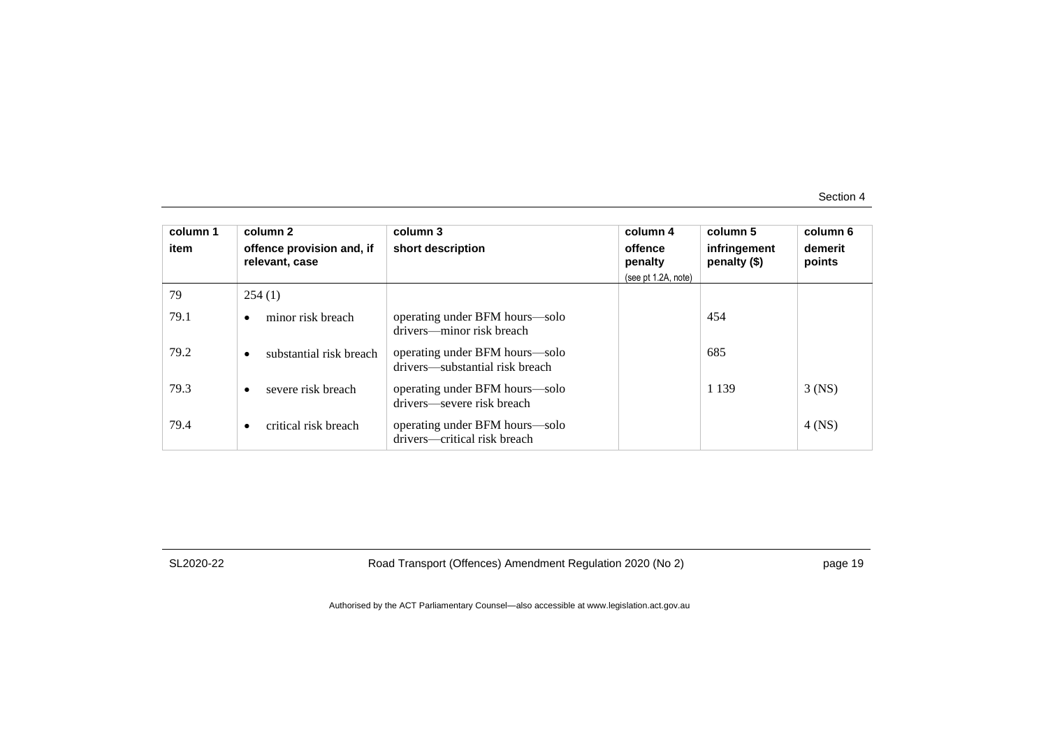| column 1<br>item | column 2<br>offence provision and, if relevant, case | column 3<br>short description | column 4<br>offence penalty<br>(see pt 1.2A, note) | column 5<br>infringement penalty ($) | column 6<br>demerit points |
|---|---|---|---|---|---|
| 79 | 254 (1) | | | | |
| 79.1 | • minor risk breach | operating under BFM hours—solo drivers—minor risk breach | | 454 | |
| 79.2 | • substantial risk breach | operating under BFM hours—solo drivers—substantial risk breach | | 685 | |
| 79.3 | • severe risk breach | operating under BFM hours—solo drivers—severe risk breach | | 1 139 | 3 (NS) |
| 79.4 | • critical risk breach | operating under BFM hours—solo drivers—critical risk breach | | | 4 (NS) |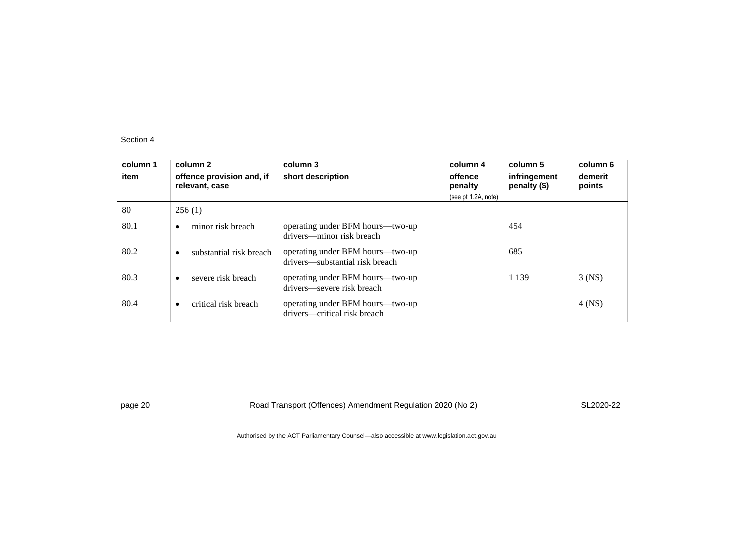| column 1 item | column 2 offence provision and, if relevant, case | column 3 short description | column 4 offence penalty (see pt 1.2A, note) | column 5 infringement penalty ($) | column 6 demerit points |
|---|---|---|---|---|---|
| 80 | 256 (1) | | | | |
| 80.1 | • minor risk breach | operating under BFM hours—two-up drivers—minor risk breach | | 454 | |
| 80.2 | • substantial risk breach | operating under BFM hours—two-up drivers—substantial risk breach | | 685 | |
| 80.3 | • severe risk breach | operating under BFM hours—two-up drivers—severe risk breach | | 1 139 | 3 (NS) |
| 80.4 | • critical risk breach | operating under BFM hours—two-up drivers—critical risk breach | | | 4 (NS) |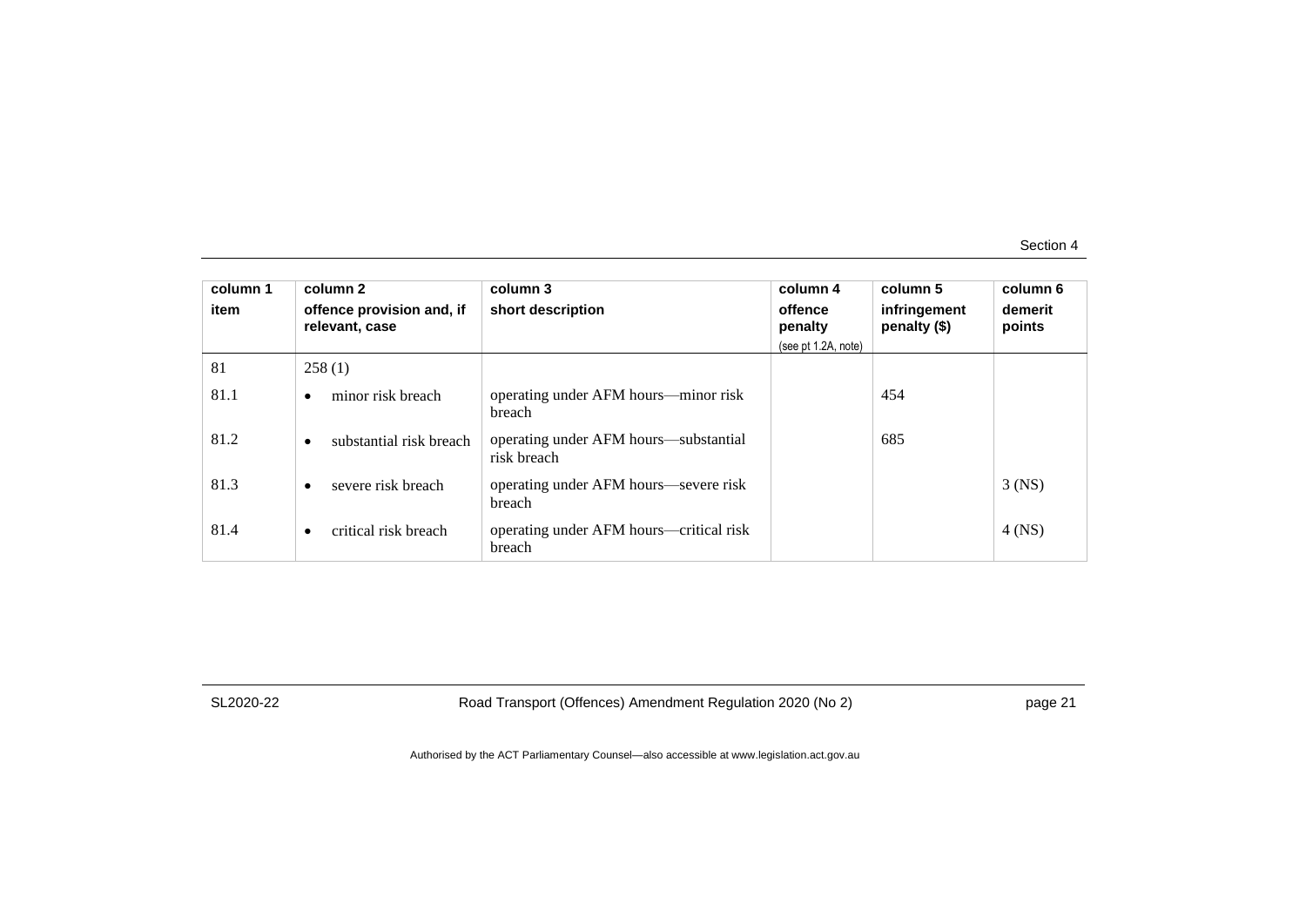| column 1<br>item | column 2<br>offence provision and, if relevant, case | column 3<br>short description | column 4<br>offence penalty<br>(see pt 1.2A, note) | column 5<br>infringement penalty ($) | column 6<br>demerit points |
|---|---|---|---|---|---|
| 81 | 258 (1) | | | | |
| 81.1 | • minor risk breach | operating under AFM hours—minor risk breach | | 454 | |
| 81.2 | • substantial risk breach | operating under AFM hours—substantial risk breach | | 685 | |
| 81.3 | • severe risk breach | operating under AFM hours—severe risk breach | | | 3 (NS) |
| 81.4 | • critical risk breach | operating under AFM hours—critical risk breach | | | 4 (NS) |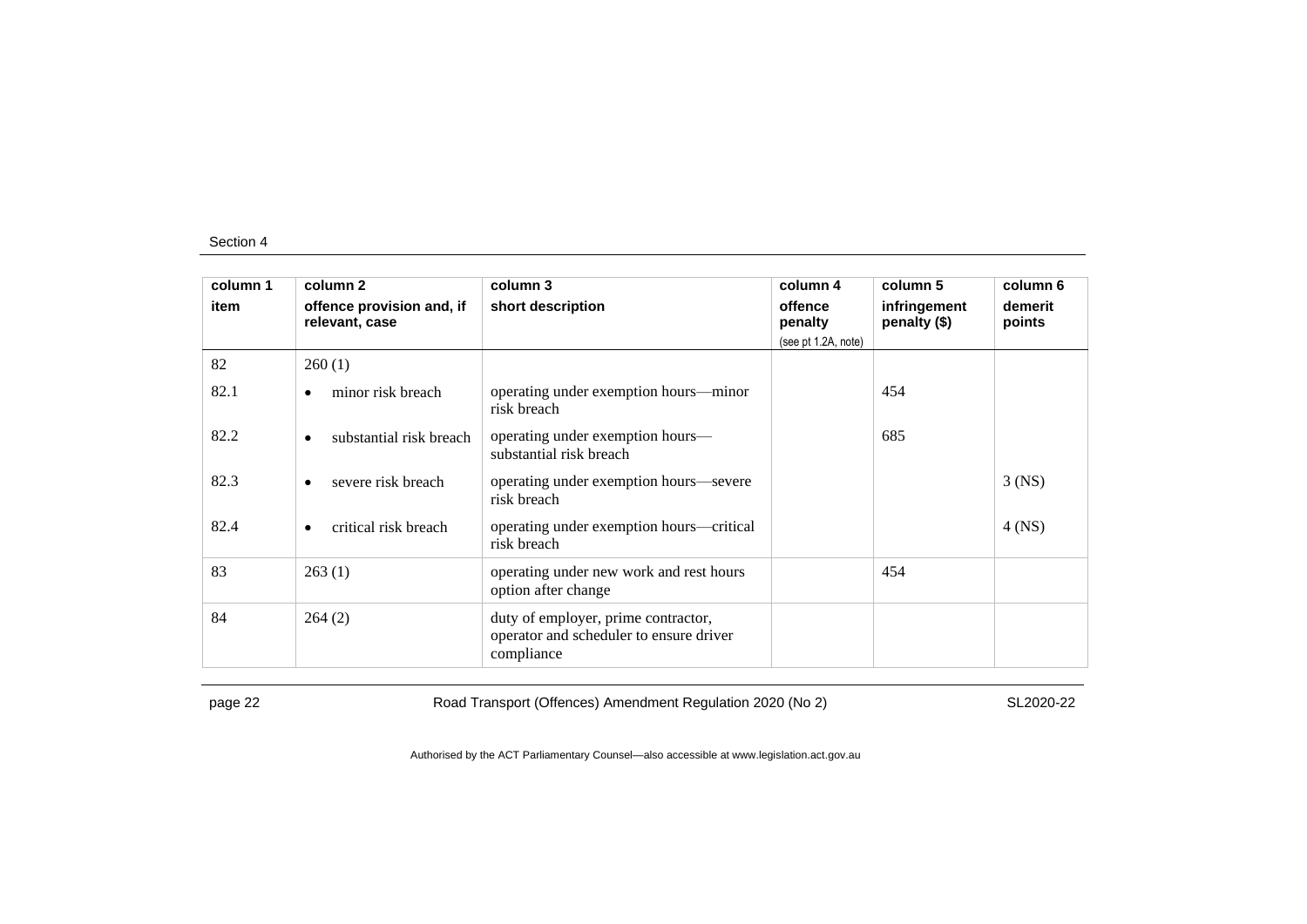| column 1<br>item | column 2<br>offence provision and, if relevant, case | column 3<br>short description | column 4<br>offence penalty<br>(see pt 1.2A, note) | column 5<br>infringement penalty ($) | column 6<br>demerit points |
|---|---|---|---|---|---|
| 82 | 260 (1) | | | | |
| 82.1 | • minor risk breach | operating under exemption hours—minor risk breach | | 454 | |
| 82.2 | • substantial risk breach | operating under exemption hours—substantial risk breach | | 685 | |
| 82.3 | • severe risk breach | operating under exemption hours—severe risk breach | | | 3 (NS) |
| 82.4 | • critical risk breach | operating under exemption hours—critical risk breach | | | 4 (NS) |
| 83 | 263 (1) | operating under new work and rest hours option after change | | 454 | |
| 84 | 264 (2) | duty of employer, prime contractor, operator and scheduler to ensure driver compliance | | | |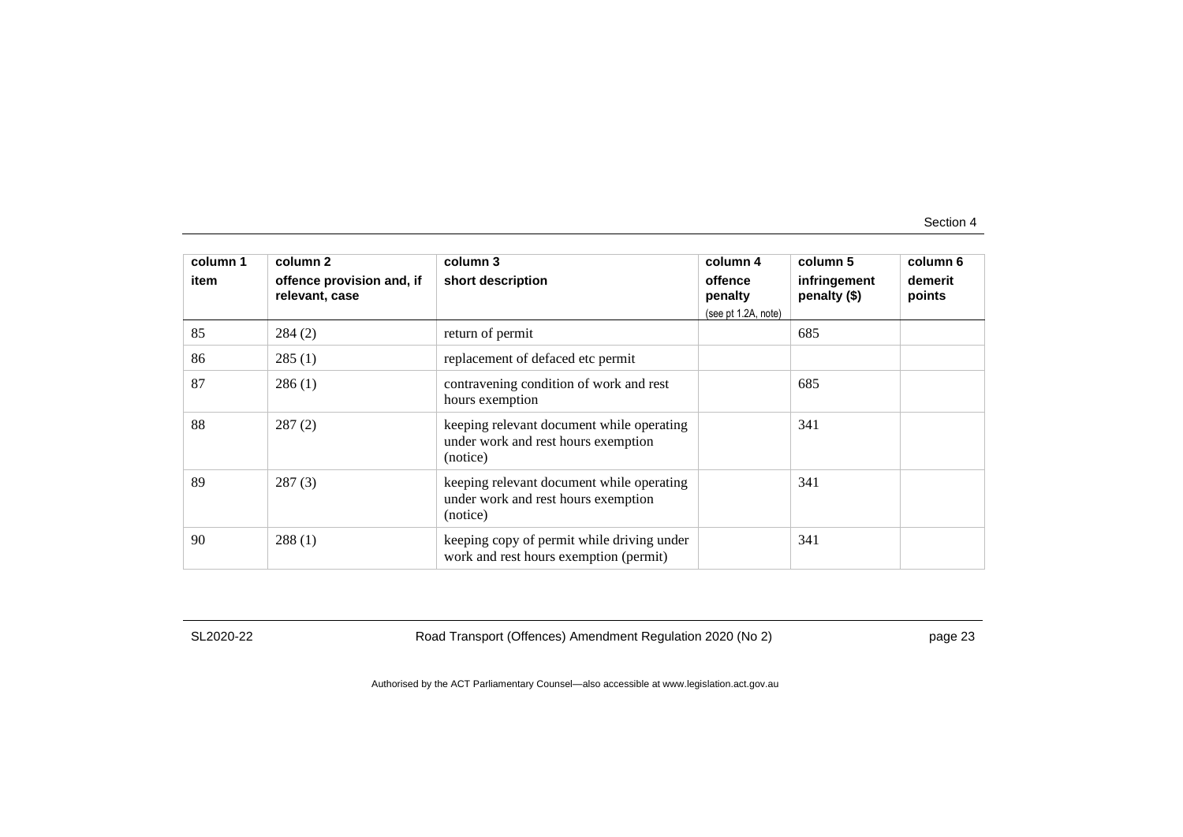| column 1 item | column 2 offence provision and, if relevant, case | column 3 short description | column 4 offence penalty (see pt 1.2A, note) | column 5 infringement penalty ($) | column 6 demerit points |
|---|---|---|---|---|---|
| 85 | 284 (2) | return of permit | | 685 | |
| 86 | 285 (1) | replacement of defaced etc permit | | | |
| 87 | 286 (1) | contravening condition of work and rest hours exemption | | 685 | |
| 88 | 287 (2) | keeping relevant document while operating under work and rest hours exemption (notice) | | 341 | |
| 89 | 287 (3) | keeping relevant document while operating under work and rest hours exemption (notice) | | 341 | |
| 90 | 288 (1) | keeping copy of permit while driving under work and rest hours exemption (permit) | | 341 | |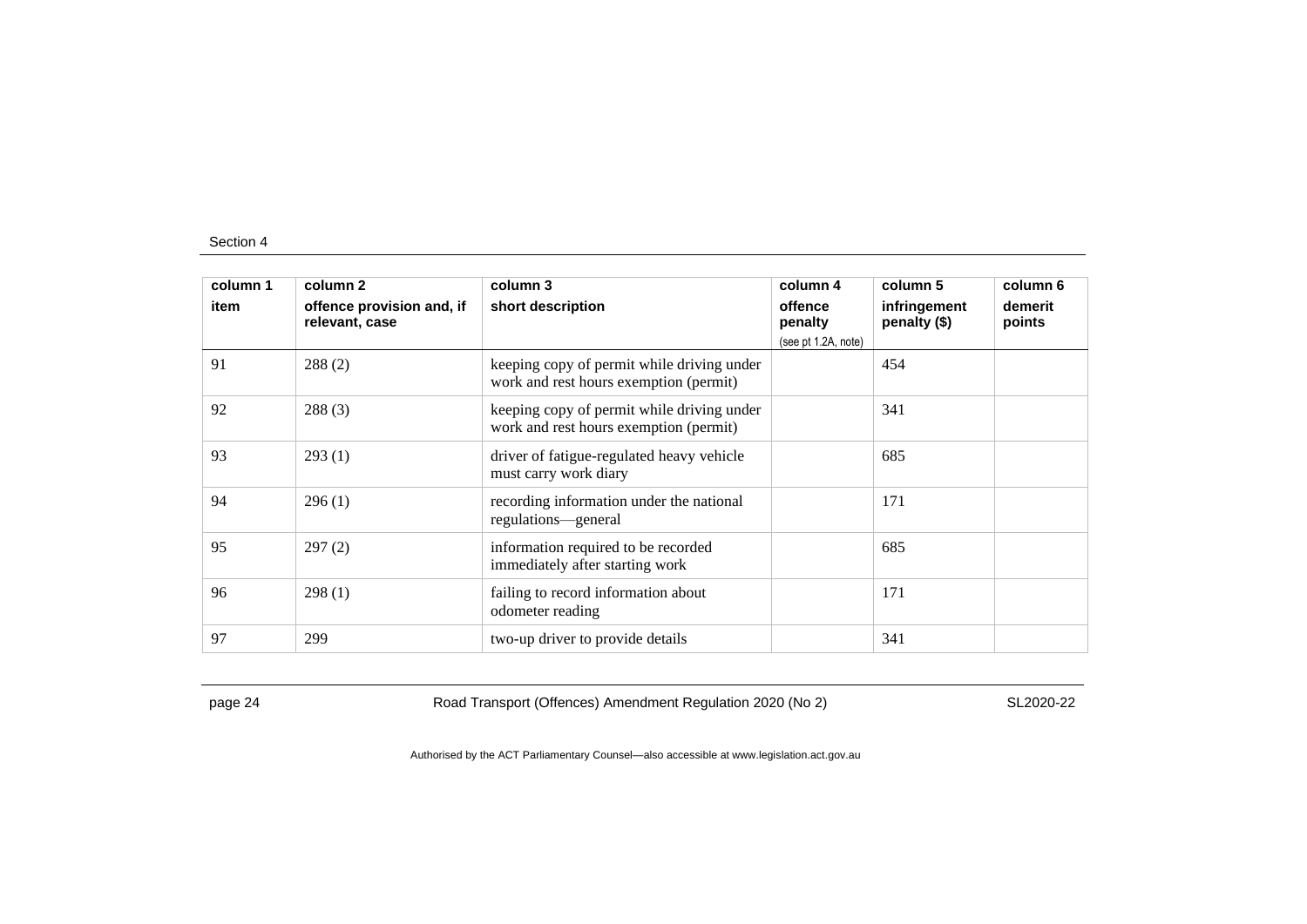| column 1<br>item | column 2<br>offence provision and, if relevant, case | column 3<br>short description | column 4<br>offence penalty<br>(see pt 1.2A, note) | column 5<br>infringement penalty ($) | column 6<br>demerit points |
|---|---|---|---|---|---|
| 91 | 288 (2) | keeping copy of permit while driving under work and rest hours exemption (permit) | | 454 | |
| 92 | 288 (3) | keeping copy of permit while driving under work and rest hours exemption (permit) | | 341 | |
| 93 | 293 (1) | driver of fatigue-regulated heavy vehicle must carry work diary | | 685 | |
| 94 | 296 (1) | recording information under the national regulations—general | | 171 | |
| 95 | 297 (2) | information required to be recorded immediately after starting work | | 685 | |
| 96 | 298 (1) | failing to record information about odometer reading | | 171 | |
| 97 | 299 | two-up driver to provide details | | 341 | |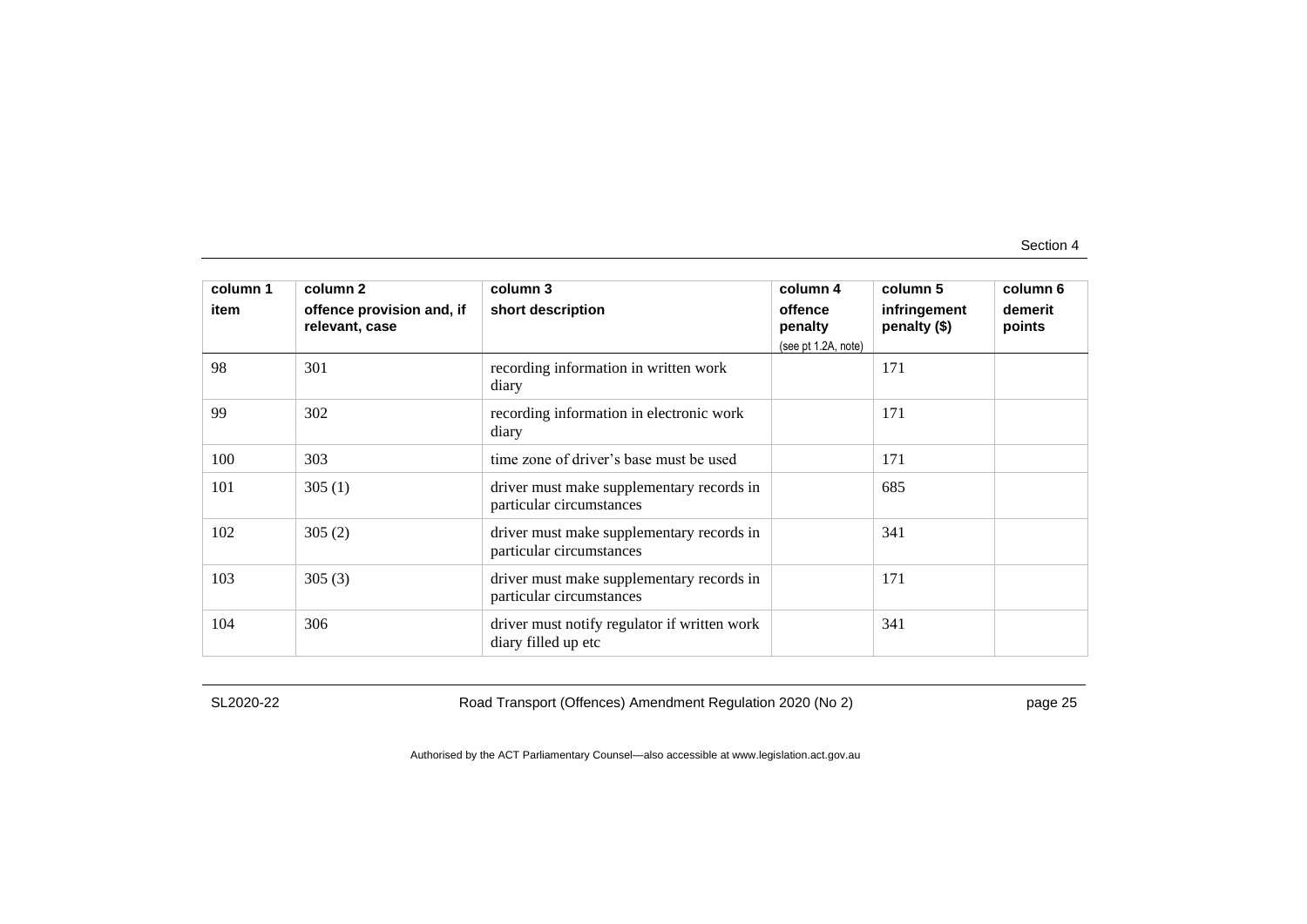| column 1<br>item | column 2<br>offence provision and, if relevant, case | column 3<br>short description | column 4<br>offence penalty<br>(see pt 1.2A, note) | column 5<br>infringement penalty ($) | column 6<br>demerit points |
|---|---|---|---|---|---|
| 98 | 301 | recording information in written work diary | | 171 | |
| 99 | 302 | recording information in electronic work diary | | 171 | |
| 100 | 303 | time zone of driver's base must be used | | 171 | |
| 101 | 305 (1) | driver must make supplementary records in particular circumstances | | 685 | |
| 102 | 305 (2) | driver must make supplementary records in particular circumstances | | 341 | |
| 103 | 305 (3) | driver must make supplementary records in particular circumstances | | 171 | |
| 104 | 306 | driver must notify regulator if written work diary filled up etc | | 341 | |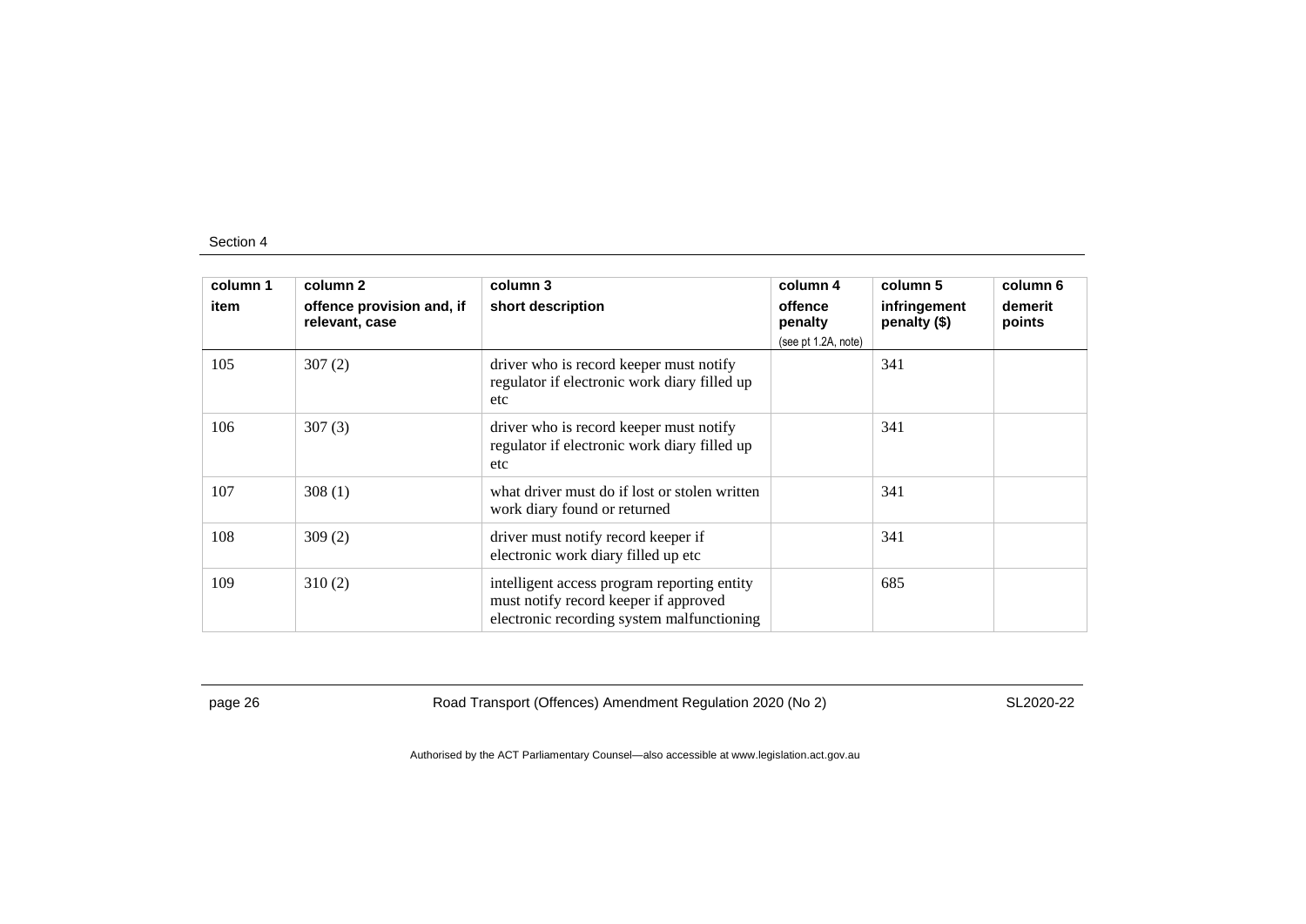| column 1 item | column 2 offence provision and, if relevant, case | column 3 short description | column 4 offence penalty (see pt 1.2A, note) | column 5 infringement penalty ($) | column 6 demerit points |
|---|---|---|---|---|---|
| 105 | 307 (2) | driver who is record keeper must notify regulator if electronic work diary filled up etc | | 341 | |
| 106 | 307 (3) | driver who is record keeper must notify regulator if electronic work diary filled up etc | | 341 | |
| 107 | 308 (1) | what driver must do if lost or stolen written work diary found or returned | | 341 | |
| 108 | 309 (2) | driver must notify record keeper if electronic work diary filled up etc | | 341 | |
| 109 | 310 (2) | intelligent access program reporting entity must notify record keeper if approved electronic recording system malfunctioning | | 685 | |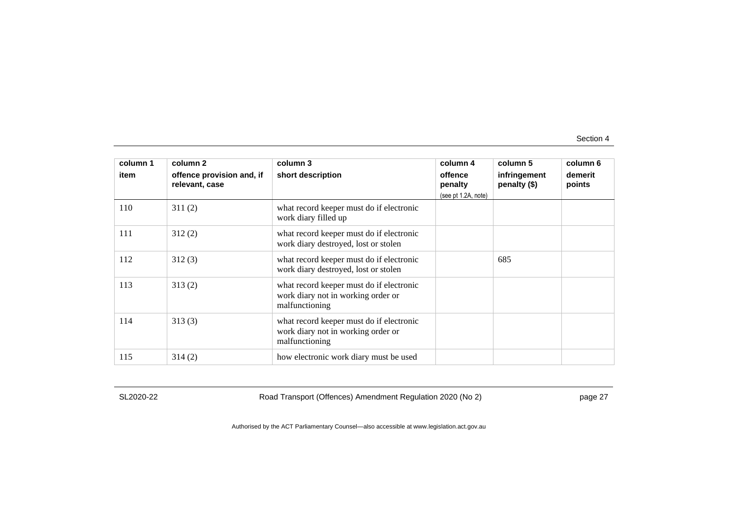| column 1<br>item | column 2<br>offence provision and, if relevant, case | column 3<br>short description | column 4<br>offence penalty<br>(see pt 1.2A, note) | column 5<br>infringement penalty ($) | column 6<br>demerit points |
|---|---|---|---|---|---|
| 110 | 311 (2) | what record keeper must do if electronic work diary filled up | | | |
| 111 | 312 (2) | what record keeper must do if electronic work diary destroyed, lost or stolen | | | |
| 112 | 312 (3) | what record keeper must do if electronic work diary destroyed, lost or stolen | | 685 | |
| 113 | 313 (2) | what record keeper must do if electronic work diary not in working order or malfunctioning | | | |
| 114 | 313 (3) | what record keeper must do if electronic work diary not in working order or malfunctioning | | | |
| 115 | 314 (2) | how electronic work diary must be used | | | |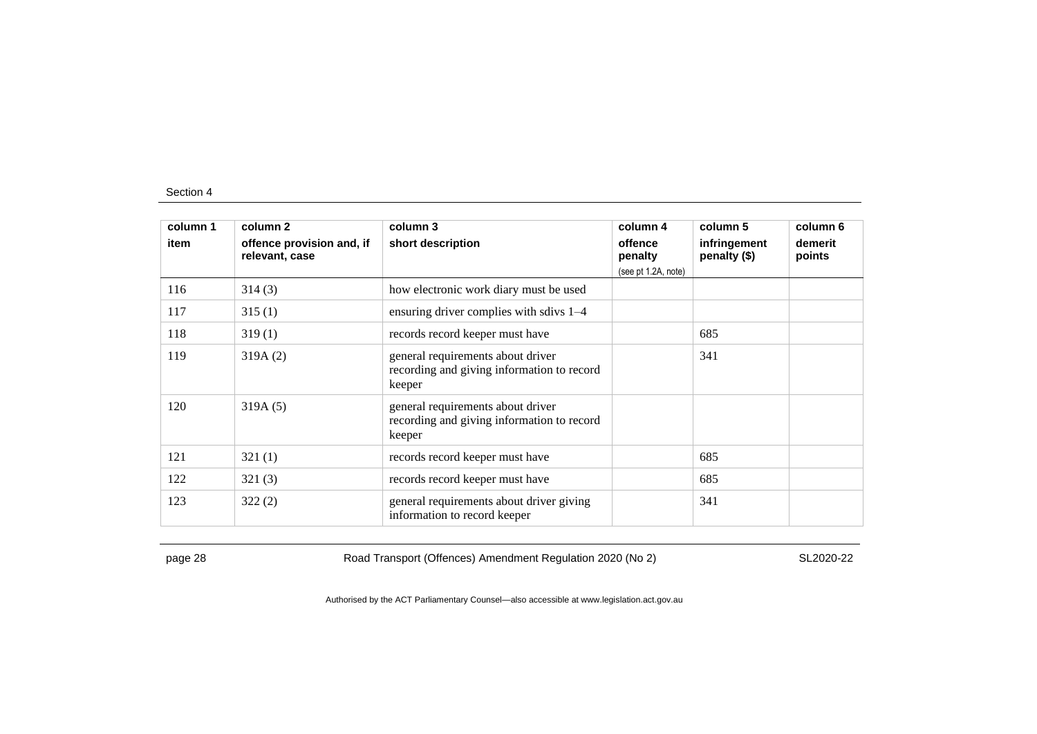| column 1<br>item | column 2<br>offence provision and, if relevant, case | column 3<br>short description | column 4<br>offence penalty<br>(see pt 1.2A, note) | column 5<br>infringement penalty ($) | column 6<br>demerit points |
|---|---|---|---|---|---|
| 116 | 314 (3) | how electronic work diary must be used | | | |
| 117 | 315 (1) | ensuring driver complies with sdivs 1–4 | | | |
| 118 | 319 (1) | records record keeper must have | | 685 | |
| 119 | 319A (2) | general requirements about driver recording and giving information to record keeper | | 341 | |
| 120 | 319A (5) | general requirements about driver recording and giving information to record keeper | | | |
| 121 | 321 (1) | records record keeper must have | | 685 | |
| 122 | 321 (3) | records record keeper must have | | 685 | |
| 123 | 322 (2) | general requirements about driver giving information to record keeper | | 341 | |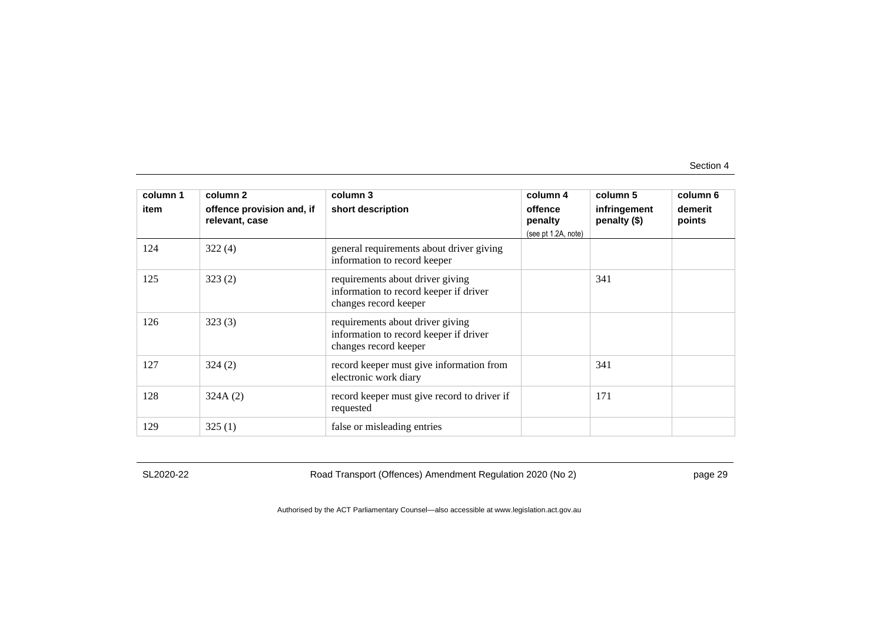| column 1<br>item | column 2<br>offence provision and, if relevant, case | column 3<br>short description | column 4<br>offence penalty<br>(see pt 1.2A, note) | column 5<br>infringement penalty ($) | column 6<br>demerit points |
|---|---|---|---|---|---|
| 124 | 322 (4) | general requirements about driver giving information to record keeper | | | |
| 125 | 323 (2) | requirements about driver giving information to record keeper if driver changes record keeper | | 341 | |
| 126 | 323 (3) | requirements about driver giving information to record keeper if driver changes record keeper | | | |
| 127 | 324 (2) | record keeper must give information from electronic work diary | | 341 | |
| 128 | 324A (2) | record keeper must give record to driver if requested | | 171 | |
| 129 | 325 (1) | false or misleading entries | | | |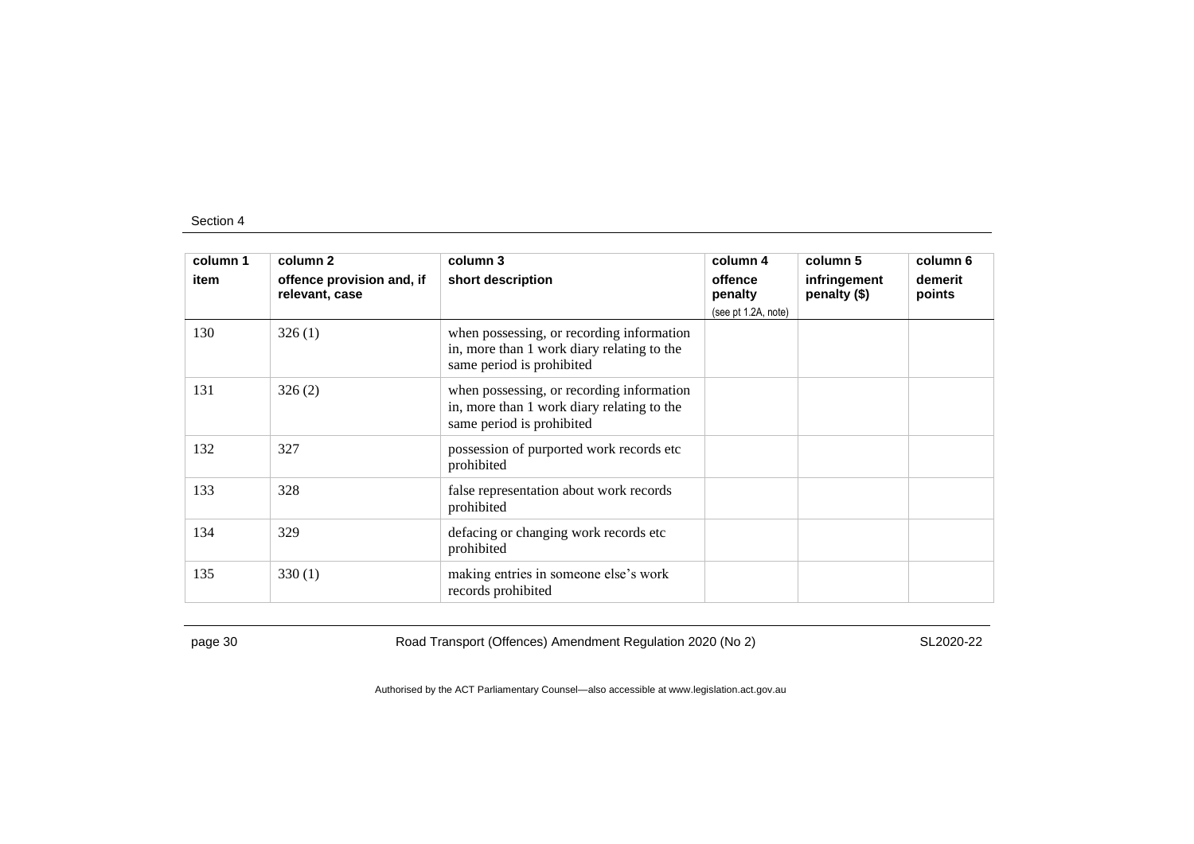| column 1<br>item | column 2<br>offence provision and, if relevant, case | column 3<br>short description | column 4<br>offence penalty<br>(see pt 1.2A, note) | column 5<br>infringement penalty ($) | column 6<br>demerit points |
|---|---|---|---|---|---|
| 130 | 326 (1) | when possessing, or recording information in, more than 1 work diary relating to the same period is prohibited | | | |
| 131 | 326 (2) | when possessing, or recording information in, more than 1 work diary relating to the same period is prohibited | | | |
| 132 | 327 | possession of purported work records etc prohibited | | | |
| 133 | 328 | false representation about work records prohibited | | | |
| 134 | 329 | defacing or changing work records etc prohibited | | | |
| 135 | 330 (1) | making entries in someone else's work records prohibited | | | |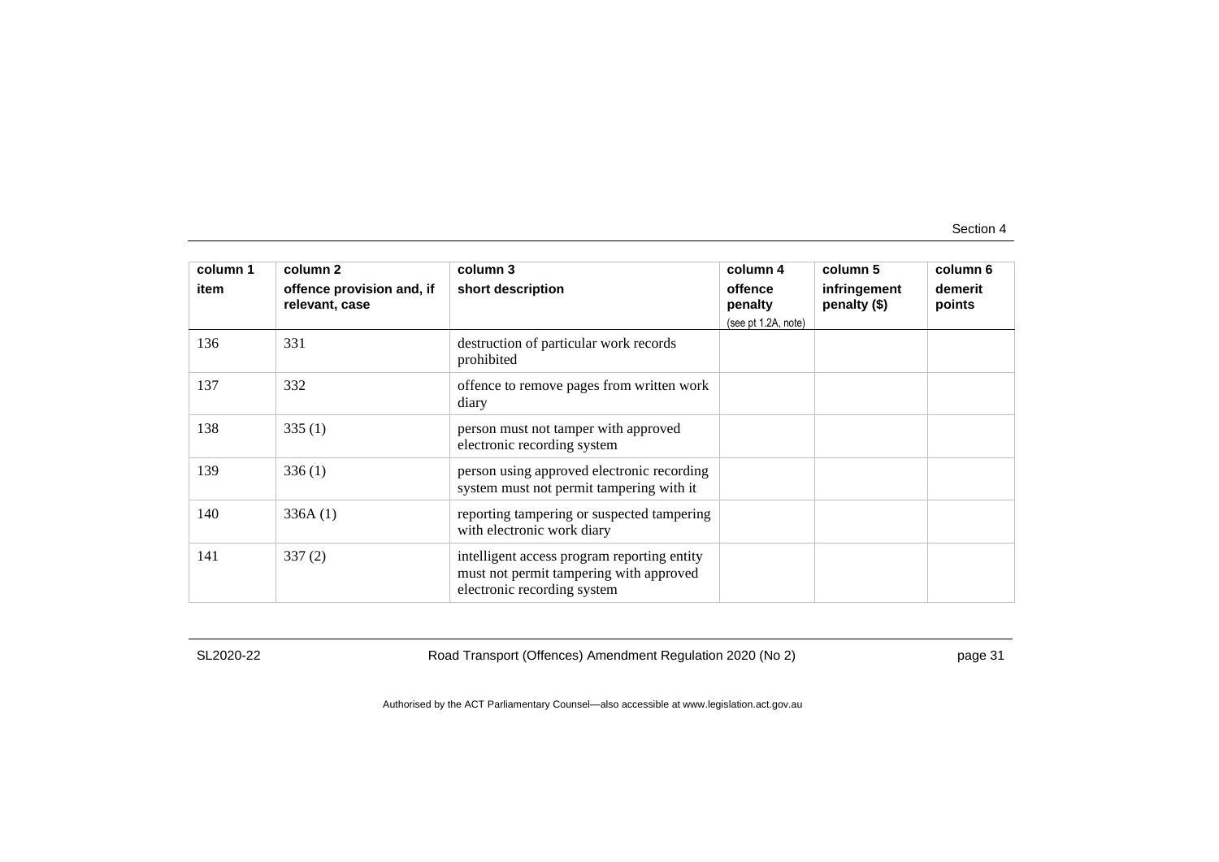| column 1<br>item | column 2<br>offence provision and, if relevant, case | column 3<br>short description | column 4<br>offence penalty<br>(see pt 1.2A, note) | column 5<br>infringement penalty ($) | column 6<br>demerit points |
|---|---|---|---|---|---|
| 136 | 331 | destruction of particular work records prohibited | | | |
| 137 | 332 | offence to remove pages from written work diary | | | |
| 138 | 335 (1) | person must not tamper with approved electronic recording system | | | |
| 139 | 336 (1) | person using approved electronic recording system must not permit tampering with it | | | |
| 140 | 336A (1) | reporting tampering or suspected tampering with electronic work diary | | | |
| 141 | 337 (2) | intelligent access program reporting entity must not permit tampering with approved electronic recording system | | | |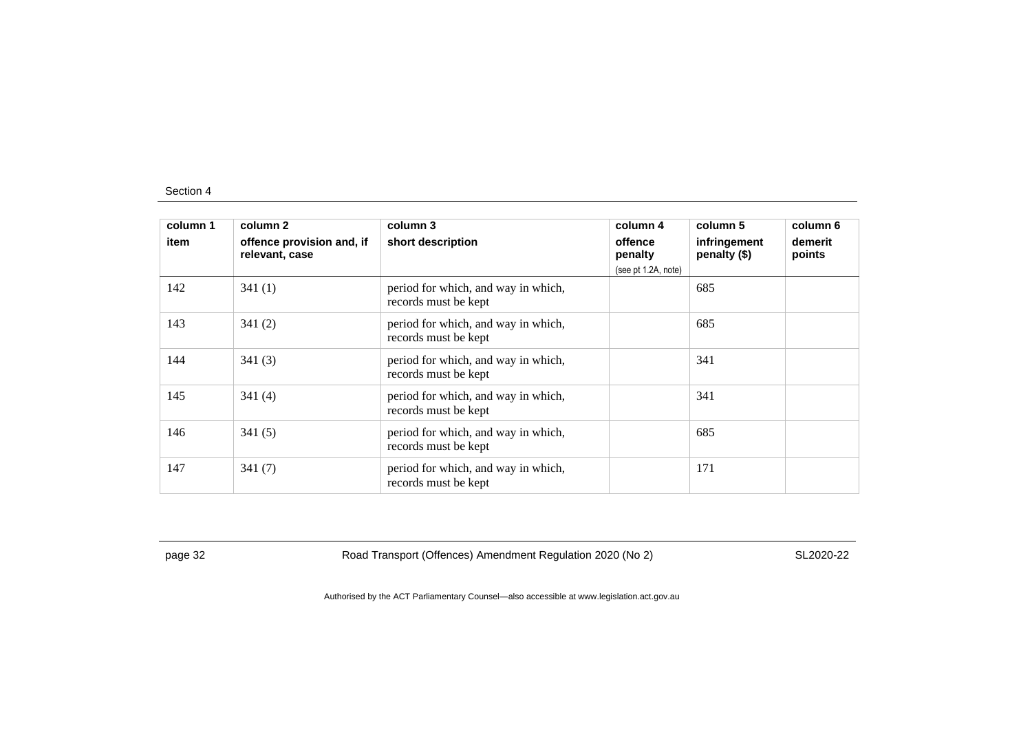| column 1<br>item | column 2<br>offence provision and, if relevant, case | column 3<br>short description | column 4<br>offence penalty<br>(see pt 1.2A, note) | column 5<br>infringement penalty ($) | column 6<br>demerit points |
|---|---|---|---|---|---|
| 142 | 341 (1) | period for which, and way in which, records must be kept | | 685 | |
| 143 | 341 (2) | period for which, and way in which, records must be kept | | 685 | |
| 144 | 341 (3) | period for which, and way in which, records must be kept | | 341 | |
| 145 | 341 (4) | period for which, and way in which, records must be kept | | 341 | |
| 146 | 341 (5) | period for which, and way in which, records must be kept | | 685 | |
| 147 | 341 (7) | period for which, and way in which, records must be kept | | 171 | |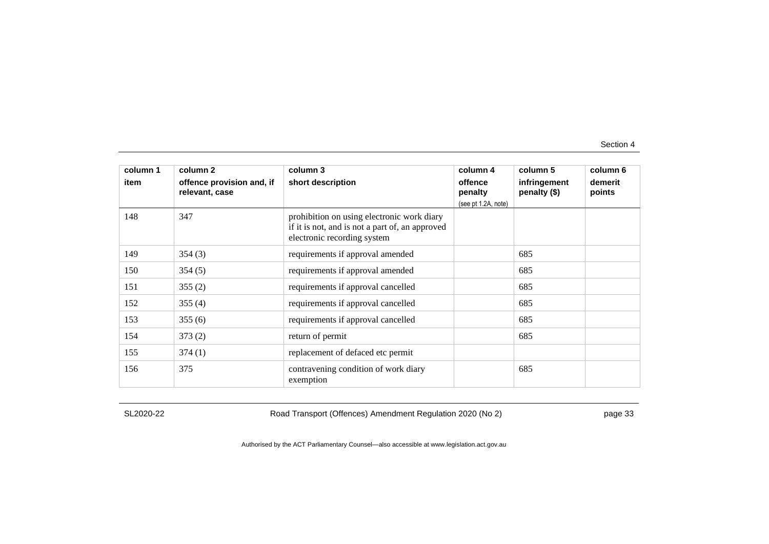| column 1 | column 2 | column 3 | column 4 | column 5 | column 6 |
|---|---|---|---|---|---|
| item | offence provision and, if relevant, case | short description | offence penalty (see pt 1.2A, note) | infringement penalty ($) | demerit points |
| 148 | 347 | prohibition on using electronic work diary if it is not, and is not a part of, an approved electronic recording system | | | |
| 149 | 354 (3) | requirements if approval amended | | 685 | |
| 150 | 354 (5) | requirements if approval amended | | 685 | |
| 151 | 355 (2) | requirements if approval cancelled | | 685 | |
| 152 | 355 (4) | requirements if approval cancelled | | 685 | |
| 153 | 355 (6) | requirements if approval cancelled | | 685 | |
| 154 | 373 (2) | return of permit | | 685 | |
| 155 | 374 (1) | replacement of defaced etc permit | | | |
| 156 | 375 | contravening condition of work diary exemption | | 685 | |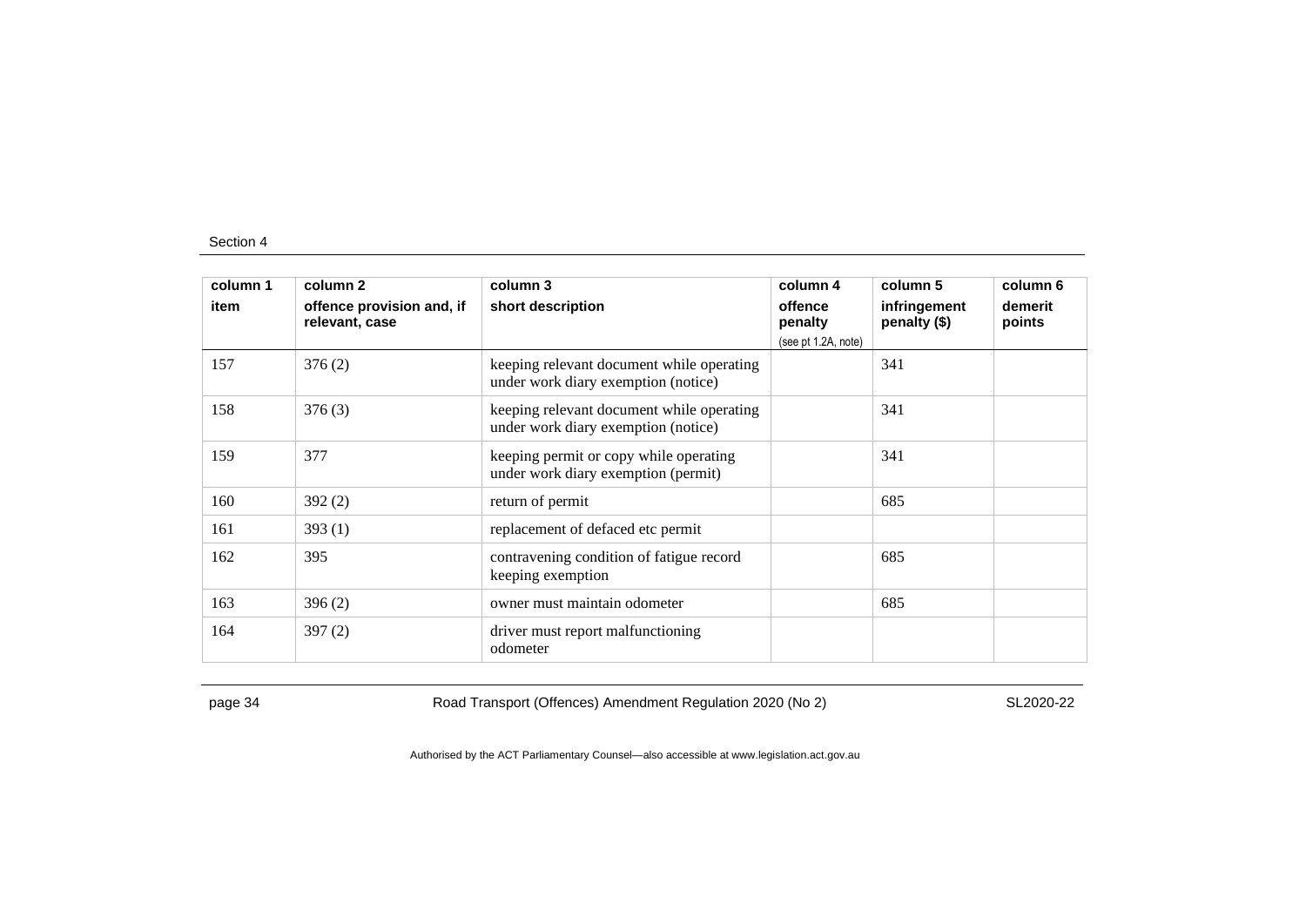| column 1 item | column 2 offence provision and, if relevant, case | column 3 short description | column 4 offence penalty (see pt 1.2A, note) | column 5 infringement penalty ($) | column 6 demerit points |
|---|---|---|---|---|---|
| 157 | 376 (2) | keeping relevant document while operating under work diary exemption (notice) | | 341 | |
| 158 | 376 (3) | keeping relevant document while operating under work diary exemption (notice) | | 341 | |
| 159 | 377 | keeping permit or copy while operating under work diary exemption (permit) | | 341 | |
| 160 | 392 (2) | return of permit | | 685 | |
| 161 | 393 (1) | replacement of defaced etc permit | | | |
| 162 | 395 | contravening condition of fatigue record keeping exemption | | 685 | |
| 163 | 396 (2) | owner must maintain odometer | | 685 | |
| 164 | 397 (2) | driver must report malfunctioning odometer | | | |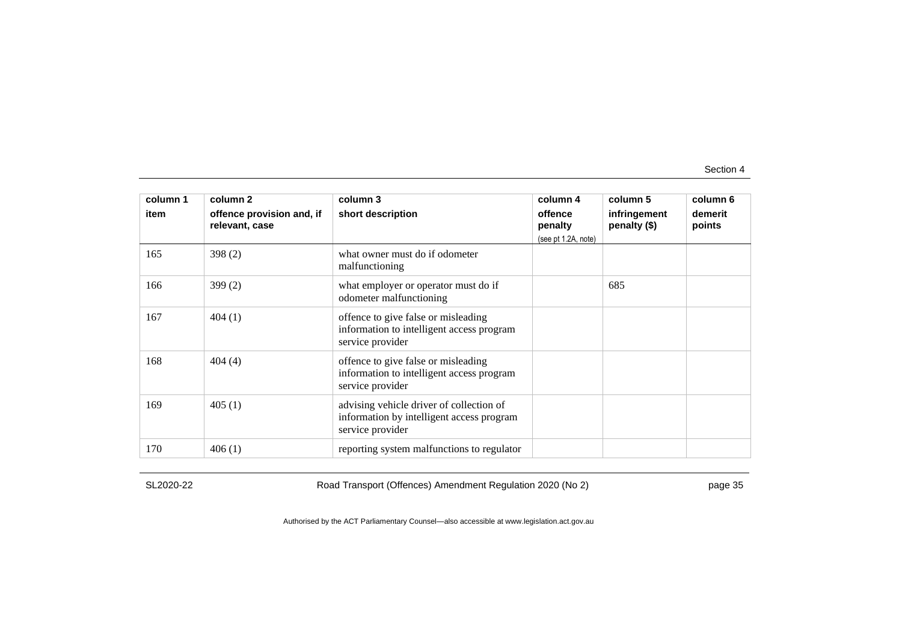| column 1<br>item | column 2<br>offence provision and, if relevant, case | column 3<br>short description | column 4<br>offence penalty<br>(see pt 1.2A, note) | column 5<br>infringement penalty ($) | column 6<br>demerit points |
|---|---|---|---|---|---|
| 165 | 398 (2) | what owner must do if odometer malfunctioning | | | |
| 166 | 399 (2) | what employer or operator must do if odometer malfunctioning | | 685 | |
| 167 | 404 (1) | offence to give false or misleading information to intelligent access program service provider | | | |
| 168 | 404 (4) | offence to give false or misleading information to intelligent access program service provider | | | |
| 169 | 405 (1) | advising vehicle driver of collection of information by intelligent access program service provider | | | |
| 170 | 406 (1) | reporting system malfunctions to regulator | | | |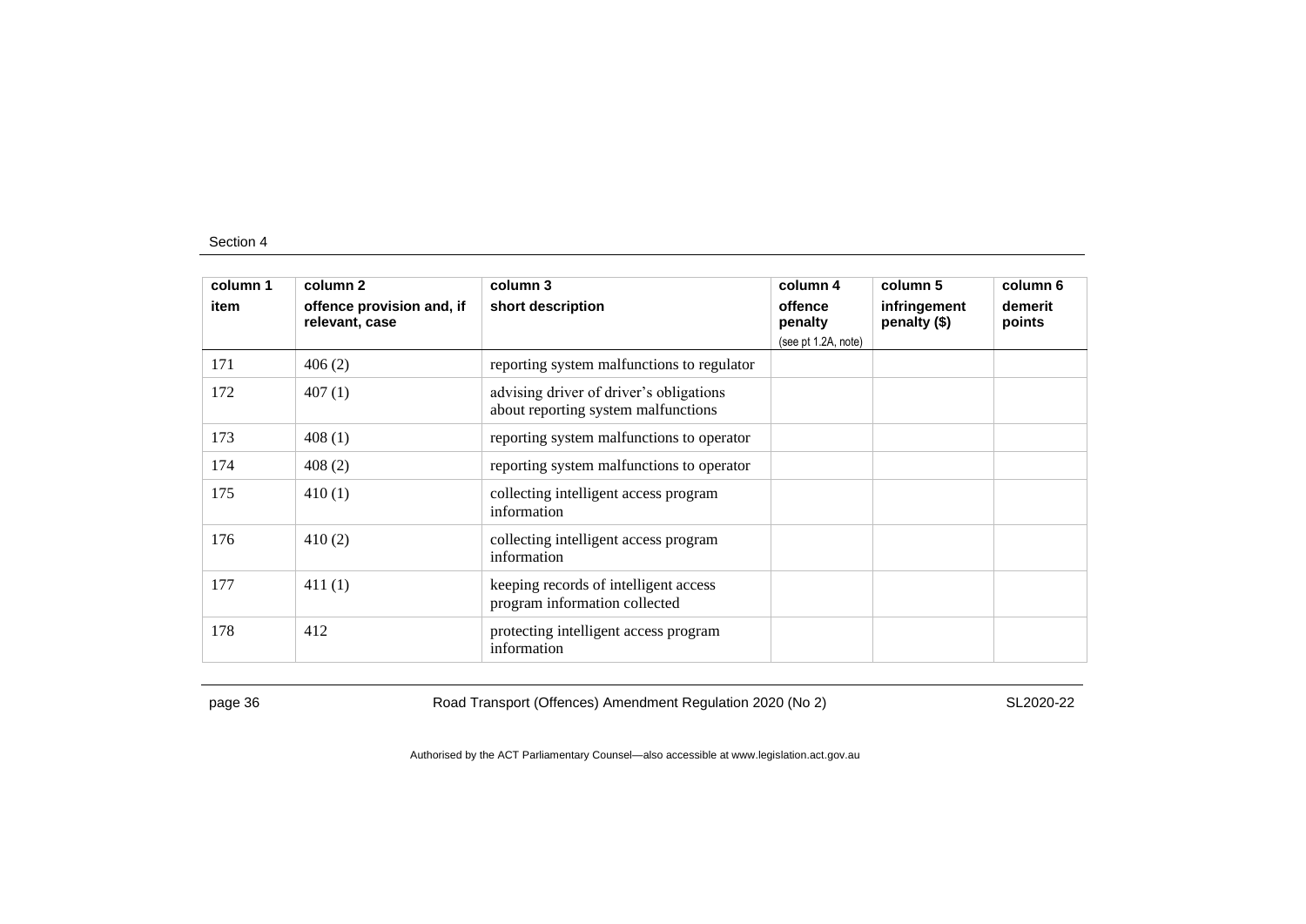| column 1 item | column 2 offence provision and, if relevant, case | column 3 short description | column 4 offence penalty (see pt 1.2A, note) | column 5 infringement penalty ($) | column 6 demerit points |
|---|---|---|---|---|---|
| 171 | 406 (2) | reporting system malfunctions to regulator | | | |
| 172 | 407 (1) | advising driver of driver's obligations about reporting system malfunctions | | | |
| 173 | 408 (1) | reporting system malfunctions to operator | | | |
| 174 | 408 (2) | reporting system malfunctions to operator | | | |
| 175 | 410 (1) | collecting intelligent access program information | | | |
| 176 | 410 (2) | collecting intelligent access program information | | | |
| 177 | 411 (1) | keeping records of intelligent access program information collected | | | |
| 178 | 412 | protecting intelligent access program information | | | |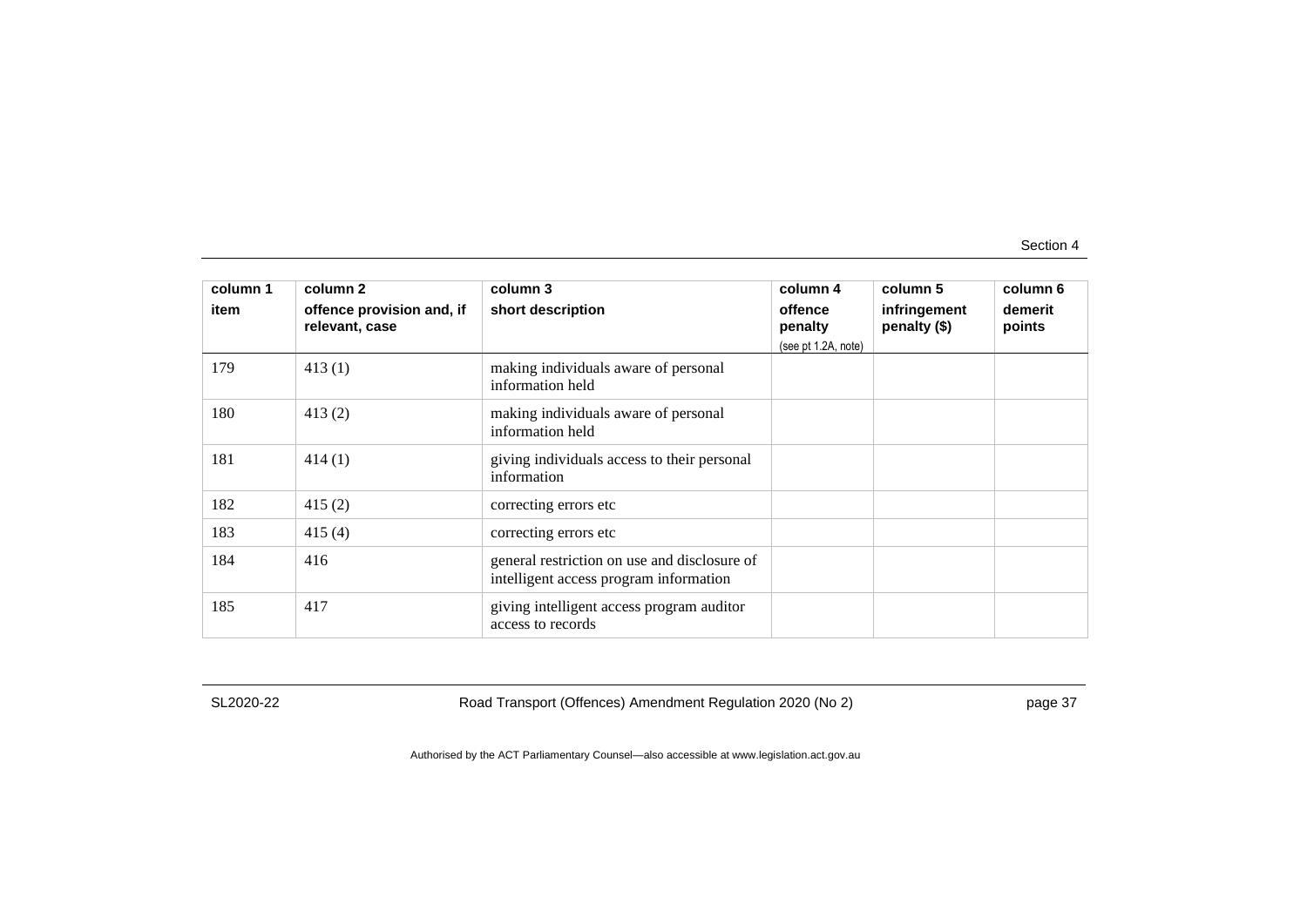| column 1<br>item | column 2<br>offence provision and, if relevant, case | column 3<br>short description | column 4<br>offence penalty<br>(see pt 1.2A, note) | column 5<br>infringement penalty ($) | column 6<br>demerit points |
|---|---|---|---|---|---|
| 179 | 413 (1) | making individuals aware of personal information held | | | |
| 180 | 413 (2) | making individuals aware of personal information held | | | |
| 181 | 414 (1) | giving individuals access to their personal information | | | |
| 182 | 415 (2) | correcting errors etc | | | |
| 183 | 415 (4) | correcting errors etc | | | |
| 184 | 416 | general restriction on use and disclosure of intelligent access program information | | | |
| 185 | 417 | giving intelligent access program auditor access to records | | | |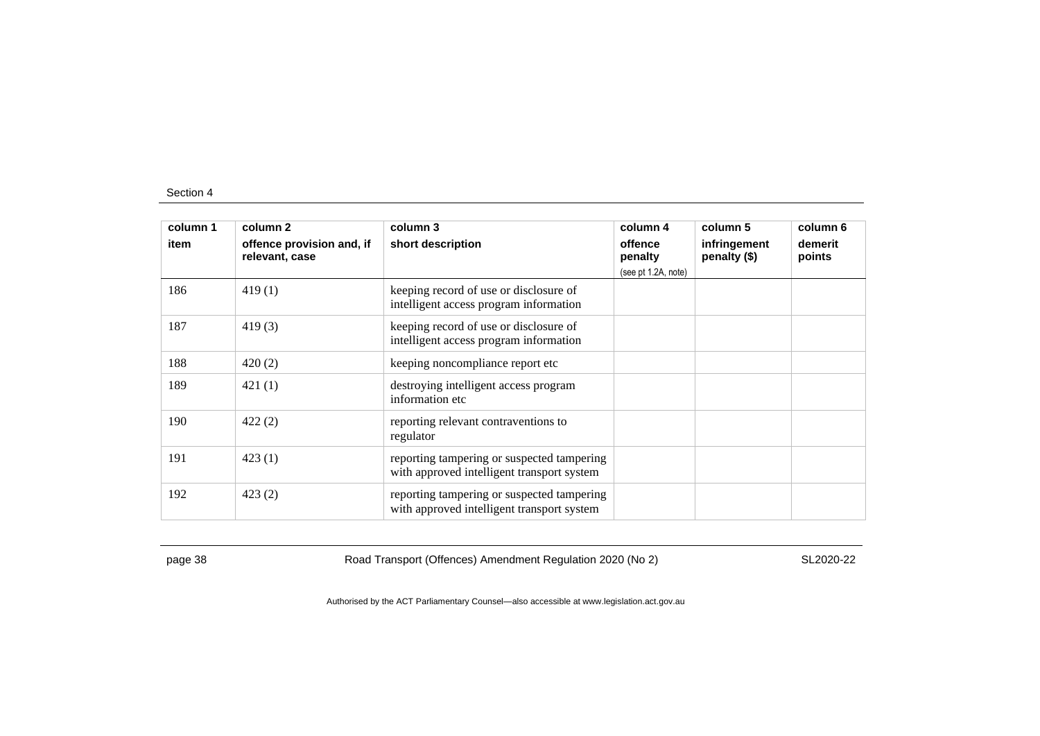| column 1<br>item | column 2<br>offence provision and, if relevant, case | column 3<br>short description | column 4<br>offence penalty<br>(see pt 1.2A, note) | column 5<br>infringement penalty ($) | column 6<br>demerit points |
|---|---|---|---|---|---|
| 186 | 419 (1) | keeping record of use or disclosure of intelligent access program information | | | |
| 187 | 419 (3) | keeping record of use or disclosure of intelligent access program information | | | |
| 188 | 420 (2) | keeping noncompliance report etc | | | |
| 189 | 421 (1) | destroying intelligent access program information etc | | | |
| 190 | 422 (2) | reporting relevant contraventions to regulator | | | |
| 191 | 423 (1) | reporting tampering or suspected tampering with approved intelligent transport system | | | |
| 192 | 423 (2) | reporting tampering or suspected tampering with approved intelligent transport system | | | |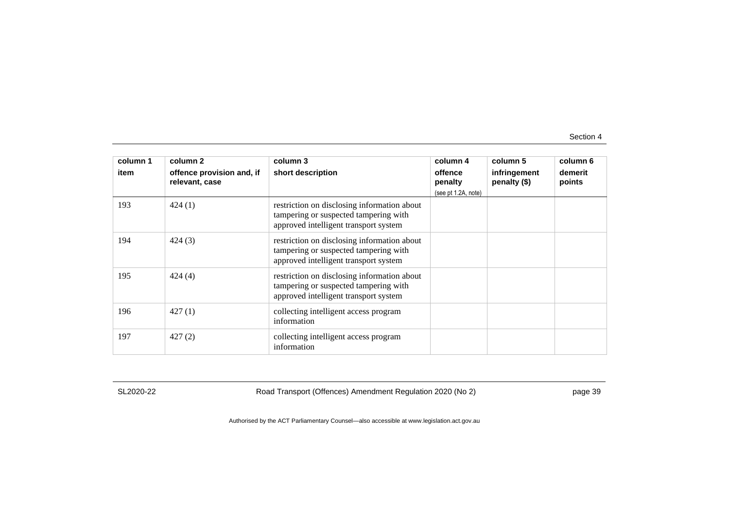| column 1<br>item | column 2<br>offence provision and, if relevant, case | column 3<br>short description | column 4<br>offence penalty<br>(see pt 1.2A, note) | column 5<br>infringement penalty ($) | column 6<br>demerit points |
|---|---|---|---|---|---|
| 193 | 424 (1) | restriction on disclosing information about tampering or suspected tampering with approved intelligent transport system | | | |
| 194 | 424 (3) | restriction on disclosing information about tampering or suspected tampering with approved intelligent transport system | | | |
| 195 | 424 (4) | restriction on disclosing information about tampering or suspected tampering with approved intelligent transport system | | | |
| 196 | 427 (1) | collecting intelligent access program information | | | |
| 197 | 427 (2) | collecting intelligent access program information | | | |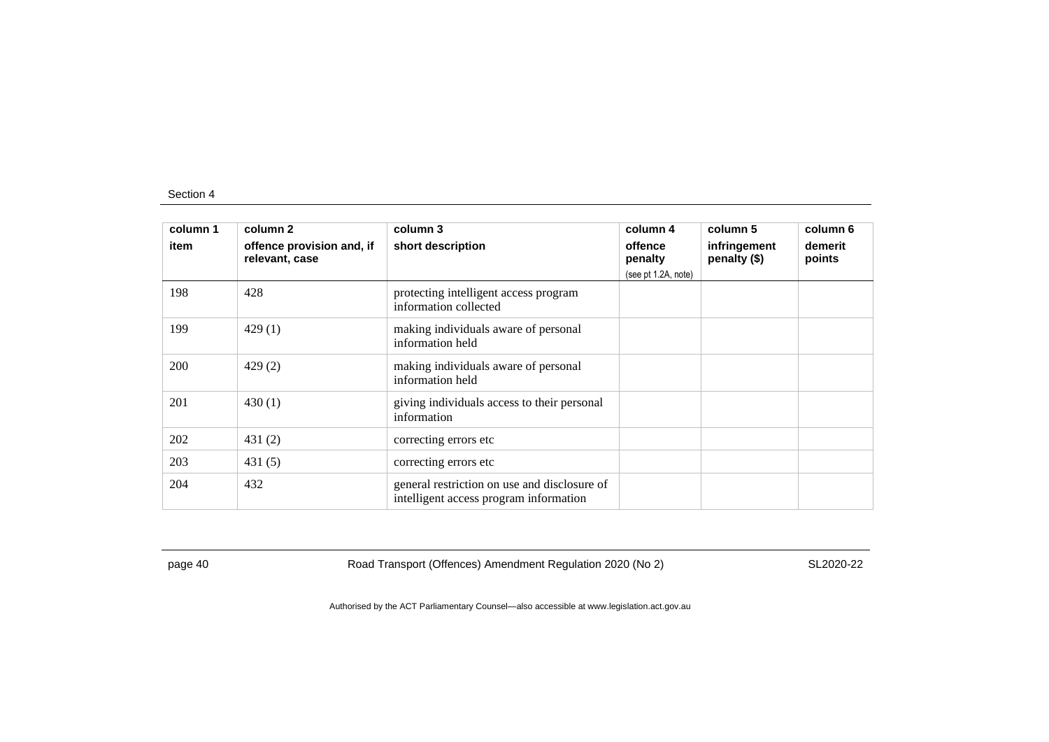| column 1 item | column 2 offence provision and, if relevant, case | column 3 short description | column 4 offence penalty (see pt 1.2A, note) | column 5 infringement penalty ($) | column 6 demerit points |
| --- | --- | --- | --- | --- | --- |
| 198 | 428 | protecting intelligent access program information collected | | | |
| 199 | 429 (1) | making individuals aware of personal information held | | | |
| 200 | 429 (2) | making individuals aware of personal information held | | | |
| 201 | 430 (1) | giving individuals access to their personal information | | | |
| 202 | 431 (2) | correcting errors etc | | | |
| 203 | 431 (5) | correcting errors etc | | | |
| 204 | 432 | general restriction on use and disclosure of intelligent access program information | | | |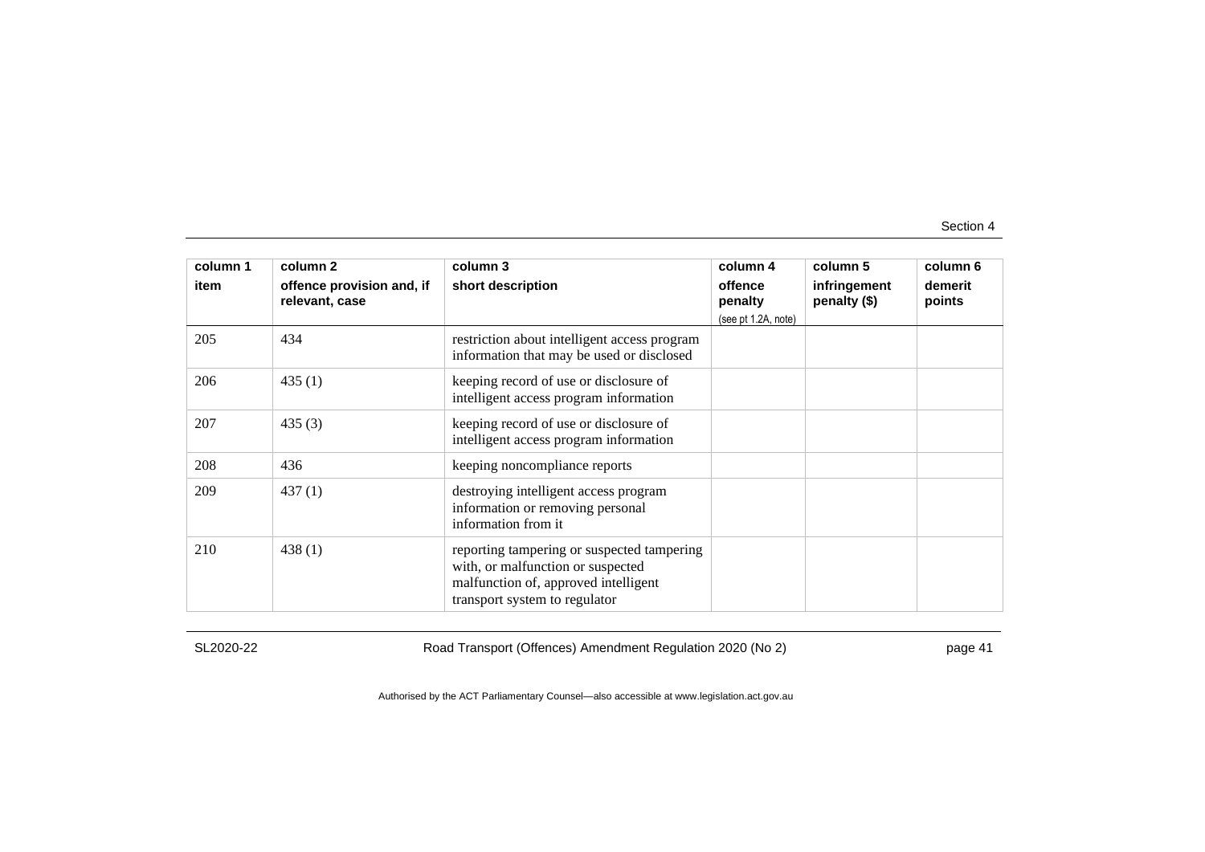| column 1<br>item | column 2<br>offence provision and, if relevant, case | column 3<br>short description | column 4<br>offence penalty<br>(see pt 1.2A, note) | column 5<br>infringement penalty ($) | column 6<br>demerit points |
|---|---|---|---|---|---|
| 205 | 434 | restriction about intelligent access program information that may be used or disclosed | | | |
| 206 | 435 (1) | keeping record of use or disclosure of intelligent access program information | | | |
| 207 | 435 (3) | keeping record of use or disclosure of intelligent access program information | | | |
| 208 | 436 | keeping noncompliance reports | | | |
| 209 | 437 (1) | destroying intelligent access program information or removing personal information from it | | | |
| 210 | 438 (1) | reporting tampering or suspected tampering with, or malfunction or suspected malfunction of, approved intelligent transport system to regulator | | | |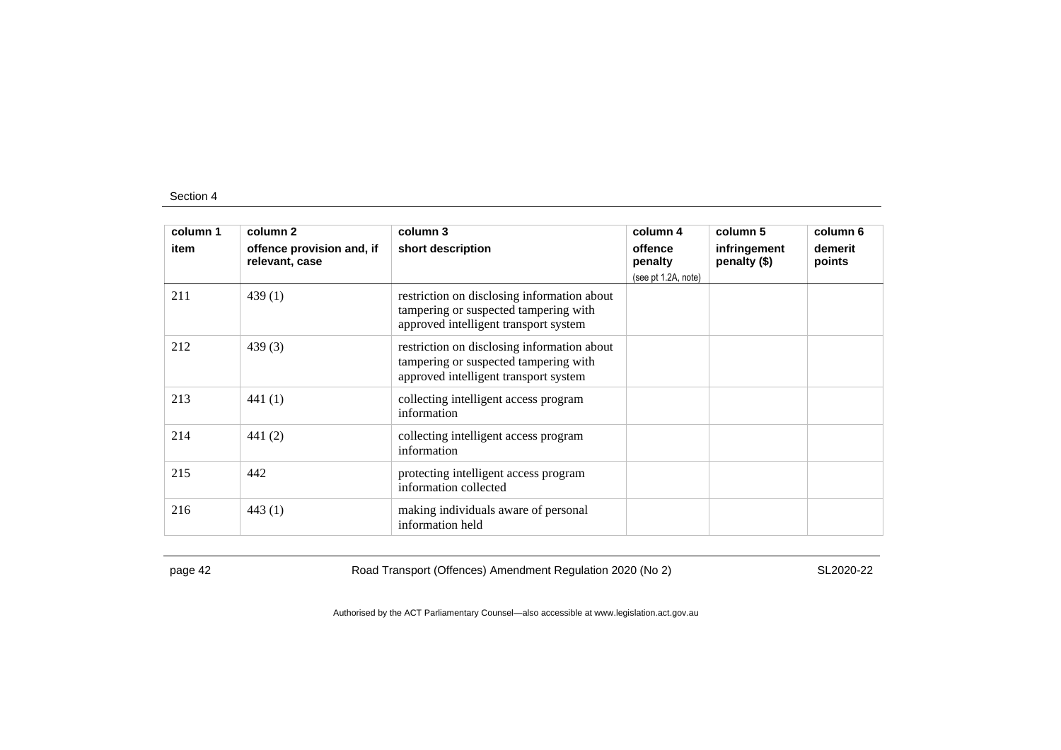| column 1<br>item | column 2<br>offence provision and, if relevant, case | column 3<br>short description | column 4<br>offence penalty<br>(see pt 1.2A, note) | column 5<br>infringement penalty ($) | column 6<br>demerit points |
|---|---|---|---|---|---|
| 211 | 439 (1) | restriction on disclosing information about tampering or suspected tampering with approved intelligent transport system | | | |
| 212 | 439 (3) | restriction on disclosing information about tampering or suspected tampering with approved intelligent transport system | | | |
| 213 | 441 (1) | collecting intelligent access program information | | | |
| 214 | 441 (2) | collecting intelligent access program information | | | |
| 215 | 442 | protecting intelligent access program information collected | | | |
| 216 | 443 (1) | making individuals aware of personal information held | | | |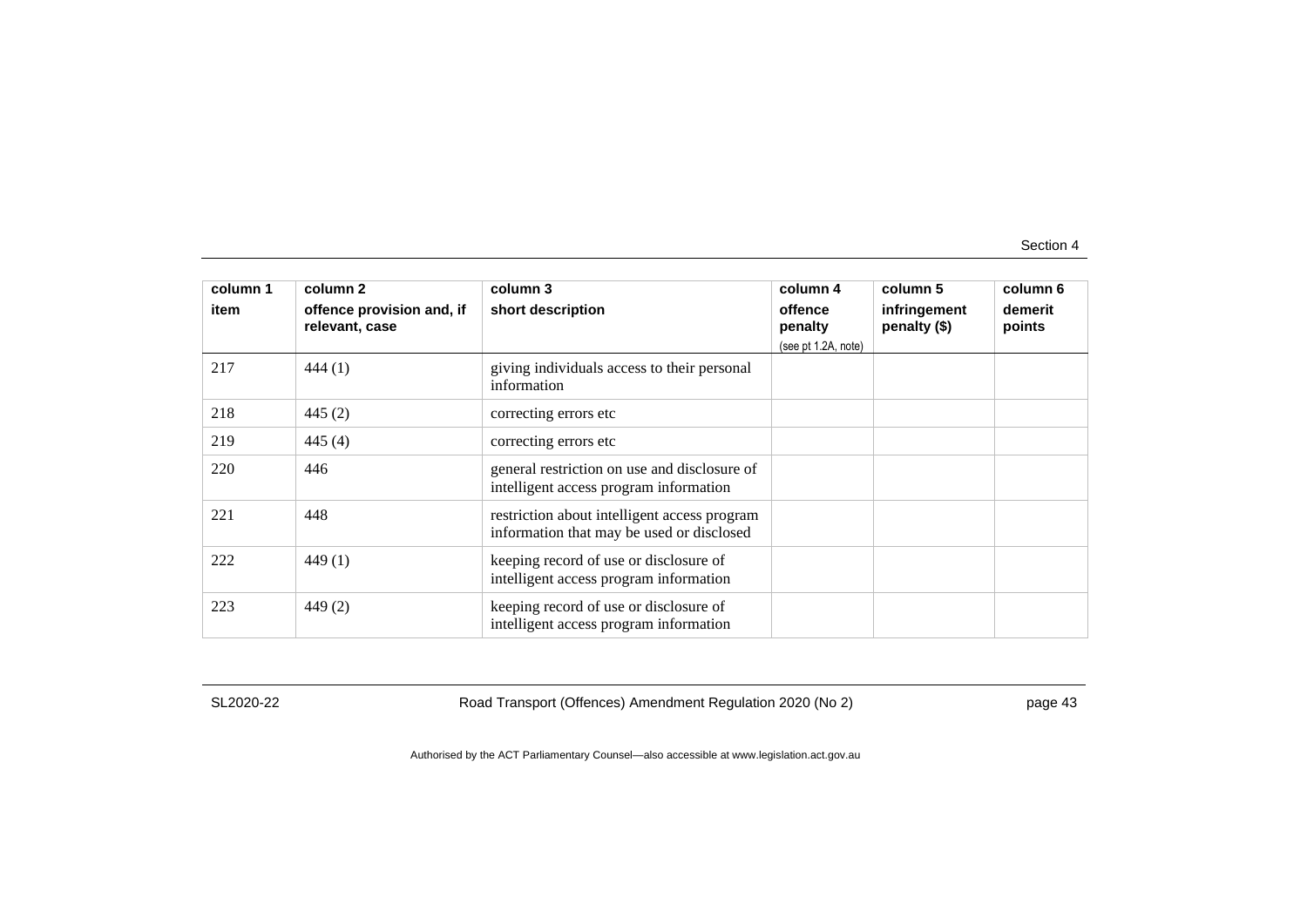| column 1<br>item | column 2<br>offence provision and, if relevant, case | column 3<br>short description | column 4<br>offence penalty<br>(see pt 1.2A, note) | column 5<br>infringement penalty ($) | column 6<br>demerit points |
|---|---|---|---|---|---|
| 217 | 444 (1) | giving individuals access to their personal information | | | |
| 218 | 445 (2) | correcting errors etc | | | |
| 219 | 445 (4) | correcting errors etc | | | |
| 220 | 446 | general restriction on use and disclosure of intelligent access program information | | | |
| 221 | 448 | restriction about intelligent access program information that may be used or disclosed | | | |
| 222 | 449 (1) | keeping record of use or disclosure of intelligent access program information | | | |
| 223 | 449 (2) | keeping record of use or disclosure of intelligent access program information | | | |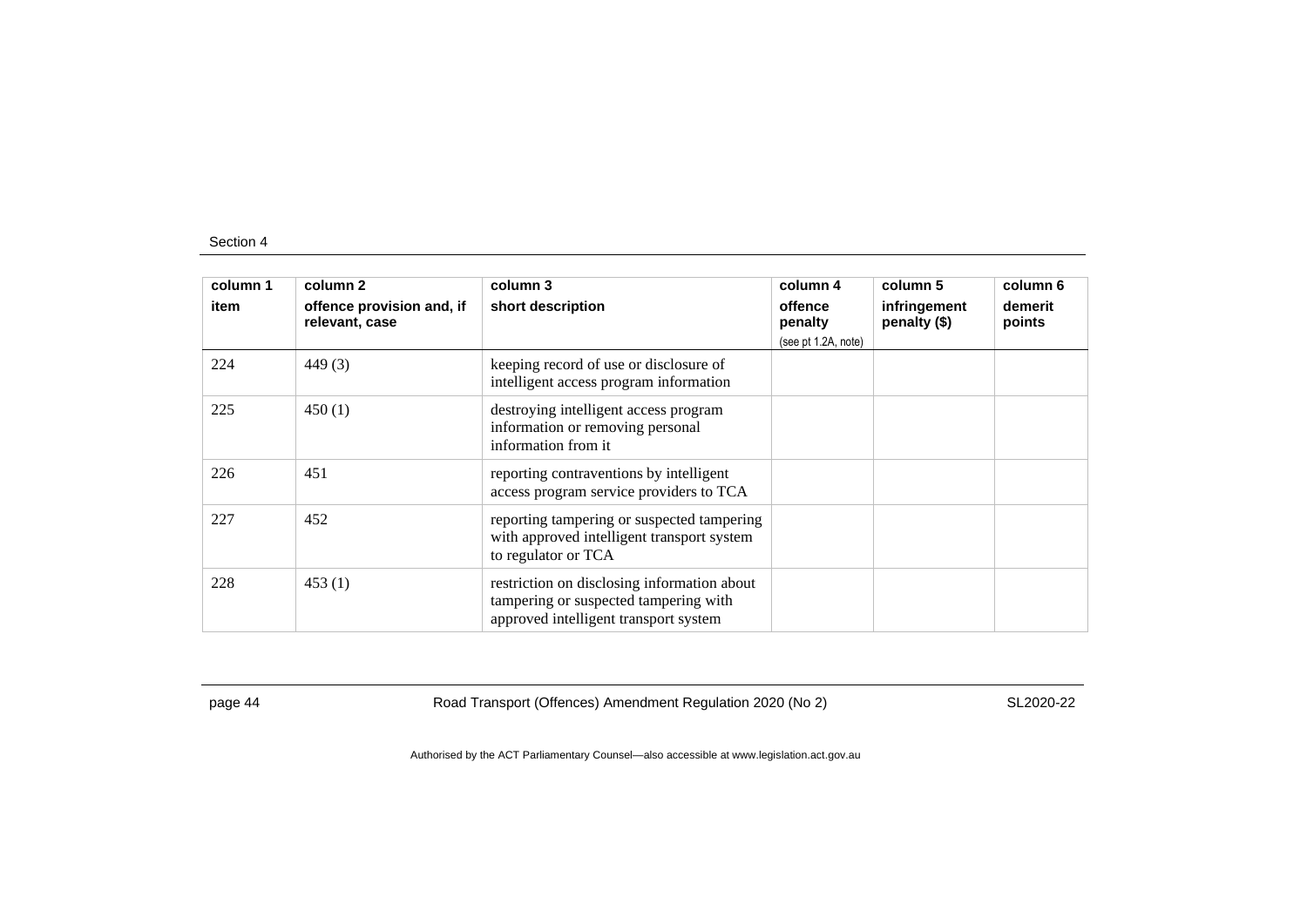| column 1<br>item | column 2<br>offence provision and, if relevant, case | column 3<br>short description | column 4<br>offence penalty<br>(see pt 1.2A, note) | column 5<br>infringement penalty ($) | column 6<br>demerit points |
|---|---|---|---|---|---|
| 224 | 449 (3) | keeping record of use or disclosure of intelligent access program information | | | |
| 225 | 450 (1) | destroying intelligent access program information or removing personal information from it | | | |
| 226 | 451 | reporting contraventions by intelligent access program service providers to TCA | | | |
| 227 | 452 | reporting tampering or suspected tampering with approved intelligent transport system to regulator or TCA | | | |
| 228 | 453 (1) | restriction on disclosing information about tampering or suspected tampering with approved intelligent transport system | | | |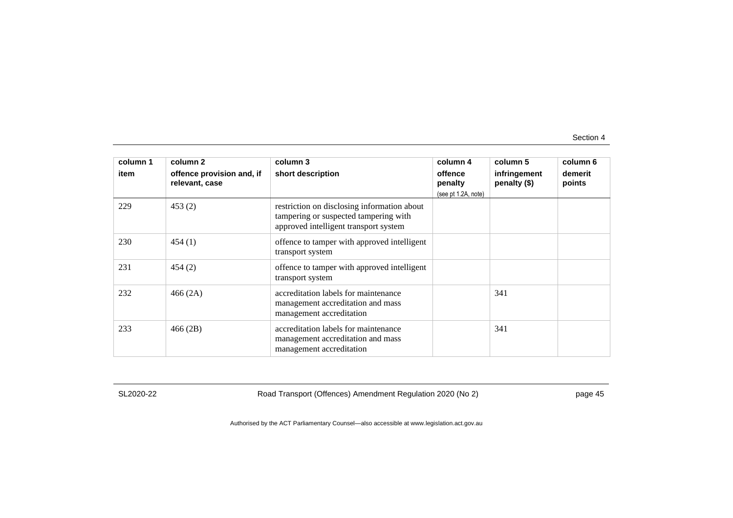| column 1 item | column 2 offence provision and, if relevant, case | column 3 short description | column 4 offence penalty (see pt 1.2A, note) | column 5 infringement penalty ($) | column 6 demerit points |
|---|---|---|---|---|---|
| 229 | 453 (2) | restriction on disclosing information about tampering or suspected tampering with approved intelligent transport system | | | |
| 230 | 454 (1) | offence to tamper with approved intelligent transport system | | | |
| 231 | 454 (2) | offence to tamper with approved intelligent transport system | | | |
| 232 | 466 (2A) | accreditation labels for maintenance management accreditation and mass management accreditation | | 341 | |
| 233 | 466 (2B) | accreditation labels for maintenance management accreditation and mass management accreditation | | 341 | |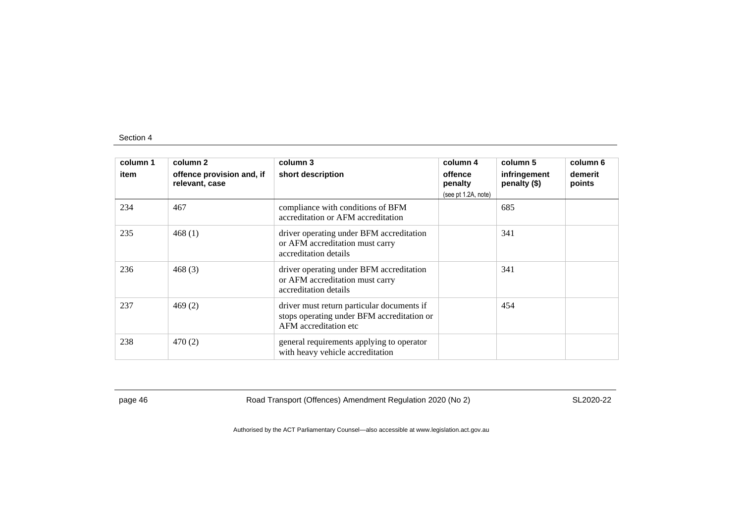| column 1 item | column 2 offence provision and, if relevant, case | column 3 short description | column 4 offence penalty (see pt 1.2A, note) | column 5 infringement penalty ($) | column 6 demerit points |
|---|---|---|---|---|---|
| 234 | 467 | compliance with conditions of BFM accreditation or AFM accreditation | | 685 | |
| 235 | 468 (1) | driver operating under BFM accreditation or AFM accreditation must carry accreditation details | | 341 | |
| 236 | 468 (3) | driver operating under BFM accreditation or AFM accreditation must carry accreditation details | | 341 | |
| 237 | 469 (2) | driver must return particular documents if stops operating under BFM accreditation or AFM accreditation etc | | 454 | |
| 238 | 470 (2) | general requirements applying to operator with heavy vehicle accreditation | | | |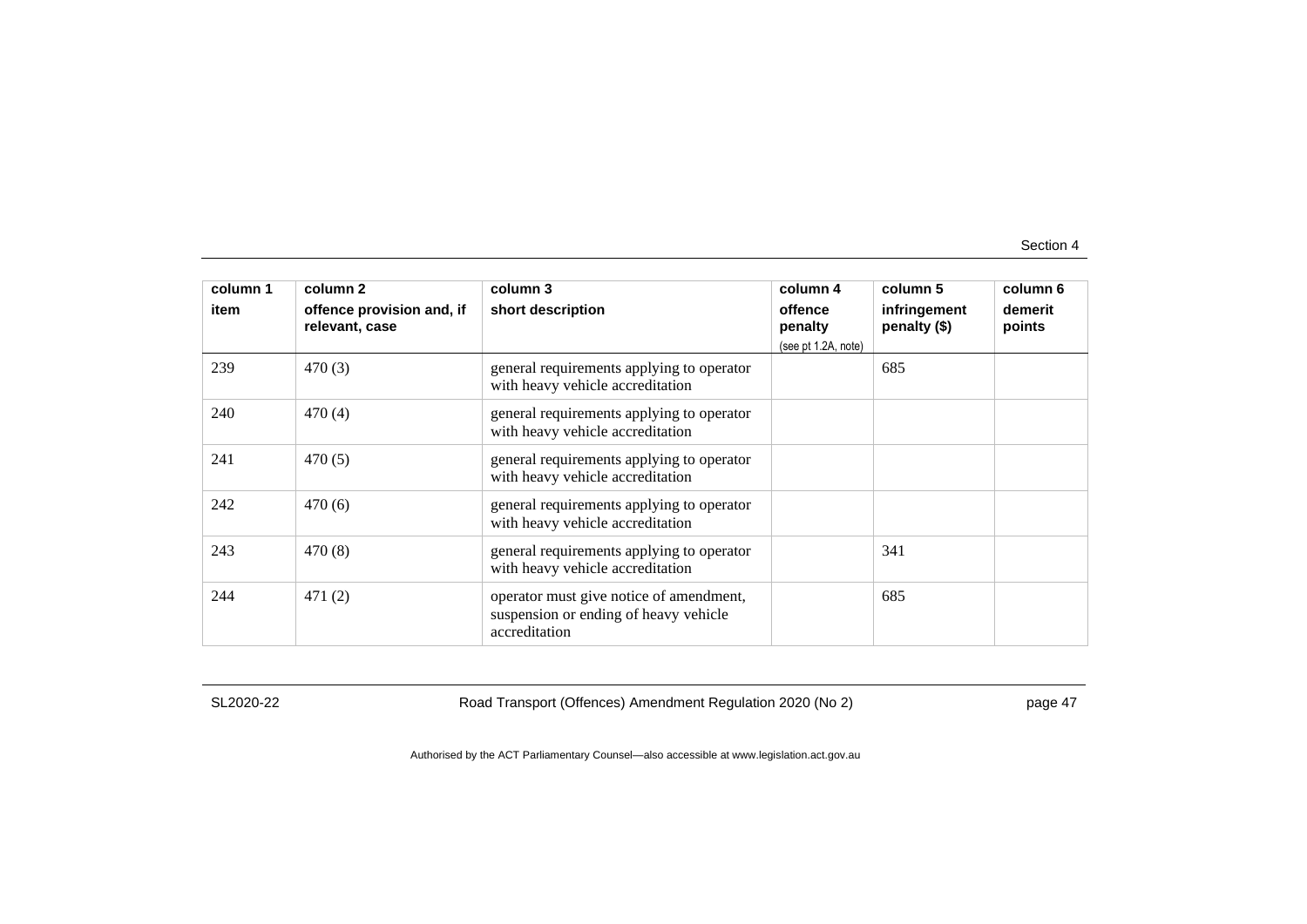| column 1 | column 2 | column 3 | column 4 | column 5 | column 6 |
|---|---|---|---|---|---|
| item | offence provision and, if relevant, case | short description | offence penalty (see pt 1.2A, note) | infringement penalty ($) | demerit points |
| 239 | 470 (3) | general requirements applying to operator with heavy vehicle accreditation | | 685 | |
| 240 | 470 (4) | general requirements applying to operator with heavy vehicle accreditation | | | |
| 241 | 470 (5) | general requirements applying to operator with heavy vehicle accreditation | | | |
| 242 | 470 (6) | general requirements applying to operator with heavy vehicle accreditation | | | |
| 243 | 470 (8) | general requirements applying to operator with heavy vehicle accreditation | | 341 | |
| 244 | 471 (2) | operator must give notice of amendment, suspension or ending of heavy vehicle accreditation | | 685 | |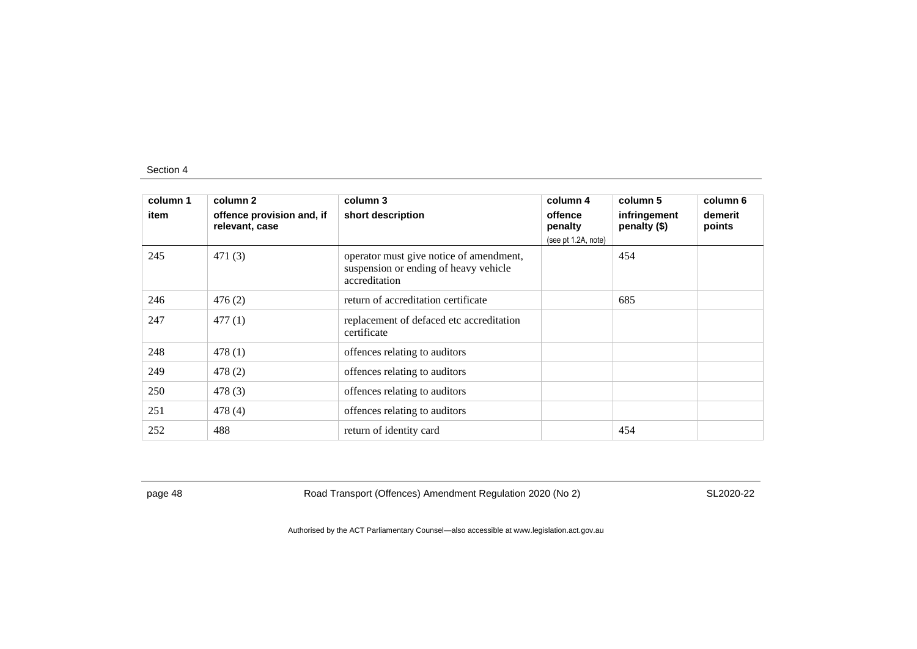| column 1 item | column 2 offence provision and, if relevant, case | column 3 short description | column 4 offence penalty (see pt 1.2A, note) | column 5 infringement penalty ($) | column 6 demerit points |
|---|---|---|---|---|---|
| 245 | 471 (3) | operator must give notice of amendment, suspension or ending of heavy vehicle accreditation | | 454 | |
| 246 | 476 (2) | return of accreditation certificate | | 685 | |
| 247 | 477 (1) | replacement of defaced etc accreditation certificate | | | |
| 248 | 478 (1) | offences relating to auditors | | | |
| 249 | 478 (2) | offences relating to auditors | | | |
| 250 | 478 (3) | offences relating to auditors | | | |
| 251 | 478 (4) | offences relating to auditors | | | |
| 252 | 488 | return of identity card | | 454 | |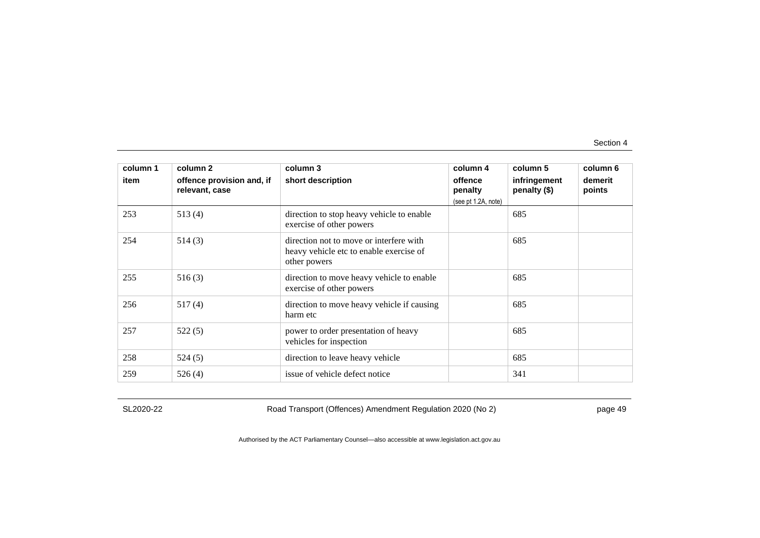| column 1<br>item | column 2<br>offence provision and, if relevant, case | column 3<br>short description | column 4<br>offence penalty<br>(see pt 1.2A, note) | column 5<br>infringement penalty ($) | column 6<br>demerit points |
|---|---|---|---|---|---|
| 253 | 513 (4) | direction to stop heavy vehicle to enable exercise of other powers | | 685 | |
| 254 | 514 (3) | direction not to move or interfere with heavy vehicle etc to enable exercise of other powers | | 685 | |
| 255 | 516 (3) | direction to move heavy vehicle to enable exercise of other powers | | 685 | |
| 256 | 517 (4) | direction to move heavy vehicle if causing harm etc | | 685 | |
| 257 | 522 (5) | power to order presentation of heavy vehicles for inspection | | 685 | |
| 258 | 524 (5) | direction to leave heavy vehicle | | 685 | |
| 259 | 526 (4) | issue of vehicle defect notice | | 341 | |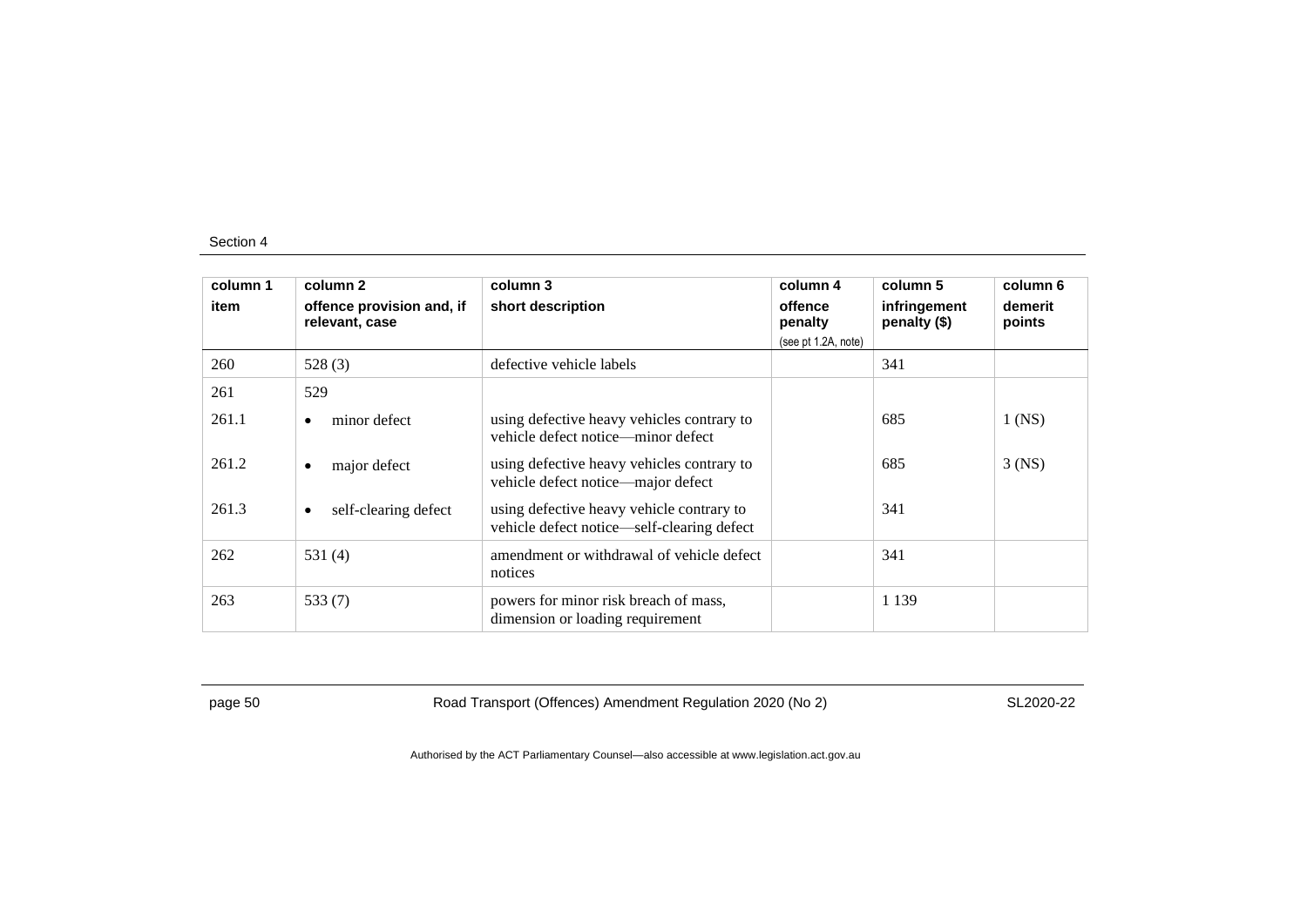| column 1 item | column 2 offence provision and, if relevant, case | column 3 short description | column 4 offence penalty (see pt 1.2A, note) | column 5 infringement penalty ($) | column 6 demerit points |
|---|---|---|---|---|---|
| 260 | 528 (3) | defective vehicle labels | | 341 | |
| 261 | 529 | | | | |
| 261.1 | • minor defect | using defective heavy vehicles contrary to vehicle defect notice—minor defect | | 685 | 1 (NS) |
| 261.2 | • major defect | using defective heavy vehicles contrary to vehicle defect notice—major defect | | 685 | 3 (NS) |
| 261.3 | • self-clearing defect | using defective heavy vehicle contrary to vehicle defect notice—self-clearing defect | | 341 | |
| 262 | 531 (4) | amendment or withdrawal of vehicle defect notices | | 341 | |
| 263 | 533 (7) | powers for minor risk breach of mass, dimension or loading requirement | | 1 139 | |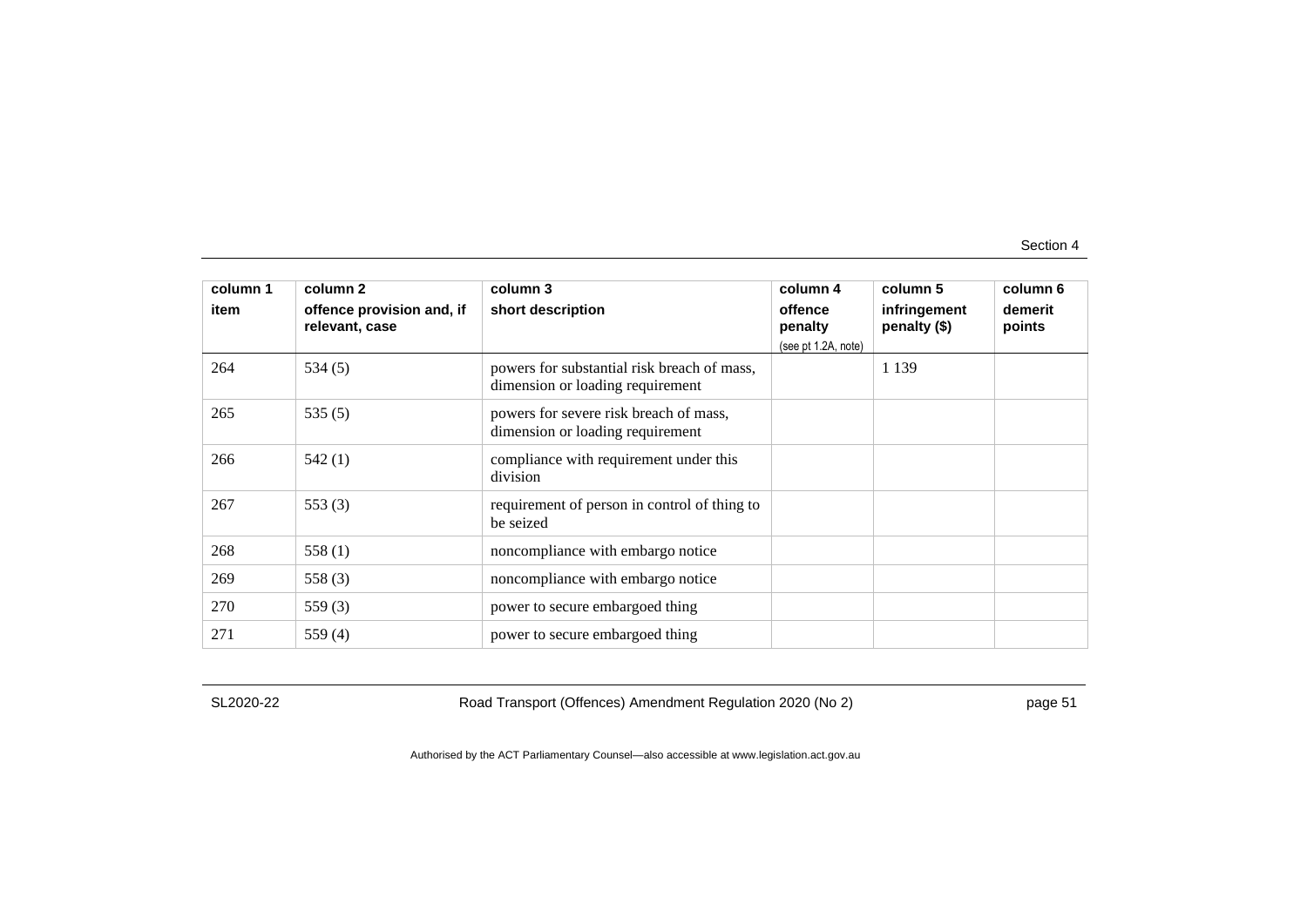| column 1 item | column 2 offence provision and, if relevant, case | column 3 short description | column 4 offence penalty (see pt 1.2A, note) | column 5 infringement penalty ($) | column 6 demerit points |
|---|---|---|---|---|---|
| 264 | 534 (5) | powers for substantial risk breach of mass, dimension or loading requirement | | 1 139 | |
| 265 | 535 (5) | powers for severe risk breach of mass, dimension or loading requirement | | | |
| 266 | 542 (1) | compliance with requirement under this division | | | |
| 267 | 553 (3) | requirement of person in control of thing to be seized | | | |
| 268 | 558 (1) | noncompliance with embargo notice | | | |
| 269 | 558 (3) | noncompliance with embargo notice | | | |
| 270 | 559 (3) | power to secure embargoed thing | | | |
| 271 | 559 (4) | power to secure embargoed thing | | | |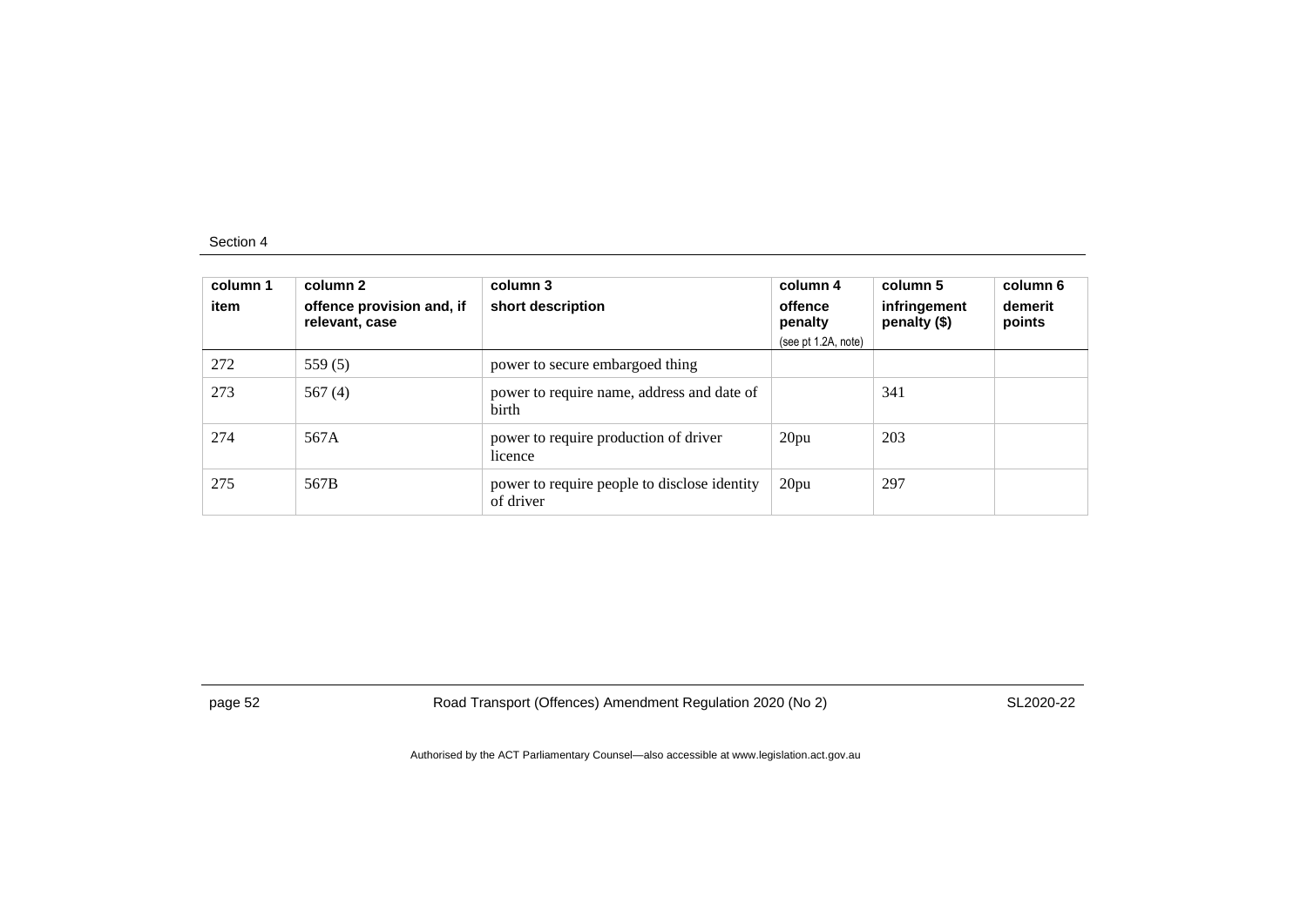| column 1<br>item | column 2<br>offence provision and, if relevant, case | column 3<br>short description | column 4<br>offence penalty<br>(see pt 1.2A, note) | column 5<br>infringement penalty ($) | column 6<br>demerit points |
|---|---|---|---|---|---|
| 272 | 559 (5) | power to secure embargoed thing | | | |
| 273 | 567 (4) | power to require name, address and date of birth | | 341 | |
| 274 | 567A | power to require production of driver licence | 20pu | 203 | |
| 275 | 567B | power to require people to disclose identity of driver | 20pu | 297 | |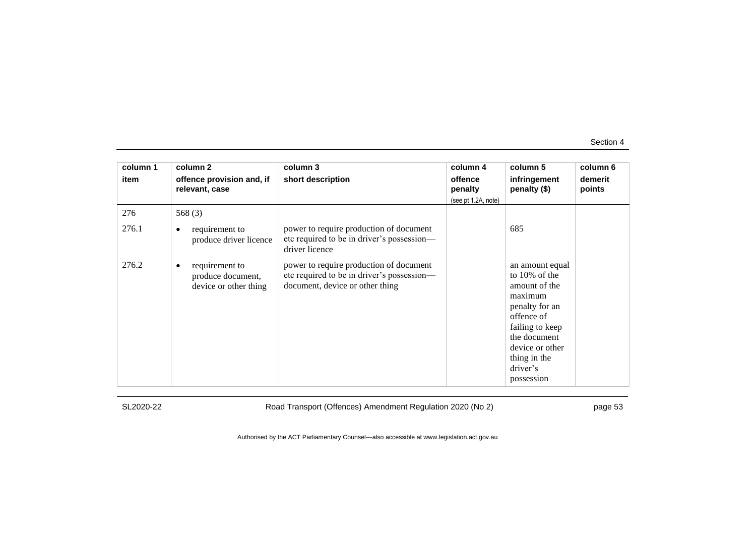| column 1<br>item | column 2<br>offence provision and, if relevant, case | column 3<br>short description | column 4<br>offence penalty<br>(see pt 1.2A, note) | column 5<br>infringement penalty ($) | column 6<br>demerit points |
|---|---|---|---|---|---|
| 276 | 568 (3) | | | | |
| 276.1 | • requirement to produce driver licence | power to require production of document etc required to be in driver's possession—driver licence | | 685 | |
| 276.2 | • requirement to produce document, device or other thing | power to require production of document etc required to be in driver's possession—document, device or other thing | | an amount equal to 10% of the amount of the maximum penalty for an offence of failing to keep the document device or other thing in the driver's possession | |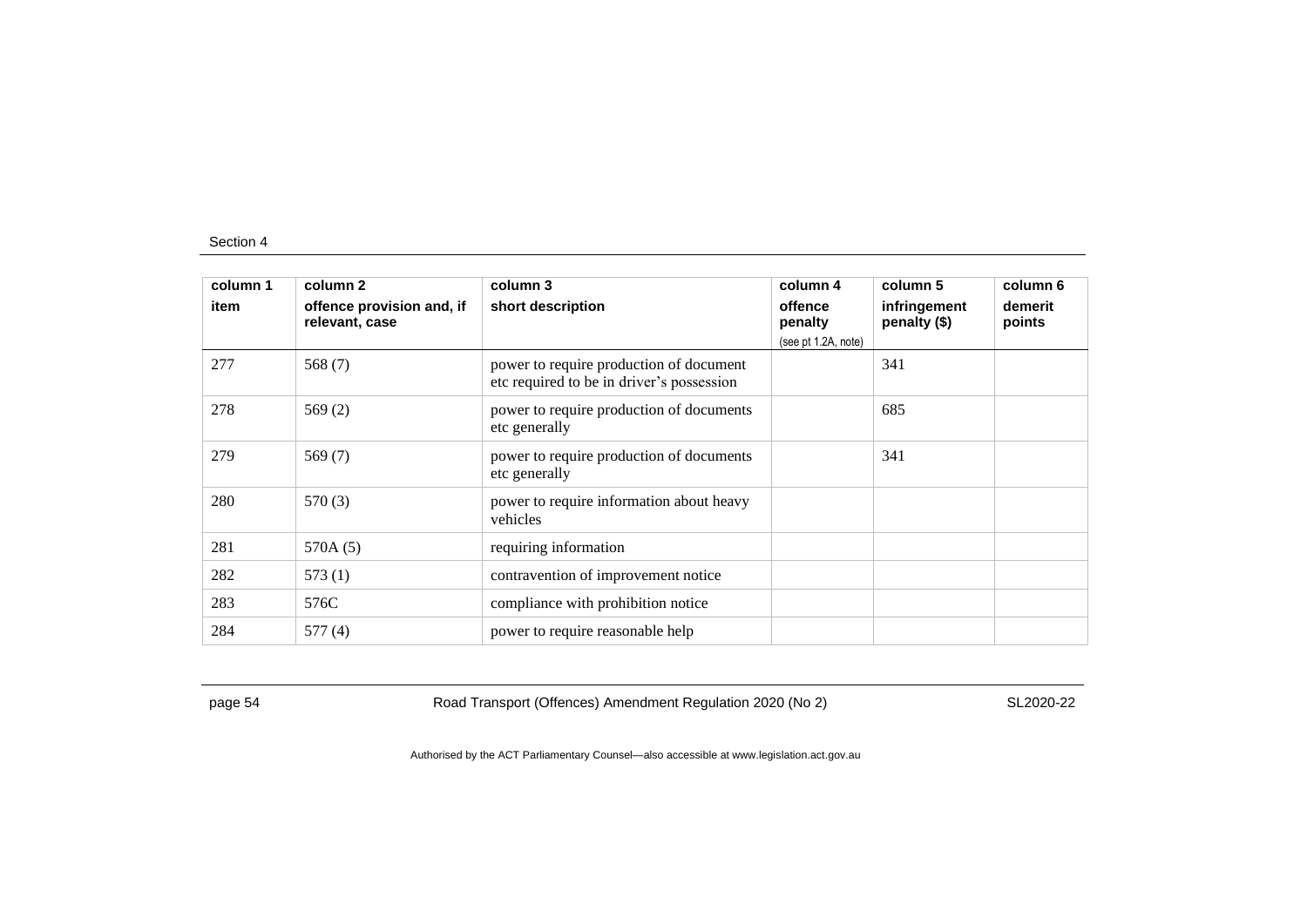| column 1 item | column 2 offence provision and, if relevant, case | column 3 short description | column 4 offence penalty (see pt 1.2A, note) | column 5 infringement penalty ($) | column 6 demerit points |
|---|---|---|---|---|---|
| 277 | 568 (7) | power to require production of document etc required to be in driver's possession | | 341 | |
| 278 | 569 (2) | power to require production of documents etc generally | | 685 | |
| 279 | 569 (7) | power to require production of documents etc generally | | 341 | |
| 280 | 570 (3) | power to require information about heavy vehicles | | | |
| 281 | 570A (5) | requiring information | | | |
| 282 | 573 (1) | contravention of improvement notice | | | |
| 283 | 576C | compliance with prohibition notice | | | |
| 284 | 577 (4) | power to require reasonable help | | | |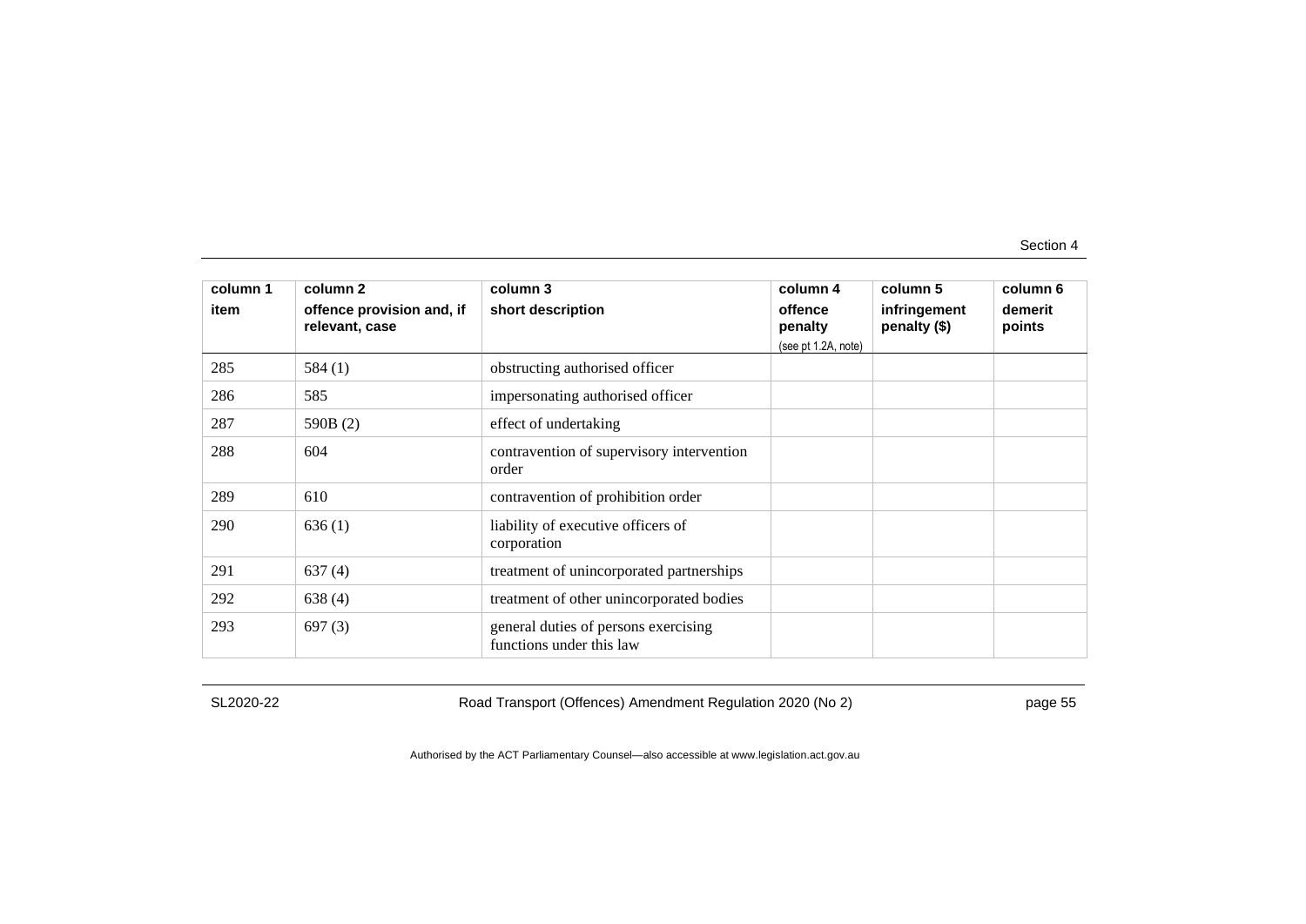| column 1<br>item | column 2<br>offence provision and, if relevant, case | column 3<br>short description | column 4<br>offence penalty<br>(see pt 1.2A, note) | column 5<br>infringement penalty ($) | column 6<br>demerit points |
|---|---|---|---|---|---|
| 285 | 584 (1) | obstructing authorised officer | | | |
| 286 | 585 | impersonating authorised officer | | | |
| 287 | 590B (2) | effect of undertaking | | | |
| 288 | 604 | contravention of supervisory intervention order | | | |
| 289 | 610 | contravention of prohibition order | | | |
| 290 | 636 (1) | liability of executive officers of corporation | | | |
| 291 | 637 (4) | treatment of unincorporated partnerships | | | |
| 292 | 638 (4) | treatment of other unincorporated bodies | | | |
| 293 | 697 (3) | general duties of persons exercising functions under this law | | | |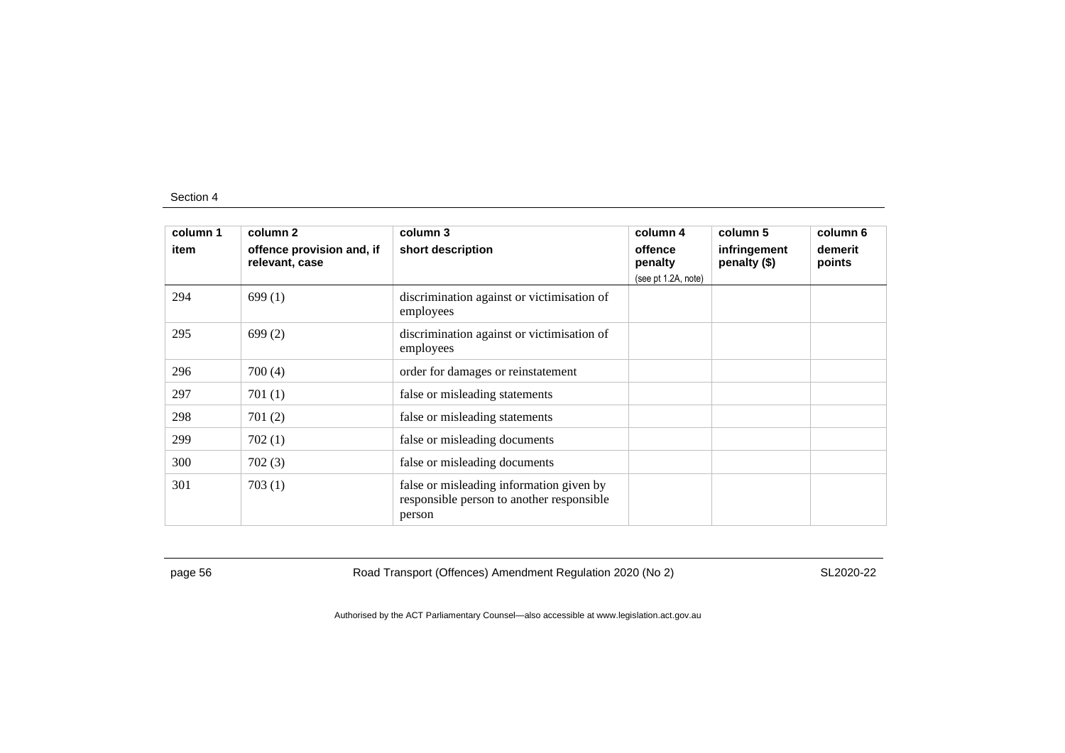| column 1 item | column 2 offence provision and, if relevant, case | column 3 short description | column 4 offence penalty (see pt 1.2A, note) | column 5 infringement penalty ($) | column 6 demerit points |
|---|---|---|---|---|---|
| 294 | 699 (1) | discrimination against or victimisation of employees | | | |
| 295 | 699 (2) | discrimination against or victimisation of employees | | | |
| 296 | 700 (4) | order for damages or reinstatement | | | |
| 297 | 701 (1) | false or misleading statements | | | |
| 298 | 701 (2) | false or misleading statements | | | |
| 299 | 702 (1) | false or misleading documents | | | |
| 300 | 702 (3) | false or misleading documents | | | |
| 301 | 703 (1) | false or misleading information given by responsible person to another responsible person | | | |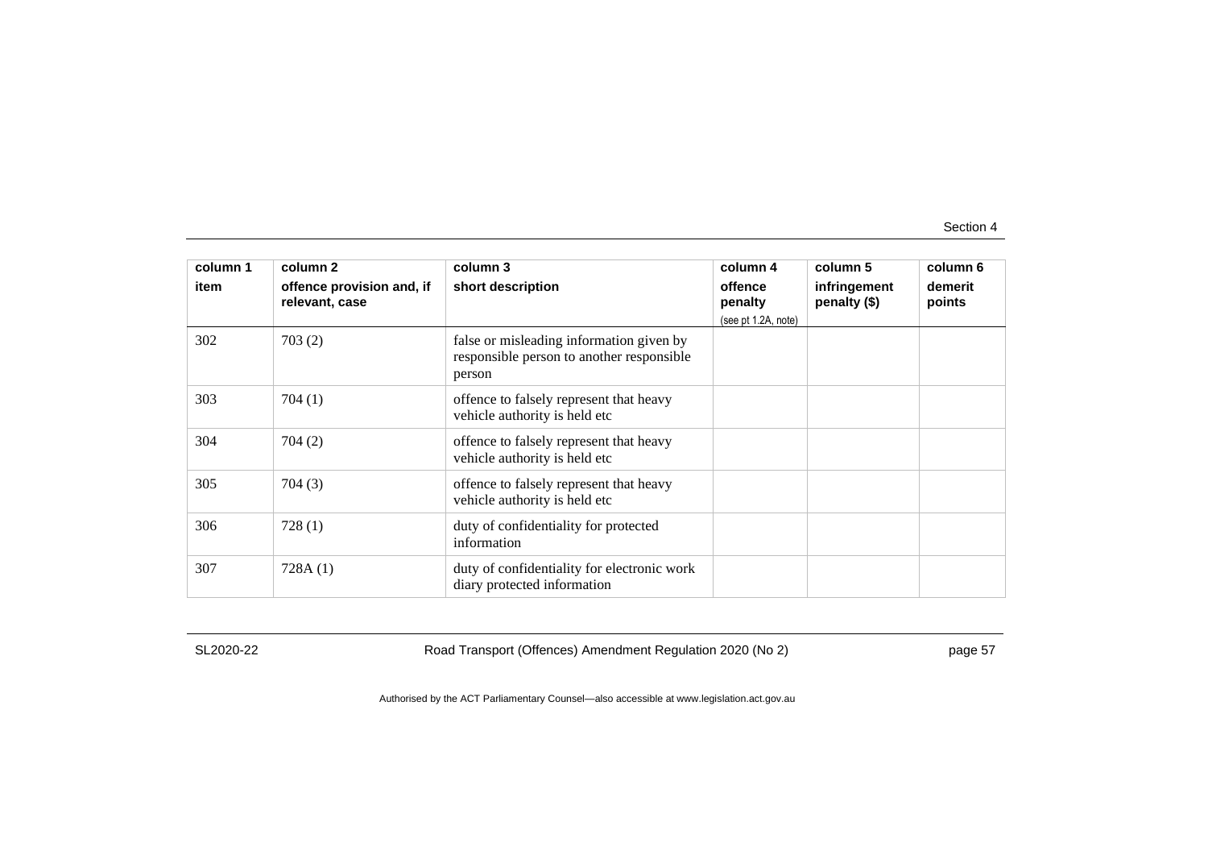| column 1<br>item | column 2<br>offence provision and, if relevant, case | column 3<br>short description | column 4<br>offence penalty<br>(see pt 1.2A, note) | column 5<br>infringement penalty ($) | column 6<br>demerit points |
|---|---|---|---|---|---|
| 302 | 703 (2) | false or misleading information given by responsible person to another responsible person | | | |
| 303 | 704 (1) | offence to falsely represent that heavy vehicle authority is held etc | | | |
| 304 | 704 (2) | offence to falsely represent that heavy vehicle authority is held etc | | | |
| 305 | 704 (3) | offence to falsely represent that heavy vehicle authority is held etc | | | |
| 306 | 728 (1) | duty of confidentiality for protected information | | | |
| 307 | 728A (1) | duty of confidentiality for electronic work diary protected information | | | |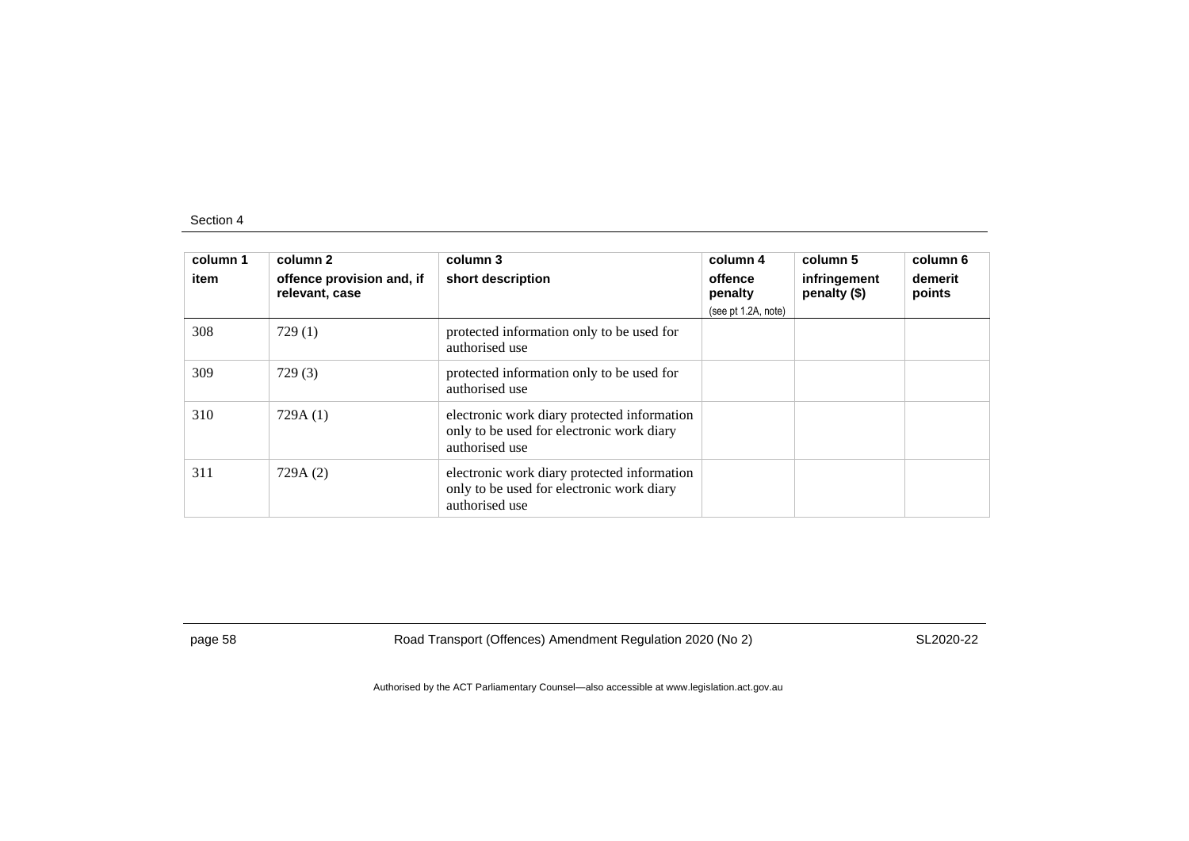| column 1 item | column 2 offence provision and, if relevant, case | column 3 short description | column 4 offence penalty (see pt 1.2A, note) | column 5 infringement penalty ($) | column 6 demerit points |
|---|---|---|---|---|---|
| 308 | 729 (1) | protected information only to be used for authorised use | | | |
| 309 | 729 (3) | protected information only to be used for authorised use | | | |
| 310 | 729A (1) | electronic work diary protected information only to be used for electronic work diary authorised use | | | |
| 311 | 729A (2) | electronic work diary protected information only to be used for electronic work diary authorised use | | | |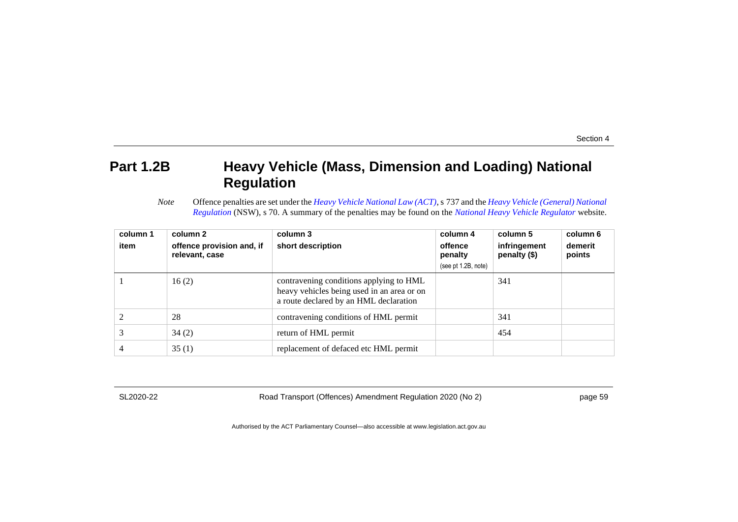## Part 1.2B Heavy Vehicle (Mass, Dimension and Loading) National Regulation

*Note* Offence penalties are set under the *Heavy Vehicle National Law (ACT)*, s 737 and the *Heavy Vehicle (General) National Regulation* (NSW), s 70. A summary of the penalties may be found on the *National Heavy Vehicle Regulator* website.

| column 1<br>item | column 2<br>offence provision and, if relevant, case | column 3<br>short description | column 4<br>offence penalty<br>(see pt 1.2B, note) | column 5<br>infringement penalty ($) | column 6<br>demerit points |
|---|---|---|---|---|---|
| 1 | 16 (2) | contravening conditions applying to HML heavy vehicles being used in an area or on a route declared by an HML declaration | | 341 | |
| 2 | 28 | contravening conditions of HML permit | | 341 | |
| 3 | 34 (2) | return of HML permit | | 454 | |
| 4 | 35 (1) | replacement of defaced etc HML permit | | | |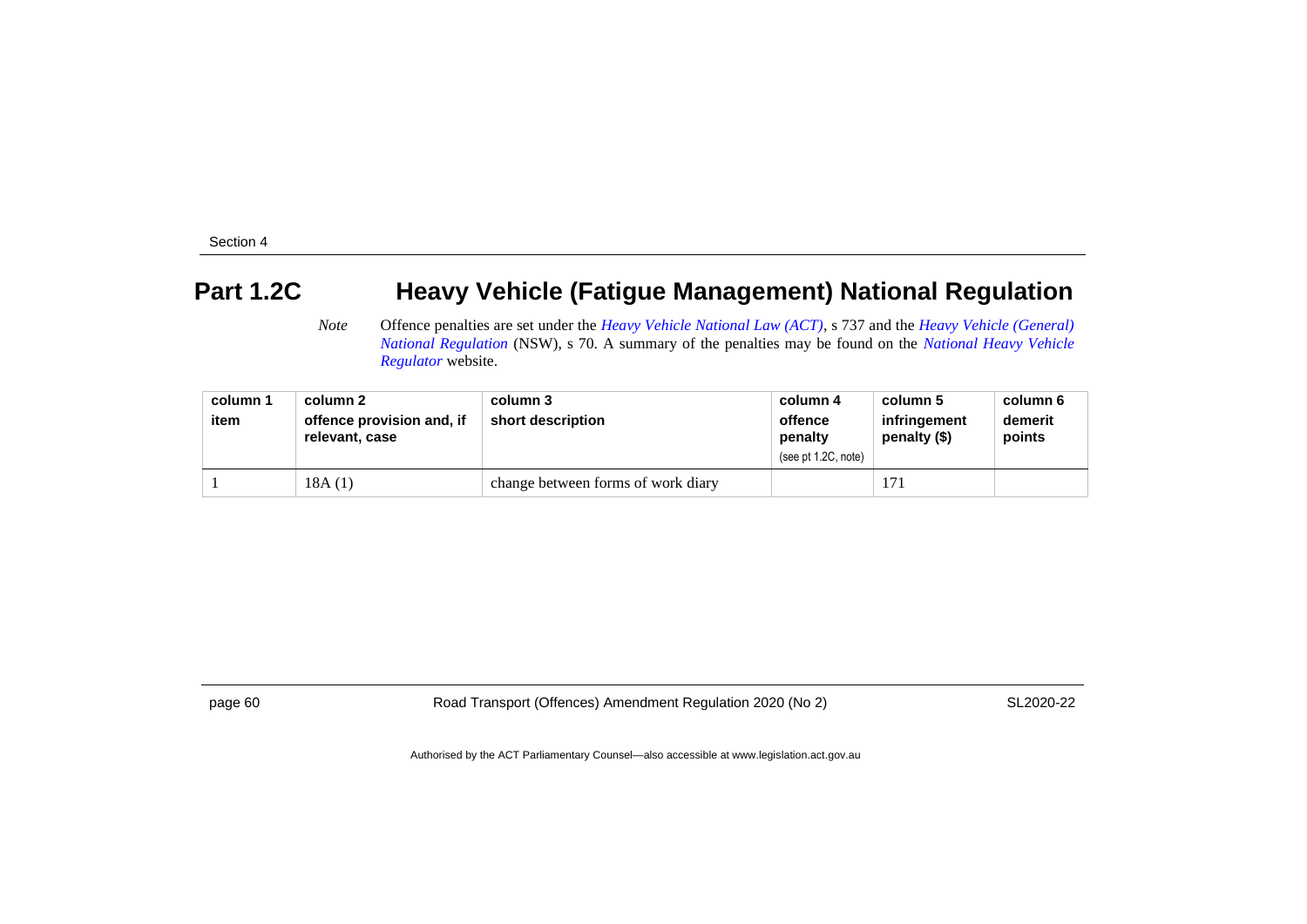# Part 1.2C Heavy Vehicle (Fatigue Management) National Regulation

*Note* Offence penalties are set under the *Heavy Vehicle National Law (ACT)*, s 737 and the *Heavy Vehicle (General) National Regulation* (NSW), s 70. A summary of the penalties may be found on the *National Heavy Vehicle Regulator* website.

| column 1<br>item | column 2<br>offence provision and, if relevant, case | column 3<br>short description | column 4<br>offence penalty<br>(see pt 1.2C, note) | column 5<br>infringement penalty ($) | column 6<br>demerit points |
|---|---|---|---|---|---|
| 1 | 18A (1) | change between forms of work diary | | 171 | |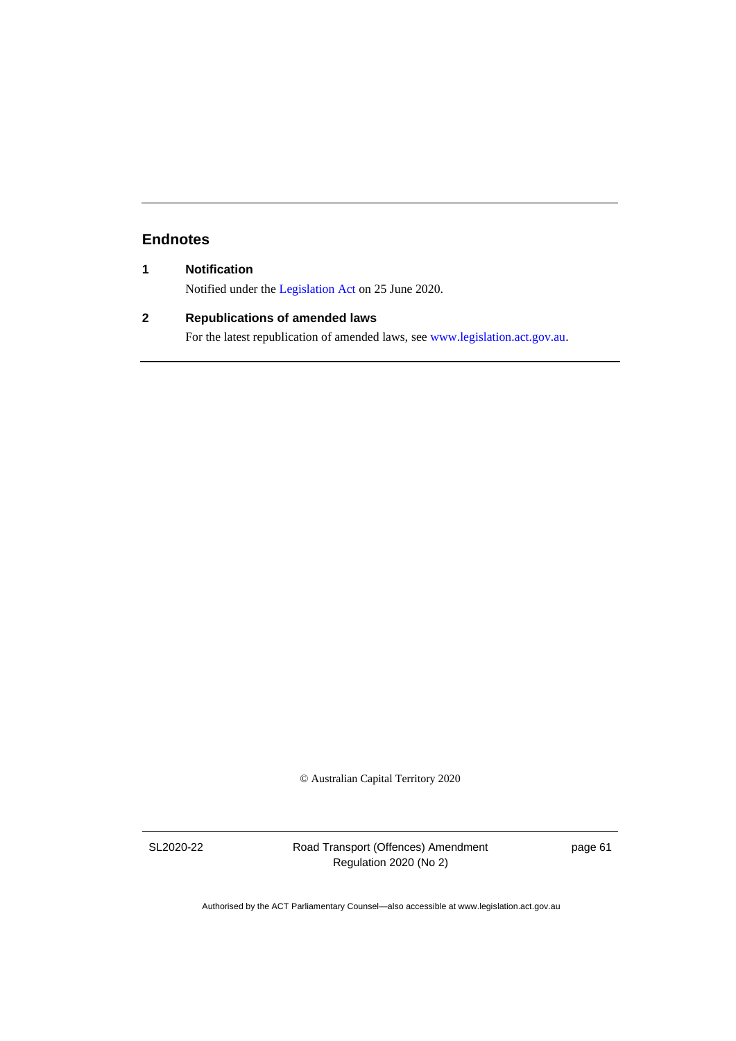## Endnotes

### 1 Notification

Notified under the Legislation Act on 25 June 2020.

### 2 Republications of amended laws

For the latest republication of amended laws, see www.legislation.act.gov.au.

© Australian Capital Territory 2020